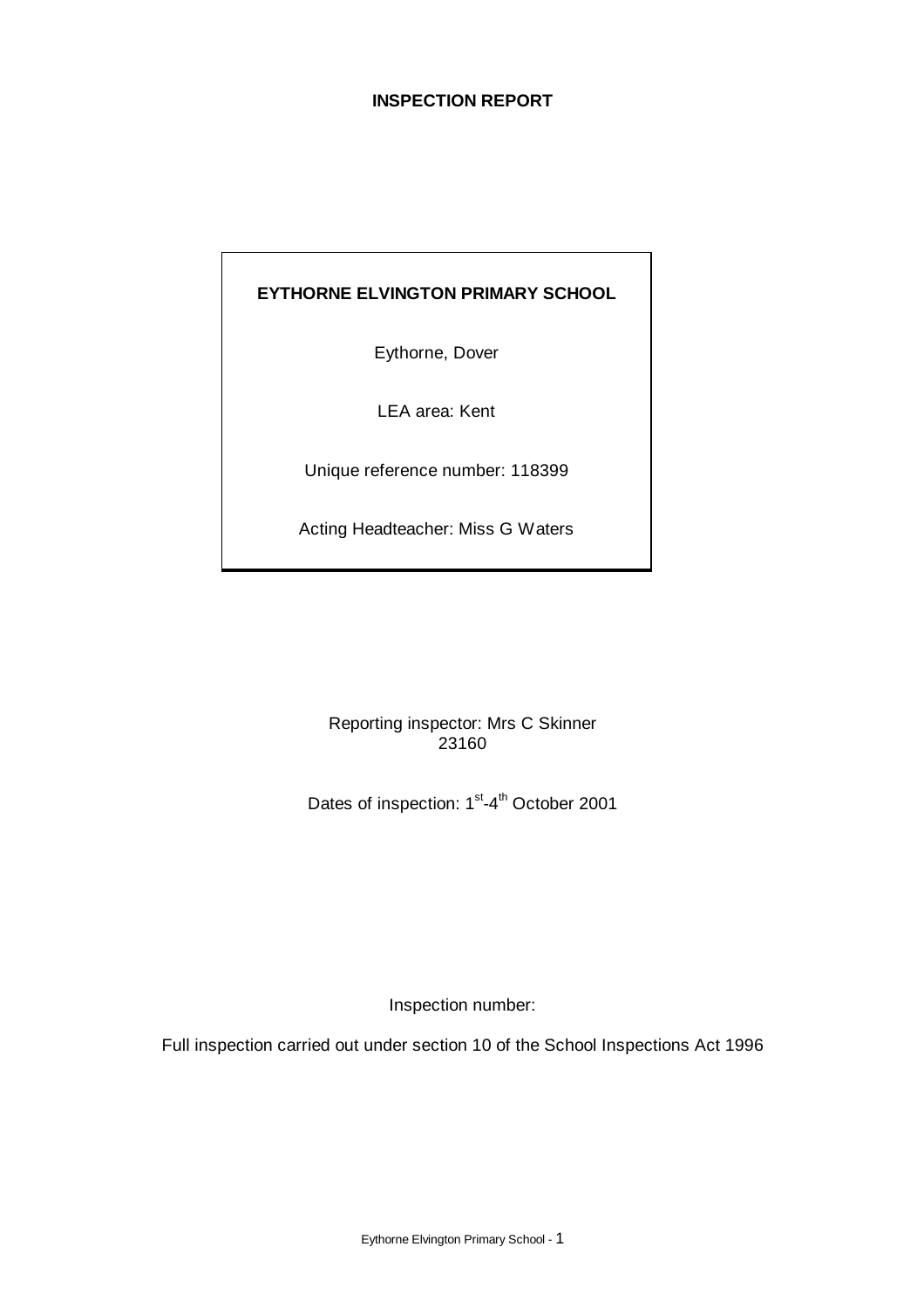**INSPECTION REPORT**

**EYTHORNE ELVINGTON PRIMARY SCHOOL**

Eythorne, Dover

LEA area: Kent

Unique reference number: 118399

Acting Headteacher: Miss G Waters

Reporting inspector: Mrs C Skinner
23160

Dates of inspection: 1st-4th October 2001

Inspection number:

Full inspection carried out under section 10 of the School Inspections Act 1996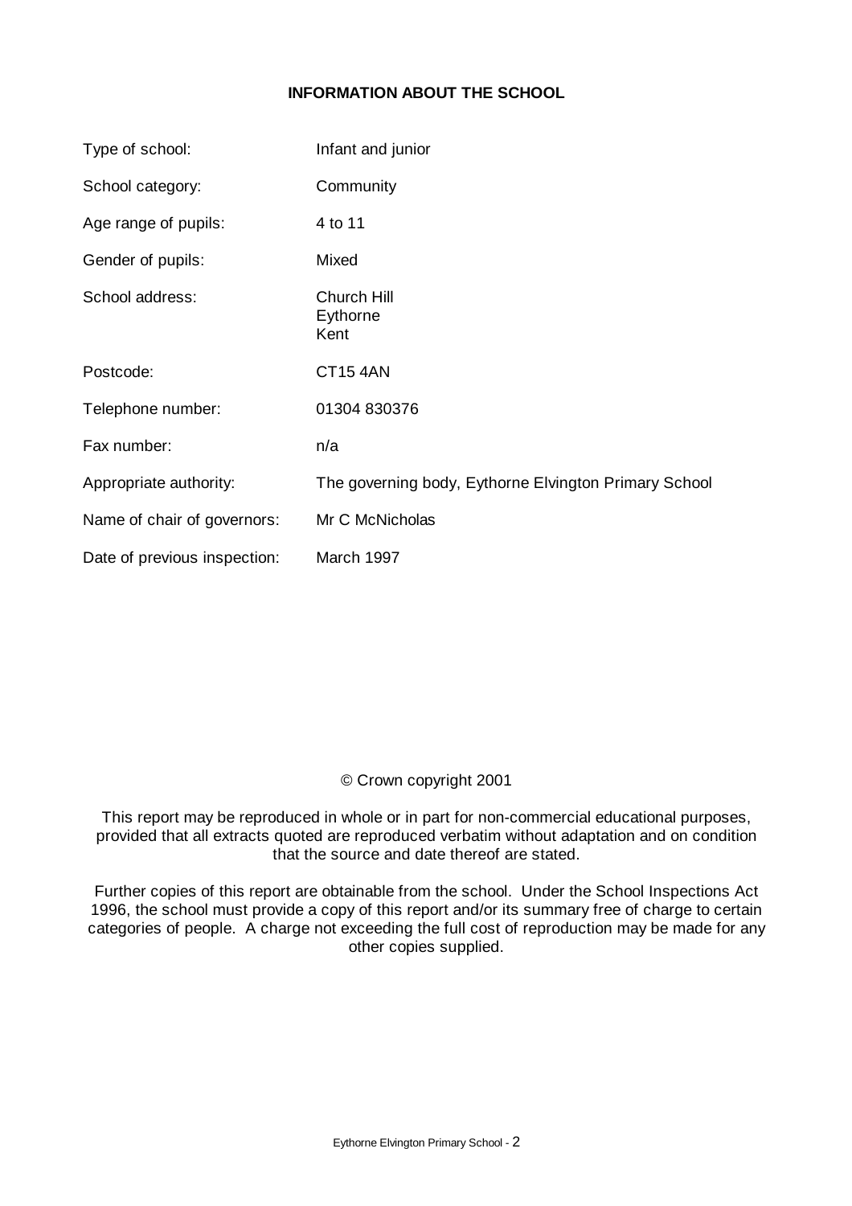# INFORMATION ABOUT THE SCHOOL

| | |
|---|---|
| Type of school: | Infant and junior |
| School category: | Community |
| Age range of pupils: | 4 to 11 |
| Gender of pupils: | Mixed |
| School address: | Church Hill<br>Eythorne<br>Kent |
| Postcode: | CT15 4AN |
| Telephone number: | 01304 830376 |
| Fax number: | n/a |
| Appropriate authority: | The governing body, Eythorne Elvington Primary School |
| Name of chair of governors: | Mr C McNicholas |
| Date of previous inspection: | March 1997 |

© Crown copyright 2001

This report may be reproduced in whole or in part for non-commercial educational purposes, provided that all extracts quoted are reproduced verbatim without adaptation and on condition that the source and date thereof are stated.

Further copies of this report are obtainable from the school. Under the School Inspections Act 1996, the school must provide a copy of this report and/or its summary free of charge to certain categories of people. A charge not exceeding the full cost of reproduction may be made for any other copies supplied.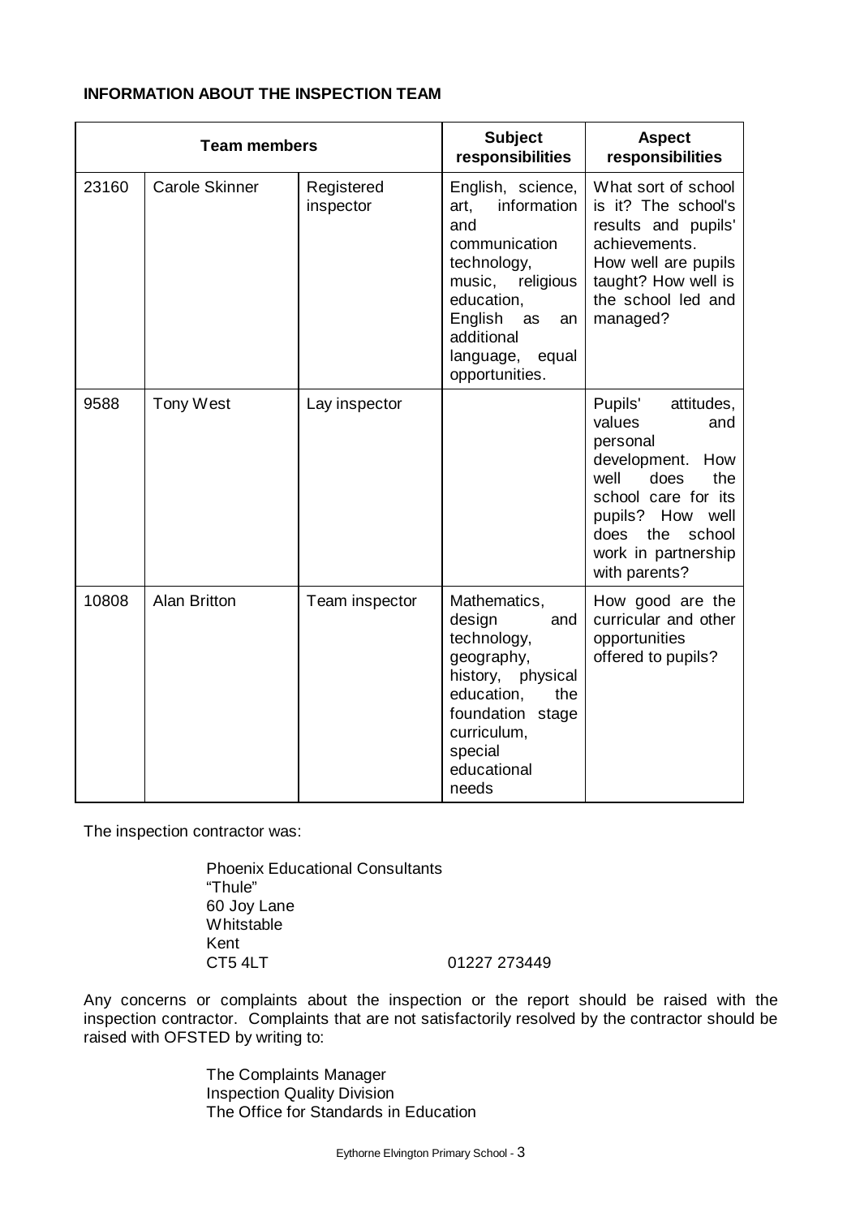**INFORMATION ABOUT THE INSPECTION TEAM**

| Team members | | | Subject responsibilities | Aspect responsibilities |
|---|---|---|---|---|
| 23160 | Carole Skinner | Registered inspector | English, science, art, information and communication technology, music, religious education, English as an additional language, equal opportunities. | What sort of school is it? The school's results and pupils' achievements. How well are pupils taught? How well is the school led and managed? |
| 9588 | Tony West | Lay inspector | | Pupils' attitudes, values and personal development. How well does the school care for its pupils? How well does the school work in partnership with parents? |
| 10808 | Alan Britton | Team inspector | Mathematics, design and technology, geography, history, physical education, the foundation stage curriculum, special educational needs | How good are the curricular and other opportunities offered to pupils? |

The inspection contractor was:

Phoenix Educational Consultants
"Thule"
60 Joy Lane
Whitstable
Kent
CT5 4LT 01227 273449

Any concerns or complaints about the inspection or the report should be raised with the inspection contractor. Complaints that are not satisfactorily resolved by the contractor should be raised with OFSTED by writing to:

The Complaints Manager
Inspection Quality Division
The Office for Standards in Education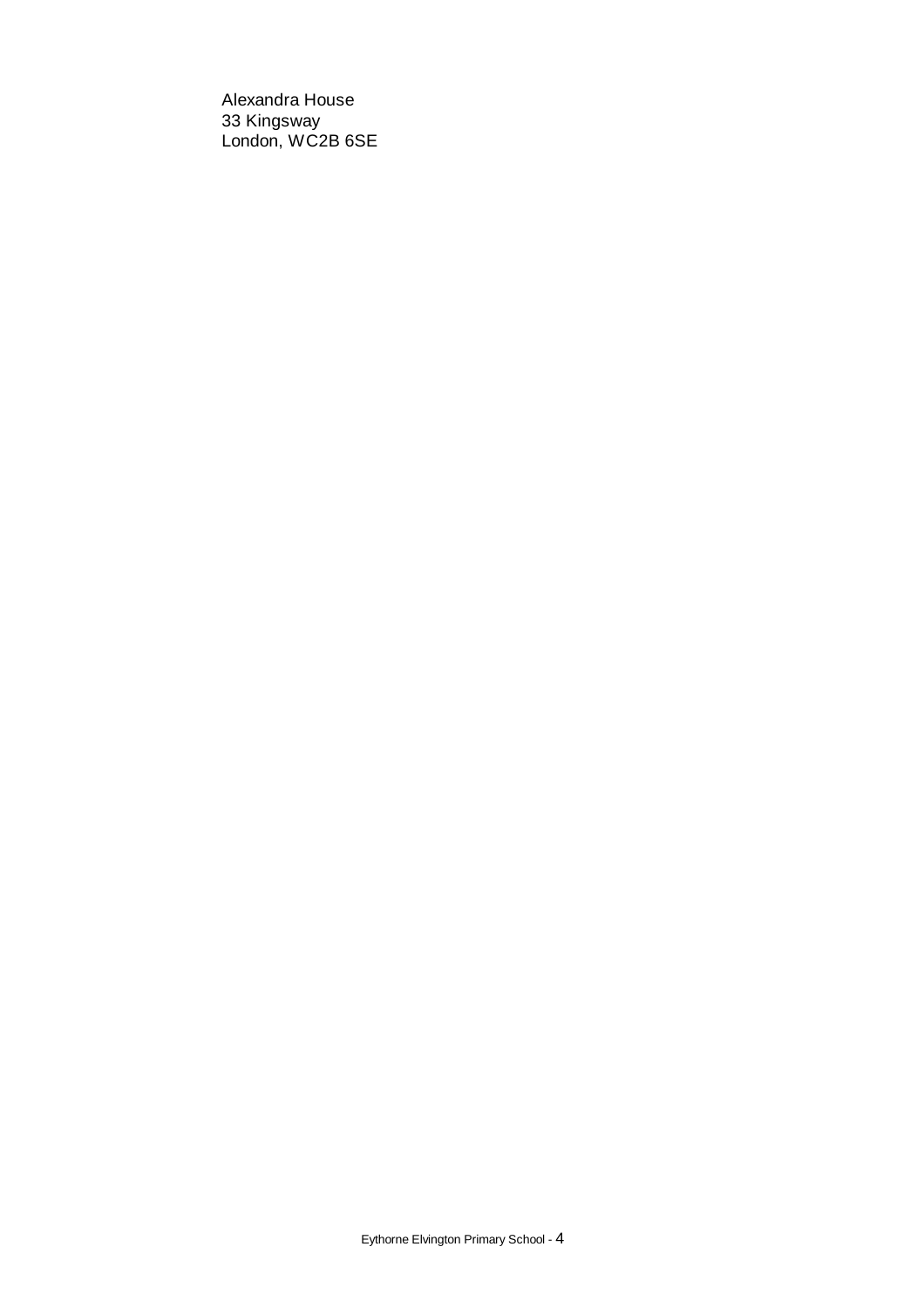Alexandra House
33 Kingsway
London, WC2B 6SE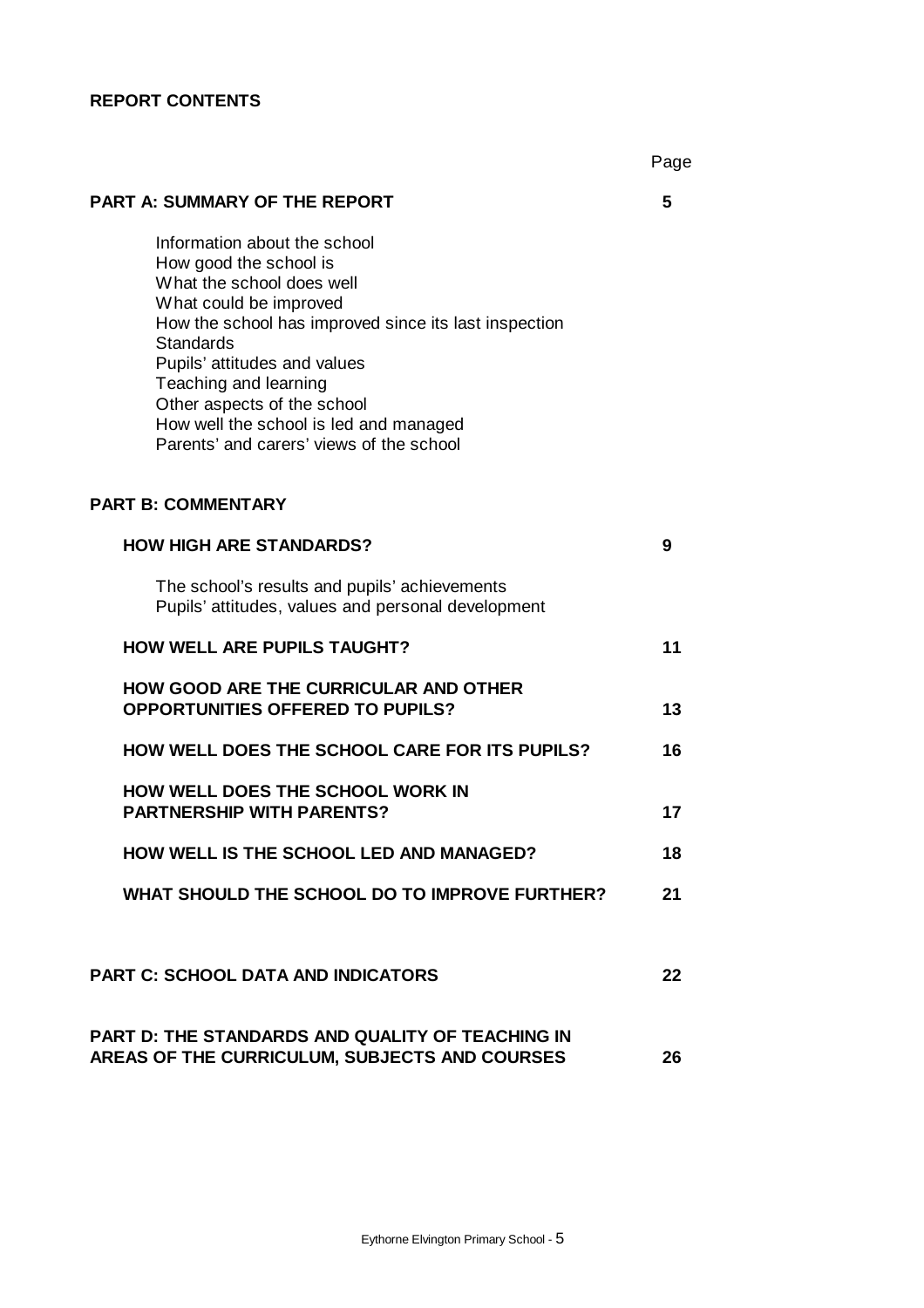## REPORT CONTENTS

| | Page |
|---|---|
| **PART A: SUMMARY OF THE REPORT** | **5** |
| Information about the school<br>How good the school is<br>What the school does well<br>What could be improved<br>How the school has improved since its last inspection<br>Standards<br>Pupils' attitudes and values<br>Teaching and learning<br>Other aspects of the school<br>How well the school is led and managed<br>Parents' and carers' views of the school | |
| **PART B: COMMENTARY** | |
| **HOW HIGH ARE STANDARDS?** | **9** |
| The school's results and pupils' achievements<br>Pupils' attitudes, values and personal development | |
| **HOW WELL ARE PUPILS TAUGHT?** | **11** |
| **HOW GOOD ARE THE CURRICULAR AND OTHER OPPORTUNITIES OFFERED TO PUPILS?** | **13** |
| **HOW WELL DOES THE SCHOOL CARE FOR ITS PUPILS?** | **16** |
| **HOW WELL DOES THE SCHOOL WORK IN PARTNERSHIP WITH PARENTS?** | **17** |
| **HOW WELL IS THE SCHOOL LED AND MANAGED?** | **18** |
| **WHAT SHOULD THE SCHOOL DO TO IMPROVE FURTHER?** | **21** |
| **PART C: SCHOOL DATA AND INDICATORS** | **22** |
| **PART D: THE STANDARDS AND QUALITY OF TEACHING IN AREAS OF THE CURRICULUM, SUBJECTS AND COURSES** | **26** |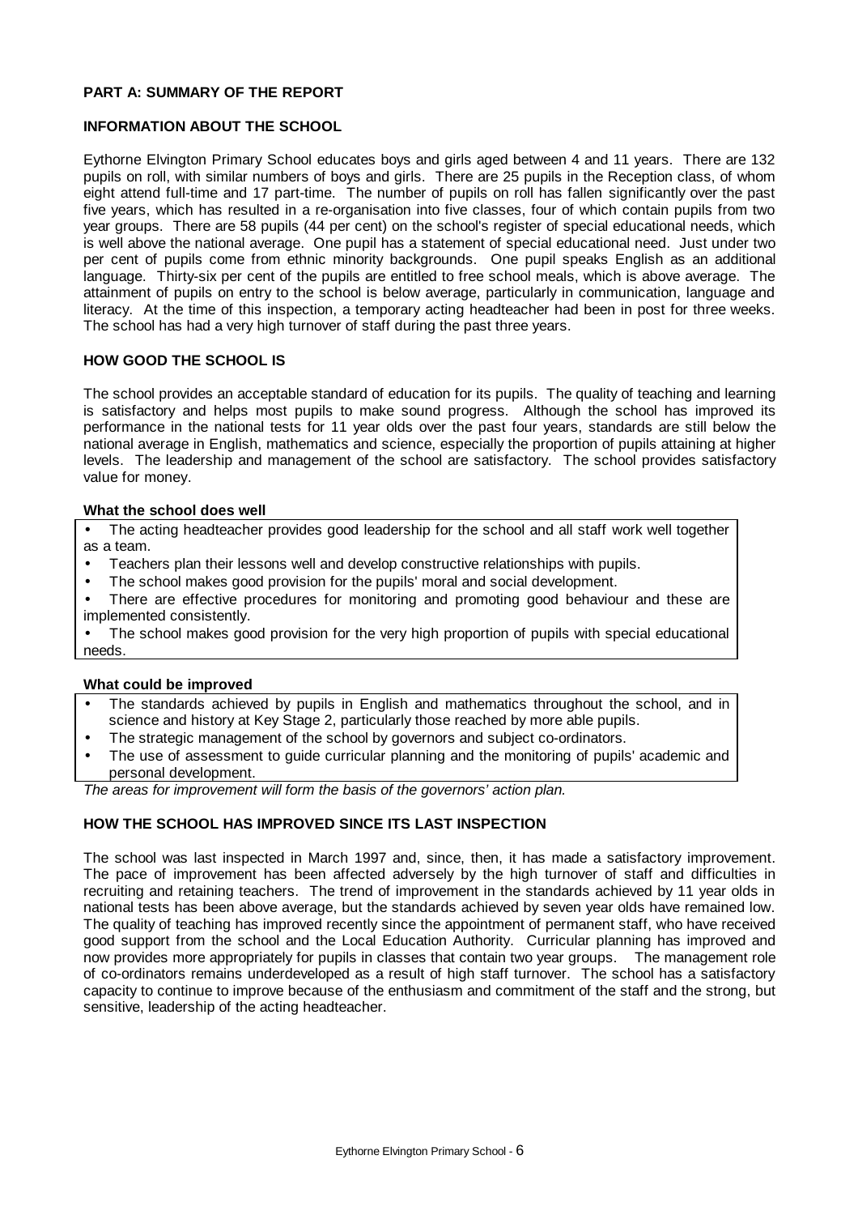## PART A: SUMMARY OF THE REPORT

### INFORMATION ABOUT THE SCHOOL

Eythorne Elvington Primary School educates boys and girls aged between 4 and 11 years. There are 132 pupils on roll, with similar numbers of boys and girls. There are 25 pupils in the Reception class, of whom eight attend full-time and 17 part-time. The number of pupils on roll has fallen significantly over the past five years, which has resulted in a re-organisation into five classes, four of which contain pupils from two year groups. There are 58 pupils (44 per cent) on the school's register of special educational needs, which is well above the national average. One pupil has a statement of special educational need. Just under two per cent of pupils come from ethnic minority backgrounds. One pupil speaks English as an additional language. Thirty-six per cent of the pupils are entitled to free school meals, which is above average. The attainment of pupils on entry to the school is below average, particularly in communication, language and literacy. At the time of this inspection, a temporary acting headteacher had been in post for three weeks. The school has had a very high turnover of staff during the past three years.

### HOW GOOD THE SCHOOL IS

The school provides an acceptable standard of education for its pupils. The quality of teaching and learning is satisfactory and helps most pupils to make sound progress. Although the school has improved its performance in the national tests for 11 year olds over the past four years, standards are still below the national average in English, mathematics and science, especially the proportion of pupils attaining at higher levels. The leadership and management of the school are satisfactory. The school provides satisfactory value for money.

**What the school does well**

- The acting headteacher provides good leadership for the school and all staff work well together as a team.
- Teachers plan their lessons well and develop constructive relationships with pupils.
- The school makes good provision for the pupils' moral and social development.
- There are effective procedures for monitoring and promoting good behaviour and these are implemented consistently.
- The school makes good provision for the very high proportion of pupils with special educational needs.

**What could be improved**

- The standards achieved by pupils in English and mathematics throughout the school, and in science and history at Key Stage 2, particularly those reached by more able pupils.
- The strategic management of the school by governors and subject co-ordinators.
- The use of assessment to guide curricular planning and the monitoring of pupils' academic and personal development.

*The areas for improvement will form the basis of the governors' action plan.*

### HOW THE SCHOOL HAS IMPROVED SINCE ITS LAST INSPECTION

The school was last inspected in March 1997 and, since, then, it has made a satisfactory improvement. The pace of improvement has been affected adversely by the high turnover of staff and difficulties in recruiting and retaining teachers. The trend of improvement in the standards achieved by 11 year olds in national tests has been above average, but the standards achieved by seven year olds have remained low. The quality of teaching has improved recently since the appointment of permanent staff, who have received good support from the school and the Local Education Authority. Curricular planning has improved and now provides more appropriately for pupils in classes that contain two year groups. The management role of co-ordinators remains underdeveloped as a result of high staff turnover. The school has a satisfactory capacity to continue to improve because of the enthusiasm and commitment of the staff and the strong, but sensitive, leadership of the acting headteacher.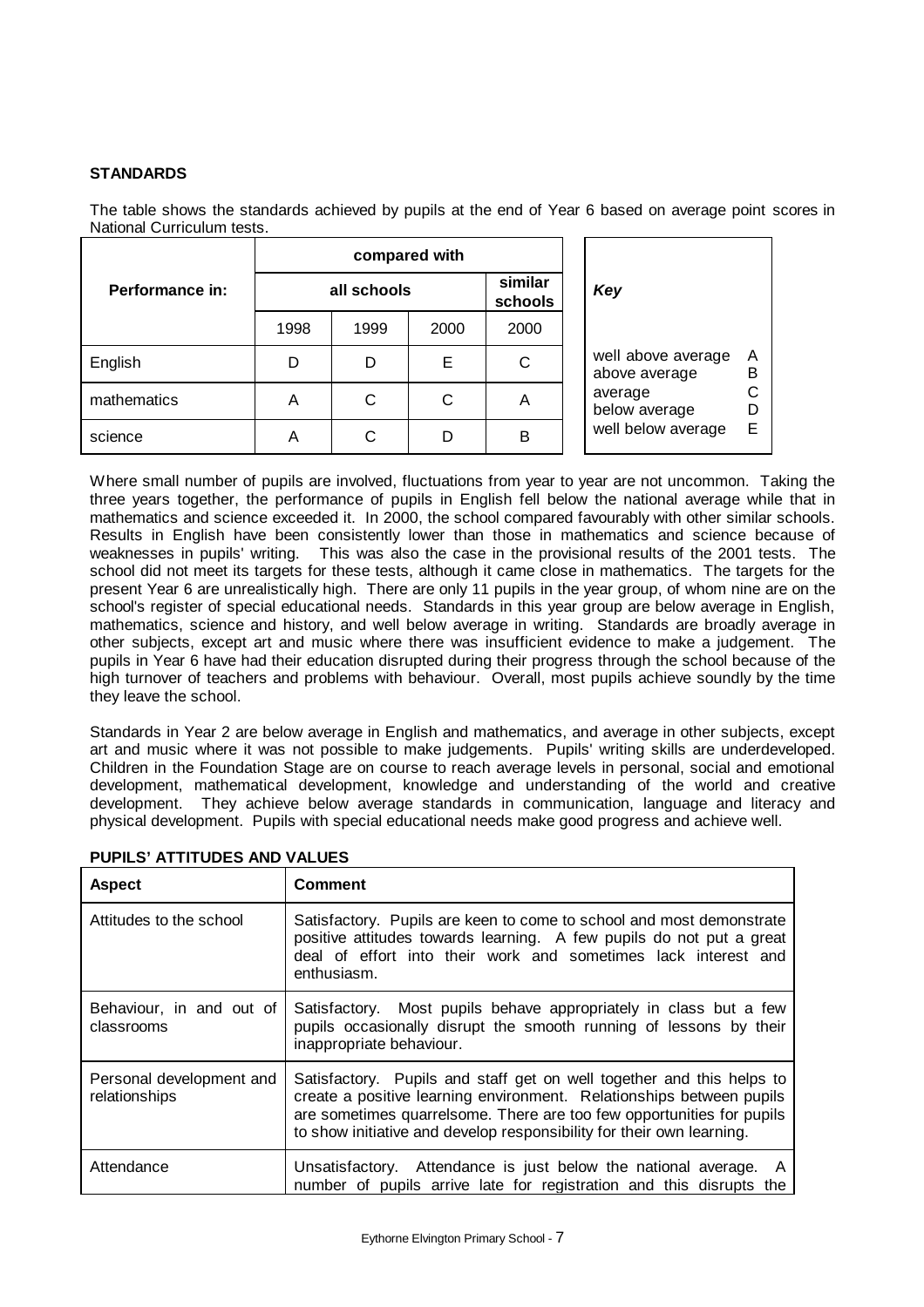**STANDARDS**

The table shows the standards achieved by pupils at the end of Year 6 based on average point scores in National Curriculum tests.

| Performance in: | compared with | | | |
|---|---|---|---|---|
| | all schools | | | similar schools |
| | 1998 | 1999 | 2000 | 2000 |
| English | D | D | E | C |
| mathematics | A | C | C | A |
| science | A | C | D | B |

| *Key* | |
|---|---|
| well above average | A |
| above average | B |
| average | C |
| below average | D |
| well below average | E |

Where small number of pupils are involved, fluctuations from year to year are not uncommon. Taking the three years together, the performance of pupils in English fell below the national average while that in mathematics and science exceeded it. In 2000, the school compared favourably with other similar schools. Results in English have been consistently lower than those in mathematics and science because of weaknesses in pupils' writing. This was also the case in the provisional results of the 2001 tests. The school did not meet its targets for these tests, although it came close in mathematics. The targets for the present Year 6 are unrealistically high. There are only 11 pupils in the year group, of whom nine are on the school's register of special educational needs. Standards in this year group are below average in English, mathematics, science and history, and well below average in writing. Standards are broadly average in other subjects, except art and music where there was insufficient evidence to make a judgement. The pupils in Year 6 have had their education disrupted during their progress through the school because of the high turnover of teachers and problems with behaviour. Overall, most pupils achieve soundly by the time they leave the school.

Standards in Year 2 are below average in English and mathematics, and average in other subjects, except art and music where it was not possible to make judgements. Pupils' writing skills are underdeveloped. Children in the Foundation Stage are on course to reach average levels in personal, social and emotional development, mathematical development, knowledge and understanding of the world and creative development. They achieve below average standards in communication, language and literacy and physical development. Pupils with special educational needs make good progress and achieve well.

**PUPILS' ATTITUDES AND VALUES**

| Aspect | Comment |
|---|---|
| Attitudes to the school | Satisfactory. Pupils are keen to come to school and most demonstrate positive attitudes towards learning. A few pupils do not put a great deal of effort into their work and sometimes lack interest and enthusiasm. |
| Behaviour, in and out of classrooms | Satisfactory. Most pupils behave appropriately in class but a few pupils occasionally disrupt the smooth running of lessons by their inappropriate behaviour. |
| Personal development and relationships | Satisfactory. Pupils and staff get on well together and this helps to create a positive learning environment. Relationships between pupils are sometimes quarrelsome. There are too few opportunities for pupils to show initiative and develop responsibility for their own learning. |
| Attendance | Unsatisfactory. Attendance is just below the national average. A number of pupils arrive late for registration and this disrupts the |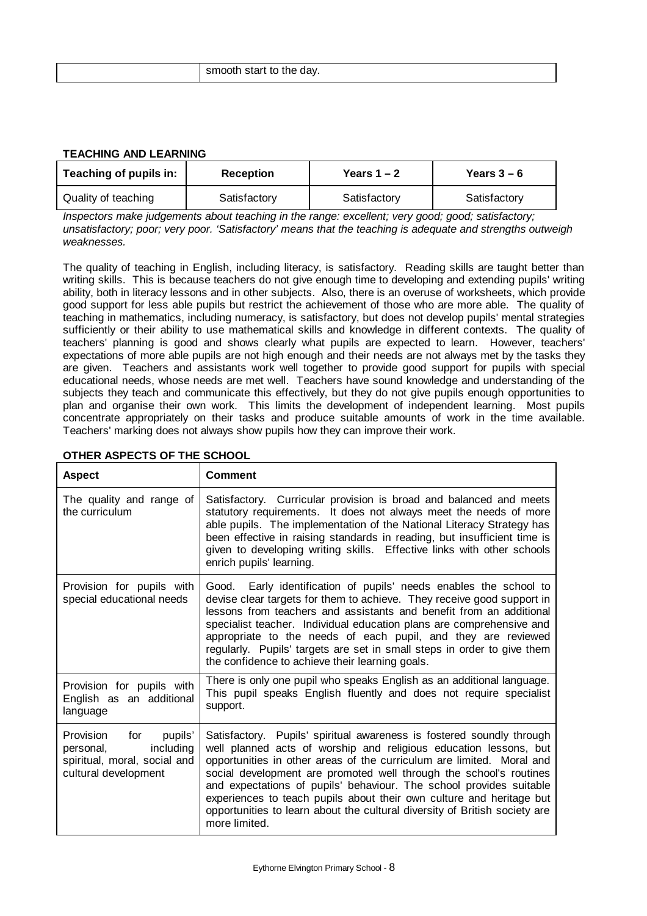|  | smooth start to the day. |
|---|---|

**TEACHING AND LEARNING**

| Teaching of pupils in: | Reception | Years 1 – 2 | Years 3 – 6 |
|---|---|---|---|
| Quality of teaching | Satisfactory | Satisfactory | Satisfactory |

*Inspectors make judgements about teaching in the range: excellent; very good; good; satisfactory; unsatisfactory; poor; very poor. 'Satisfactory' means that the teaching is adequate and strengths outweigh weaknesses.*

The quality of teaching in English, including literacy, is satisfactory. Reading skills are taught better than writing skills. This is because teachers do not give enough time to developing and extending pupils' writing ability, both in literacy lessons and in other subjects. Also, there is an overuse of worksheets, which provide good support for less able pupils but restrict the achievement of those who are more able. The quality of teaching in mathematics, including numeracy, is satisfactory, but does not develop pupils' mental strategies sufficiently or their ability to use mathematical skills and knowledge in different contexts. The quality of teachers' planning is good and shows clearly what pupils are expected to learn. However, teachers' expectations of more able pupils are not high enough and their needs are not always met by the tasks they are given. Teachers and assistants work well together to provide good support for pupils with special educational needs, whose needs are met well. Teachers have sound knowledge and understanding of the subjects they teach and communicate this effectively, but they do not give pupils enough opportunities to plan and organise their own work. This limits the development of independent learning. Most pupils concentrate appropriately on their tasks and produce suitable amounts of work in the time available. Teachers' marking does not always show pupils how they can improve their work.

**OTHER ASPECTS OF THE SCHOOL**

| Aspect | Comment |
|---|---|
| The quality and range of the curriculum | Satisfactory. Curricular provision is broad and balanced and meets statutory requirements. It does not always meet the needs of more able pupils. The implementation of the National Literacy Strategy has been effective in raising standards in reading, but insufficient time is given to developing writing skills. Effective links with other schools enrich pupils' learning. |
| Provision for pupils with special educational needs | Good. Early identification of pupils' needs enables the school to devise clear targets for them to achieve. They receive good support in lessons from teachers and assistants and benefit from an additional specialist teacher. Individual education plans are comprehensive and appropriate to the needs of each pupil, and they are reviewed regularly. Pupils' targets are set in small steps in order to give them the confidence to achieve their learning goals. |
| Provision for pupils with English as an additional language | There is only one pupil who speaks English as an additional language. This pupil speaks English fluently and does not require specialist support. |
| Provision for pupils' personal, including spiritual, moral, social and cultural development | Satisfactory. Pupils' spiritual awareness is fostered soundly through well planned acts of worship and religious education lessons, but opportunities in other areas of the curriculum are limited. Moral and social development are promoted well through the school's routines and expectations of pupils' behaviour. The school provides suitable experiences to teach pupils about their own culture and heritage but opportunities to learn about the cultural diversity of British society are more limited. |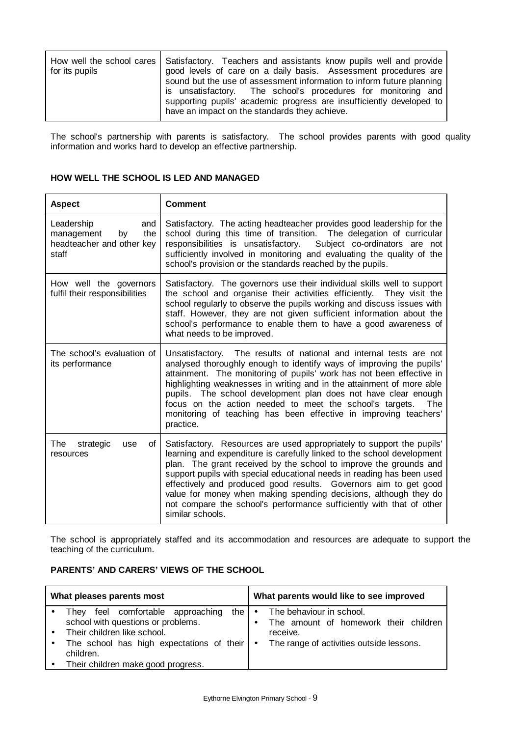| | |
|---|---|
| How well the school cares for its pupils | Satisfactory. Teachers and assistants know pupils well and provide good levels of care on a daily basis. Assessment procedures are sound but the use of assessment information to inform future planning is unsatisfactory. The school's procedures for monitoring and supporting pupils' academic progress are insufficiently developed to have an impact on the standards they achieve. |

The school's partnership with parents is satisfactory. The school provides parents with good quality information and works hard to develop an effective partnership.

**HOW WELL THE SCHOOL IS LED AND MANAGED**

| Aspect | Comment |
|---|---|
| Leadership and management by the headteacher and other key staff | Satisfactory. The acting headteacher provides good leadership for the school during this time of transition. The delegation of curricular responsibilities is unsatisfactory. Subject co-ordinators are not sufficiently involved in monitoring and evaluating the quality of the school's provision or the standards reached by the pupils. |
| How well the governors fulfil their responsibilities | Satisfactory. The governors use their individual skills well to support the school and organise their activities efficiently. They visit the school regularly to observe the pupils working and discuss issues with staff. However, they are not given sufficient information about the school's performance to enable them to have a good awareness of what needs to be improved. |
| The school's evaluation of its performance | Unsatisfactory. The results of national and internal tests are not analysed thoroughly enough to identify ways of improving the pupils' attainment. The monitoring of pupils' work has not been effective in highlighting weaknesses in writing and in the attainment of more able pupils. The school development plan does not have clear enough focus on the action needed to meet the school's targets. The monitoring of teaching has been effective in improving teachers' practice. |
| The strategic use of resources | Satisfactory. Resources are used appropriately to support the pupils' learning and expenditure is carefully linked to the school development plan. The grant received by the school to improve the grounds and support pupils with special educational needs in reading has been used effectively and produced good results. Governors aim to get good value for money when making spending decisions, although they do not compare the school's performance sufficiently with that of other similar schools. |

The school is appropriately staffed and its accommodation and resources are adequate to support the teaching of the curriculum.

**PARENTS' AND CARERS' VIEWS OF THE SCHOOL**

| What pleases parents most | What parents would like to see improved |
|---|---|
| • They feel comfortable approaching the school with questions or problems.<br>• Their children like school.<br>• The school has high expectations of their children.<br>• Their children make good progress. | • The behaviour in school.<br>• The amount of homework their children receive.<br>• The range of activities outside lessons. |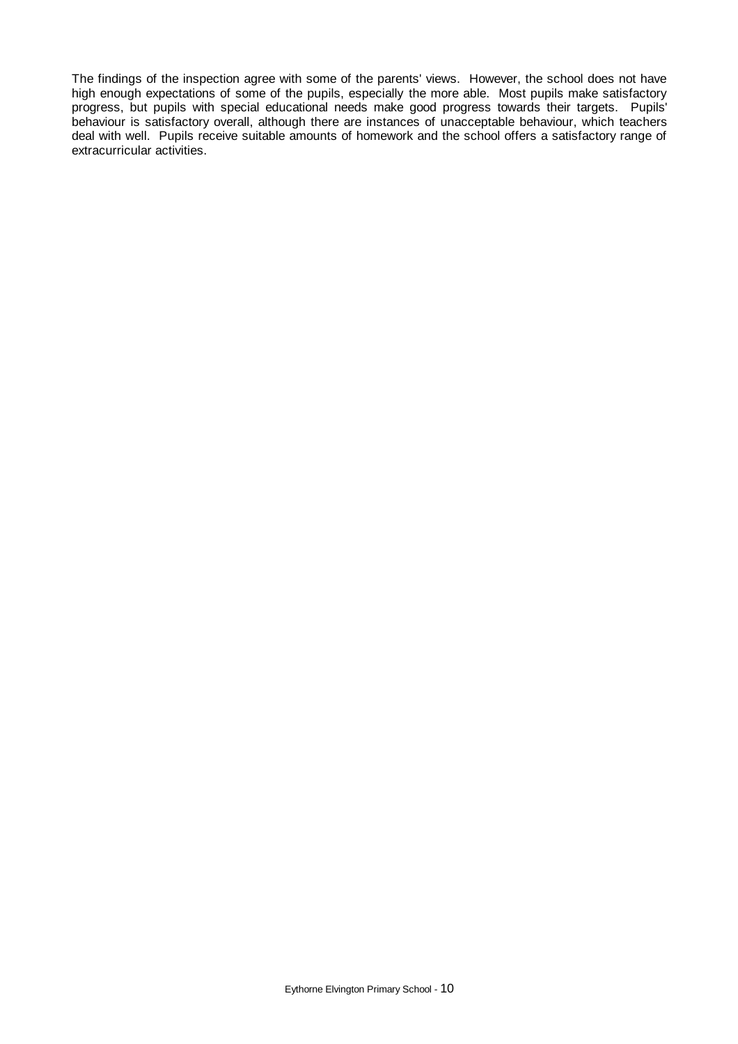The findings of the inspection agree with some of the parents' views. However, the school does not have high enough expectations of some of the pupils, especially the more able. Most pupils make satisfactory progress, but pupils with special educational needs make good progress towards their targets. Pupils' behaviour is satisfactory overall, although there are instances of unacceptable behaviour, which teachers deal with well. Pupils receive suitable amounts of homework and the school offers a satisfactory range of extracurricular activities.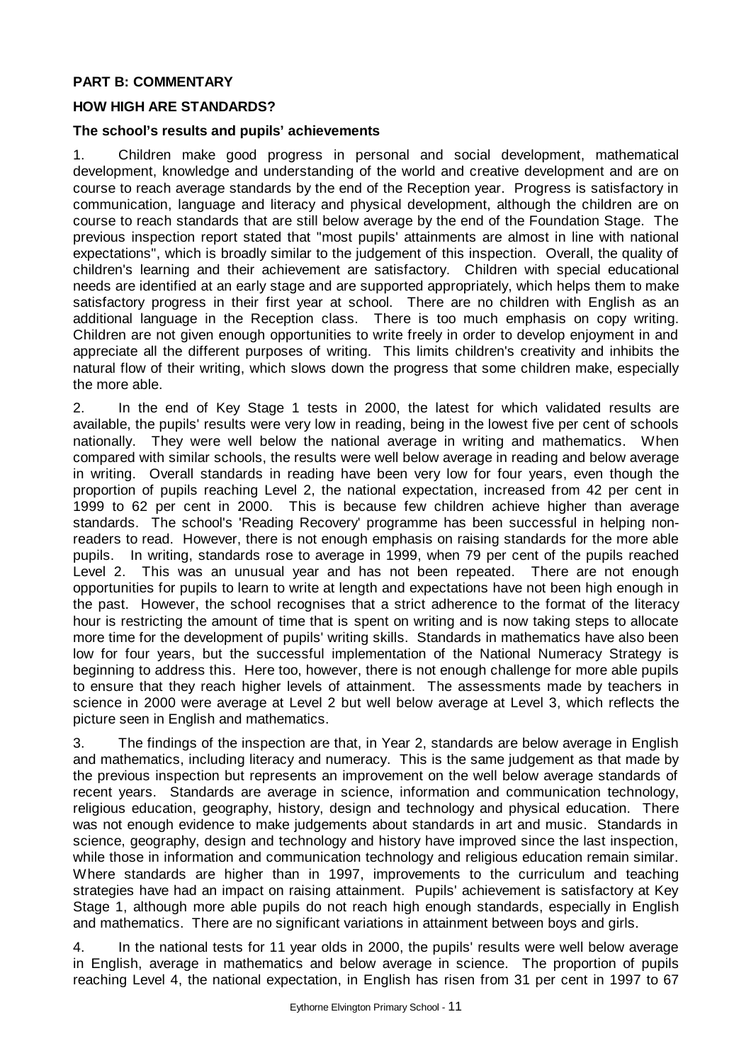## PART B: COMMENTARY

## HOW HIGH ARE STANDARDS?

### The school's results and pupils' achievements

1. Children make good progress in personal and social development, mathematical development, knowledge and understanding of the world and creative development and are on course to reach average standards by the end of the Reception year. Progress is satisfactory in communication, language and literacy and physical development, although the children are on course to reach standards that are still below average by the end of the Foundation Stage. The previous inspection report stated that "most pupils' attainments are almost in line with national expectations", which is broadly similar to the judgement of this inspection. Overall, the quality of children's learning and their achievement are satisfactory. Children with special educational needs are identified at an early stage and are supported appropriately, which helps them to make satisfactory progress in their first year at school. There are no children with English as an additional language in the Reception class. There is too much emphasis on copy writing. Children are not given enough opportunities to write freely in order to develop enjoyment in and appreciate all the different purposes of writing. This limits children's creativity and inhibits the natural flow of their writing, which slows down the progress that some children make, especially the more able.

2. In the end of Key Stage 1 tests in 2000, the latest for which validated results are available, the pupils' results were very low in reading, being in the lowest five per cent of schools nationally. They were well below the national average in writing and mathematics. When compared with similar schools, the results were well below average in reading and below average in writing. Overall standards in reading have been very low for four years, even though the proportion of pupils reaching Level 2, the national expectation, increased from 42 per cent in 1999 to 62 per cent in 2000. This is because few children achieve higher than average standards. The school's 'Reading Recovery' programme has been successful in helping non-readers to read. However, there is not enough emphasis on raising standards for the more able pupils. In writing, standards rose to average in 1999, when 79 per cent of the pupils reached Level 2. This was an unusual year and has not been repeated. There are not enough opportunities for pupils to learn to write at length and expectations have not been high enough in the past. However, the school recognises that a strict adherence to the format of the literacy hour is restricting the amount of time that is spent on writing and is now taking steps to allocate more time for the development of pupils' writing skills. Standards in mathematics have also been low for four years, but the successful implementation of the National Numeracy Strategy is beginning to address this. Here too, however, there is not enough challenge for more able pupils to ensure that they reach higher levels of attainment. The assessments made by teachers in science in 2000 were average at Level 2 but well below average at Level 3, which reflects the picture seen in English and mathematics.

3. The findings of the inspection are that, in Year 2, standards are below average in English and mathematics, including literacy and numeracy. This is the same judgement as that made by the previous inspection but represents an improvement on the well below average standards of recent years. Standards are average in science, information and communication technology, religious education, geography, history, design and technology and physical education. There was not enough evidence to make judgements about standards in art and music. Standards in science, geography, design and technology and history have improved since the last inspection, while those in information and communication technology and religious education remain similar. Where standards are higher than in 1997, improvements to the curriculum and teaching strategies have had an impact on raising attainment. Pupils' achievement is satisfactory at Key Stage 1, although more able pupils do not reach high enough standards, especially in English and mathematics. There are no significant variations in attainment between boys and girls.

4. In the national tests for 11 year olds in 2000, the pupils' results were well below average in English, average in mathematics and below average in science. The proportion of pupils reaching Level 4, the national expectation, in English has risen from 31 per cent in 1997 to 67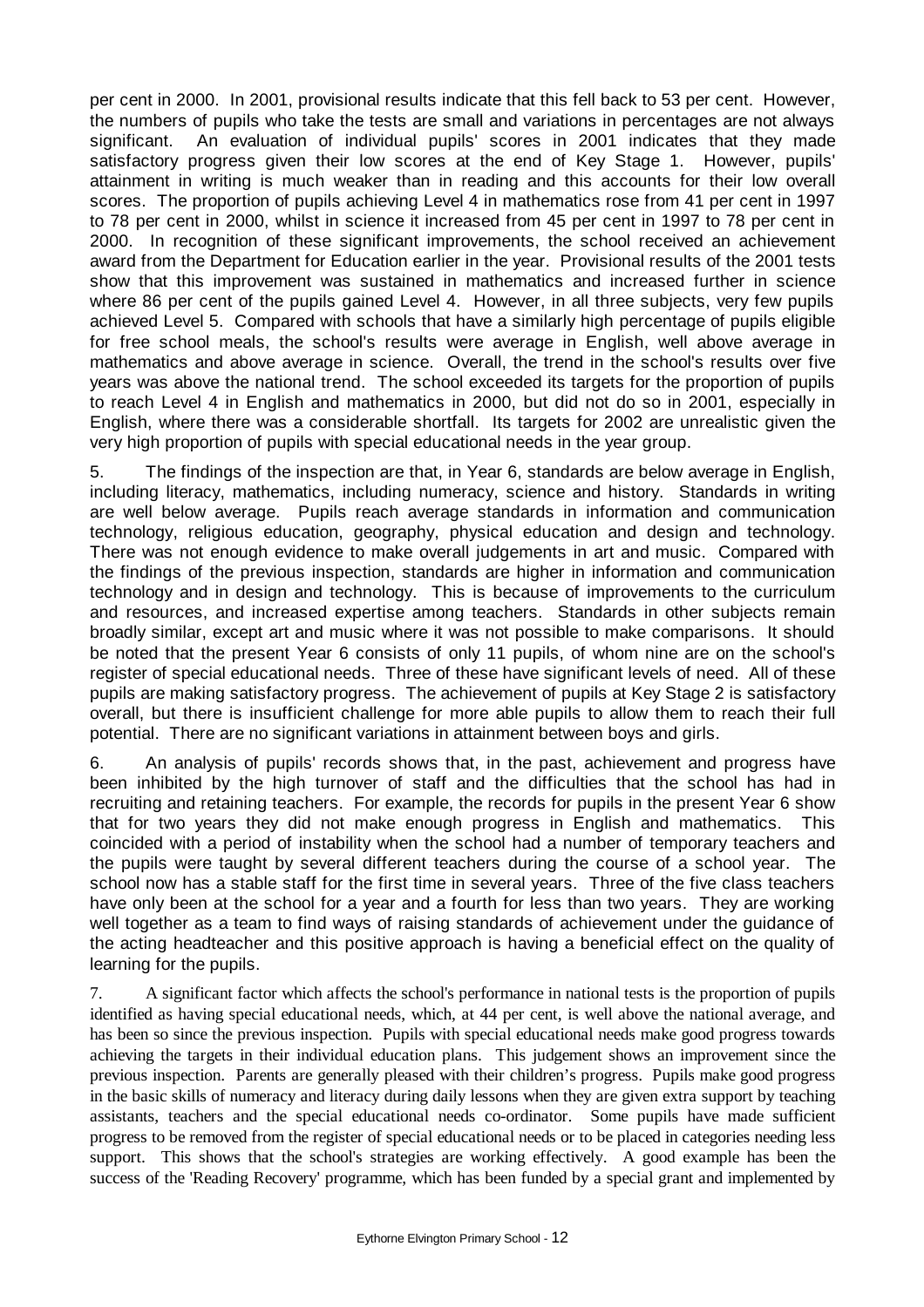per cent in 2000. In 2001, provisional results indicate that this fell back to 53 per cent. However, the numbers of pupils who take the tests are small and variations in percentages are not always significant. An evaluation of individual pupils' scores in 2001 indicates that they made satisfactory progress given their low scores at the end of Key Stage 1. However, pupils' attainment in writing is much weaker than in reading and this accounts for their low overall scores. The proportion of pupils achieving Level 4 in mathematics rose from 41 per cent in 1997 to 78 per cent in 2000, whilst in science it increased from 45 per cent in 1997 to 78 per cent in 2000. In recognition of these significant improvements, the school received an achievement award from the Department for Education earlier in the year. Provisional results of the 2001 tests show that this improvement was sustained in mathematics and increased further in science where 86 per cent of the pupils gained Level 4. However, in all three subjects, very few pupils achieved Level 5. Compared with schools that have a similarly high percentage of pupils eligible for free school meals, the school's results were average in English, well above average in mathematics and above average in science. Overall, the trend in the school's results over five years was above the national trend. The school exceeded its targets for the proportion of pupils to reach Level 4 in English and mathematics in 2000, but did not do so in 2001, especially in English, where there was a considerable shortfall. Its targets for 2002 are unrealistic given the very high proportion of pupils with special educational needs in the year group.

5. The findings of the inspection are that, in Year 6, standards are below average in English, including literacy, mathematics, including numeracy, science and history. Standards in writing are well below average. Pupils reach average standards in information and communication technology, religious education, geography, physical education and design and technology. There was not enough evidence to make overall judgements in art and music. Compared with the findings of the previous inspection, standards are higher in information and communication technology and in design and technology. This is because of improvements to the curriculum and resources, and increased expertise among teachers. Standards in other subjects remain broadly similar, except art and music where it was not possible to make comparisons. It should be noted that the present Year 6 consists of only 11 pupils, of whom nine are on the school's register of special educational needs. Three of these have significant levels of need. All of these pupils are making satisfactory progress. The achievement of pupils at Key Stage 2 is satisfactory overall, but there is insufficient challenge for more able pupils to allow them to reach their full potential. There are no significant variations in attainment between boys and girls.

6. An analysis of pupils' records shows that, in the past, achievement and progress have been inhibited by the high turnover of staff and the difficulties that the school has had in recruiting and retaining teachers. For example, the records for pupils in the present Year 6 show that for two years they did not make enough progress in English and mathematics. This coincided with a period of instability when the school had a number of temporary teachers and the pupils were taught by several different teachers during the course of a school year. The school now has a stable staff for the first time in several years. Three of the five class teachers have only been at the school for a year and a fourth for less than two years. They are working well together as a team to find ways of raising standards of achievement under the guidance of the acting headteacher and this positive approach is having a beneficial effect on the quality of learning for the pupils.

7. A significant factor which affects the school's performance in national tests is the proportion of pupils identified as having special educational needs, which, at 44 per cent, is well above the national average, and has been so since the previous inspection. Pupils with special educational needs make good progress towards achieving the targets in their individual education plans. This judgement shows an improvement since the previous inspection. Parents are generally pleased with their children's progress. Pupils make good progress in the basic skills of numeracy and literacy during daily lessons when they are given extra support by teaching assistants, teachers and the special educational needs co-ordinator. Some pupils have made sufficient progress to be removed from the register of special educational needs or to be placed in categories needing less support. This shows that the school's strategies are working effectively. A good example has been the success of the 'Reading Recovery' programme, which has been funded by a special grant and implemented by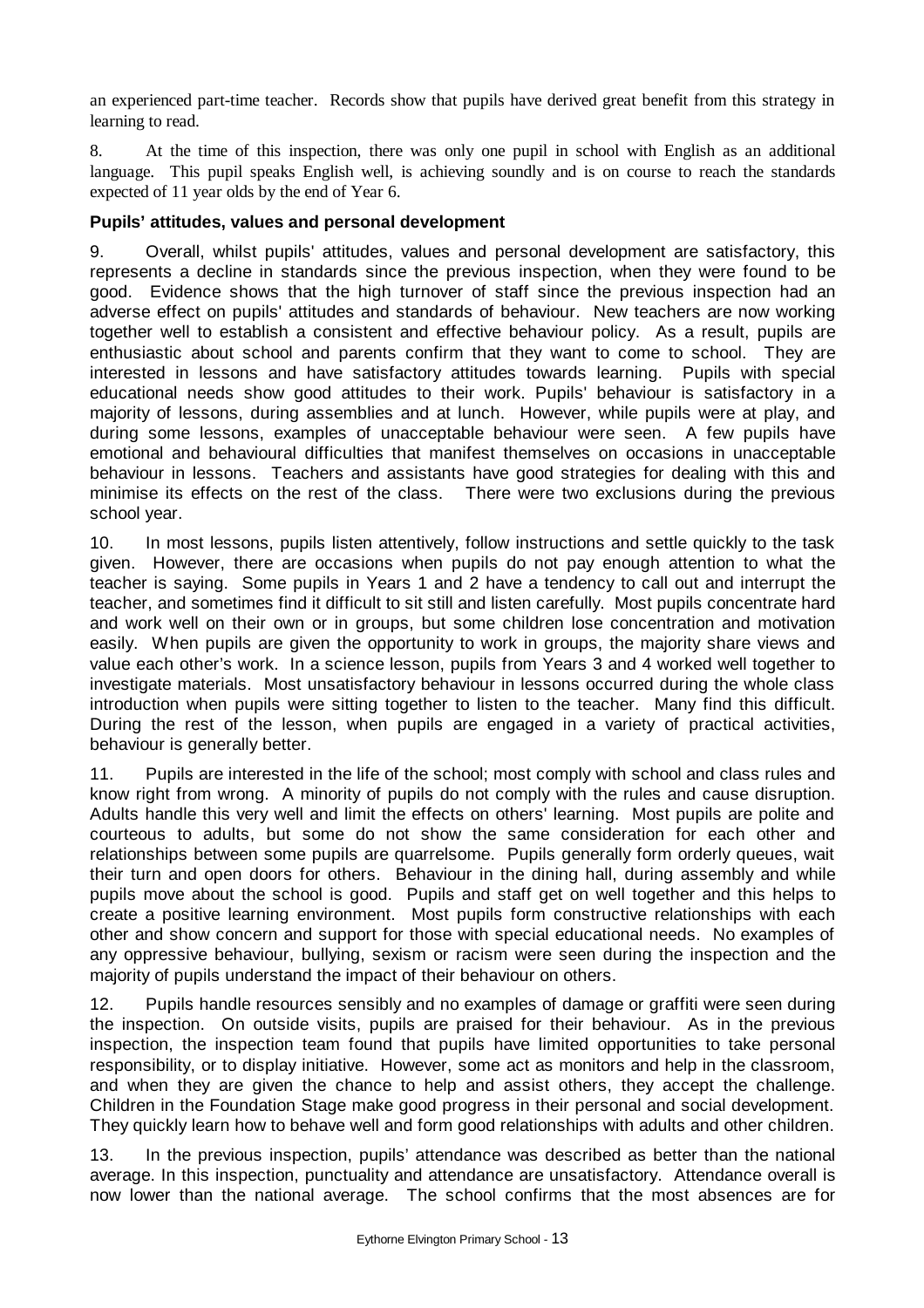an experienced part-time teacher. Records show that pupils have derived great benefit from this strategy in learning to read.

8. At the time of this inspection, there was only one pupil in school with English as an additional language. This pupil speaks English well, is achieving soundly and is on course to reach the standards expected of 11 year olds by the end of Year 6.

**Pupils' attitudes, values and personal development**

9. Overall, whilst pupils' attitudes, values and personal development are satisfactory, this represents a decline in standards since the previous inspection, when they were found to be good. Evidence shows that the high turnover of staff since the previous inspection had an adverse effect on pupils' attitudes and standards of behaviour. New teachers are now working together well to establish a consistent and effective behaviour policy. As a result, pupils are enthusiastic about school and parents confirm that they want to come to school. They are interested in lessons and have satisfactory attitudes towards learning. Pupils with special educational needs show good attitudes to their work. Pupils' behaviour is satisfactory in a majority of lessons, during assemblies and at lunch. However, while pupils were at play, and during some lessons, examples of unacceptable behaviour were seen. A few pupils have emotional and behavioural difficulties that manifest themselves on occasions in unacceptable behaviour in lessons. Teachers and assistants have good strategies for dealing with this and minimise its effects on the rest of the class. There were two exclusions during the previous school year.

10. In most lessons, pupils listen attentively, follow instructions and settle quickly to the task given. However, there are occasions when pupils do not pay enough attention to what the teacher is saying. Some pupils in Years 1 and 2 have a tendency to call out and interrupt the teacher, and sometimes find it difficult to sit still and listen carefully. Most pupils concentrate hard and work well on their own or in groups, but some children lose concentration and motivation easily. When pupils are given the opportunity to work in groups, the majority share views and value each other's work. In a science lesson, pupils from Years 3 and 4 worked well together to investigate materials. Most unsatisfactory behaviour in lessons occurred during the whole class introduction when pupils were sitting together to listen to the teacher. Many find this difficult. During the rest of the lesson, when pupils are engaged in a variety of practical activities, behaviour is generally better.

11. Pupils are interested in the life of the school; most comply with school and class rules and know right from wrong. A minority of pupils do not comply with the rules and cause disruption. Adults handle this very well and limit the effects on others' learning. Most pupils are polite and courteous to adults, but some do not show the same consideration for each other and relationships between some pupils are quarrelsome. Pupils generally form orderly queues, wait their turn and open doors for others. Behaviour in the dining hall, during assembly and while pupils move about the school is good. Pupils and staff get on well together and this helps to create a positive learning environment. Most pupils form constructive relationships with each other and show concern and support for those with special educational needs. No examples of any oppressive behaviour, bullying, sexism or racism were seen during the inspection and the majority of pupils understand the impact of their behaviour on others.

12. Pupils handle resources sensibly and no examples of damage or graffiti were seen during the inspection. On outside visits, pupils are praised for their behaviour. As in the previous inspection, the inspection team found that pupils have limited opportunities to take personal responsibility, or to display initiative. However, some act as monitors and help in the classroom, and when they are given the chance to help and assist others, they accept the challenge. Children in the Foundation Stage make good progress in their personal and social development. They quickly learn how to behave well and form good relationships with adults and other children.

13. In the previous inspection, pupils' attendance was described as better than the national average. In this inspection, punctuality and attendance are unsatisfactory. Attendance overall is now lower than the national average. The school confirms that the most absences are for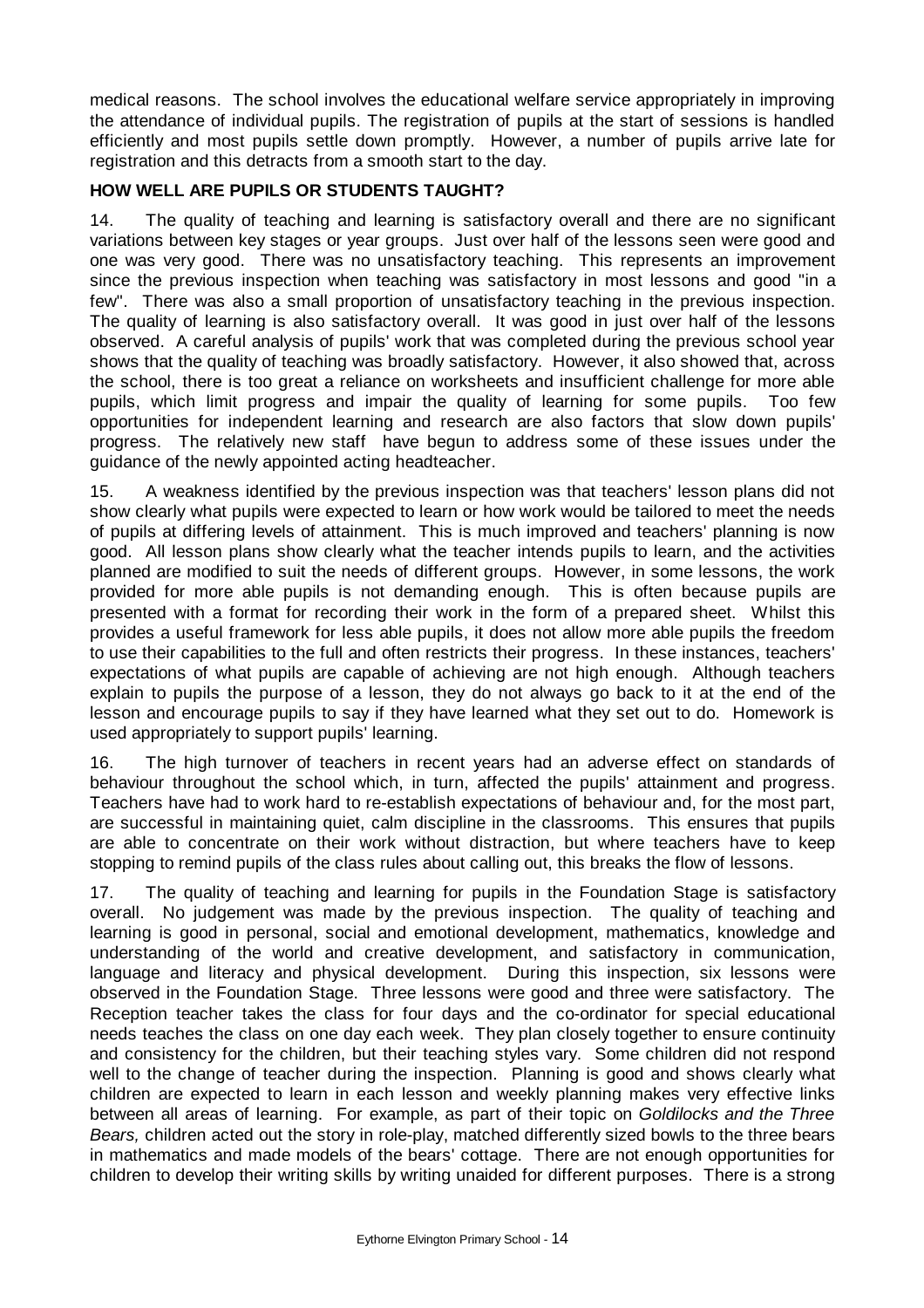medical reasons. The school involves the educational welfare service appropriately in improving the attendance of individual pupils. The registration of pupils at the start of sessions is handled efficiently and most pupils settle down promptly. However, a number of pupils arrive late for registration and this detracts from a smooth start to the day.

**HOW WELL ARE PUPILS OR STUDENTS TAUGHT?**

14. The quality of teaching and learning is satisfactory overall and there are no significant variations between key stages or year groups. Just over half of the lessons seen were good and one was very good. There was no unsatisfactory teaching. This represents an improvement since the previous inspection when teaching was satisfactory in most lessons and good "in a few". There was also a small proportion of unsatisfactory teaching in the previous inspection. The quality of learning is also satisfactory overall. It was good in just over half of the lessons observed. A careful analysis of pupils' work that was completed during the previous school year shows that the quality of teaching was broadly satisfactory. However, it also showed that, across the school, there is too great a reliance on worksheets and insufficient challenge for more able pupils, which limit progress and impair the quality of learning for some pupils. Too few opportunities for independent learning and research are also factors that slow down pupils' progress. The relatively new staff have begun to address some of these issues under the guidance of the newly appointed acting headteacher.

15. A weakness identified by the previous inspection was that teachers' lesson plans did not show clearly what pupils were expected to learn or how work would be tailored to meet the needs of pupils at differing levels of attainment. This is much improved and teachers' planning is now good. All lesson plans show clearly what the teacher intends pupils to learn, and the activities planned are modified to suit the needs of different groups. However, in some lessons, the work provided for more able pupils is not demanding enough. This is often because pupils are presented with a format for recording their work in the form of a prepared sheet. Whilst this provides a useful framework for less able pupils, it does not allow more able pupils the freedom to use their capabilities to the full and often restricts their progress. In these instances, teachers' expectations of what pupils are capable of achieving are not high enough. Although teachers explain to pupils the purpose of a lesson, they do not always go back to it at the end of the lesson and encourage pupils to say if they have learned what they set out to do. Homework is used appropriately to support pupils' learning.

16. The high turnover of teachers in recent years had an adverse effect on standards of behaviour throughout the school which, in turn, affected the pupils' attainment and progress. Teachers have had to work hard to re-establish expectations of behaviour and, for the most part, are successful in maintaining quiet, calm discipline in the classrooms. This ensures that pupils are able to concentrate on their work without distraction, but where teachers have to keep stopping to remind pupils of the class rules about calling out, this breaks the flow of lessons.

17. The quality of teaching and learning for pupils in the Foundation Stage is satisfactory overall. No judgement was made by the previous inspection. The quality of teaching and learning is good in personal, social and emotional development, mathematics, knowledge and understanding of the world and creative development, and satisfactory in communication, language and literacy and physical development. During this inspection, six lessons were observed in the Foundation Stage. Three lessons were good and three were satisfactory. The Reception teacher takes the class for four days and the co-ordinator for special educational needs teaches the class on one day each week. They plan closely together to ensure continuity and consistency for the children, but their teaching styles vary. Some children did not respond well to the change of teacher during the inspection. Planning is good and shows clearly what children are expected to learn in each lesson and weekly planning makes very effective links between all areas of learning. For example, as part of their topic on *Goldilocks and the Three Bears,* children acted out the story in role-play, matched differently sized bowls to the three bears in mathematics and made models of the bears' cottage. There are not enough opportunities for children to develop their writing skills by writing unaided for different purposes. There is a strong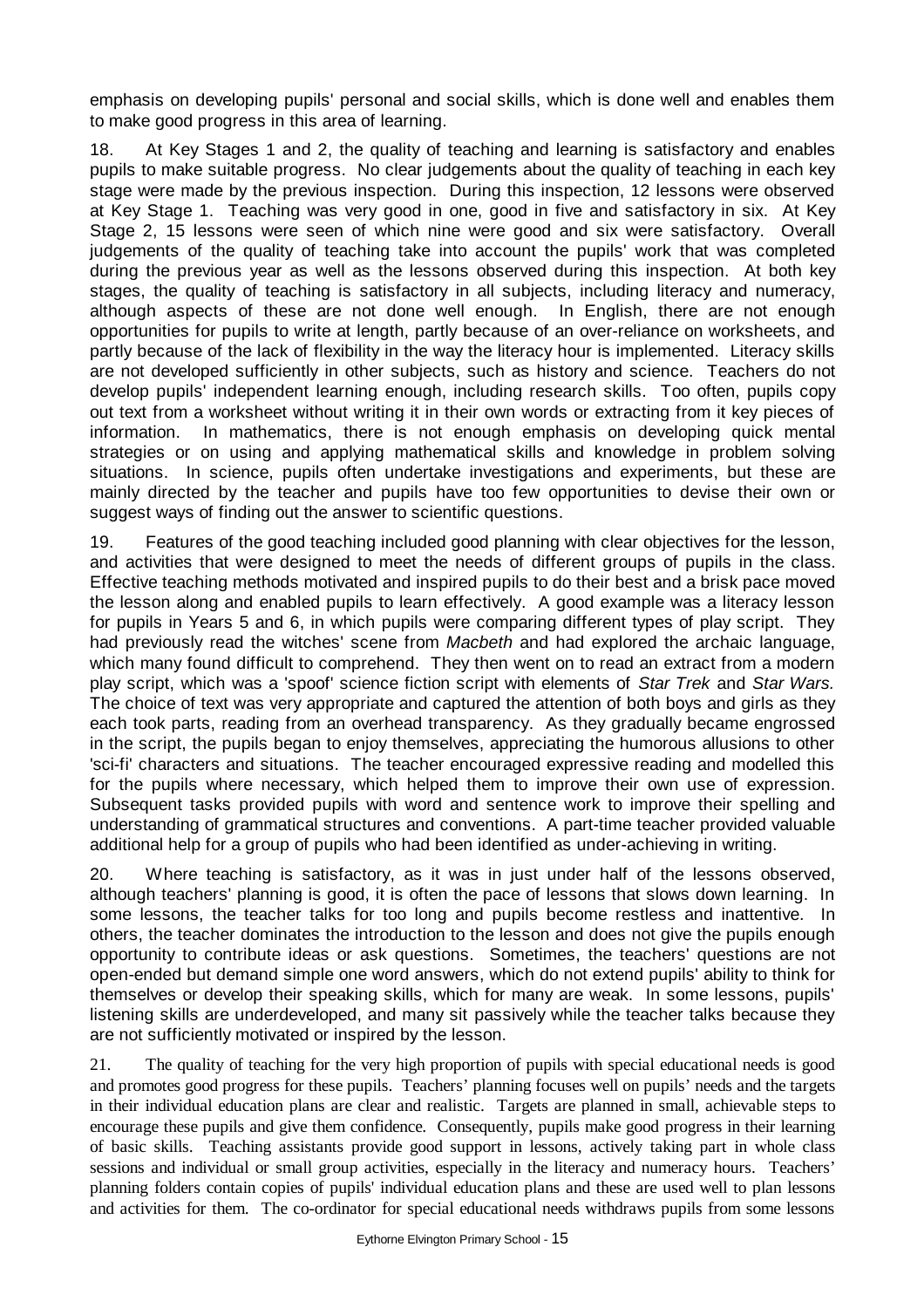emphasis on developing pupils' personal and social skills, which is done well and enables them to make good progress in this area of learning.

18. At Key Stages 1 and 2, the quality of teaching and learning is satisfactory and enables pupils to make suitable progress. No clear judgements about the quality of teaching in each key stage were made by the previous inspection. During this inspection, 12 lessons were observed at Key Stage 1. Teaching was very good in one, good in five and satisfactory in six. At Key Stage 2, 15 lessons were seen of which nine were good and six were satisfactory. Overall judgements of the quality of teaching take into account the pupils' work that was completed during the previous year as well as the lessons observed during this inspection. At both key stages, the quality of teaching is satisfactory in all subjects, including literacy and numeracy, although aspects of these are not done well enough. In English, there are not enough opportunities for pupils to write at length, partly because of an over-reliance on worksheets, and partly because of the lack of flexibility in the way the literacy hour is implemented. Literacy skills are not developed sufficiently in other subjects, such as history and science. Teachers do not develop pupils' independent learning enough, including research skills. Too often, pupils copy out text from a worksheet without writing it in their own words or extracting from it key pieces of information. In mathematics, there is not enough emphasis on developing quick mental strategies or on using and applying mathematical skills and knowledge in problem solving situations. In science, pupils often undertake investigations and experiments, but these are mainly directed by the teacher and pupils have too few opportunities to devise their own or suggest ways of finding out the answer to scientific questions.

19. Features of the good teaching included good planning with clear objectives for the lesson, and activities that were designed to meet the needs of different groups of pupils in the class. Effective teaching methods motivated and inspired pupils to do their best and a brisk pace moved the lesson along and enabled pupils to learn effectively. A good example was a literacy lesson for pupils in Years 5 and 6, in which pupils were comparing different types of play script. They had previously read the witches' scene from *Macbeth* and had explored the archaic language, which many found difficult to comprehend. They then went on to read an extract from a modern play script, which was a 'spoof' science fiction script with elements of *Star Trek* and *Star Wars.* The choice of text was very appropriate and captured the attention of both boys and girls as they each took parts, reading from an overhead transparency. As they gradually became engrossed in the script, the pupils began to enjoy themselves, appreciating the humorous allusions to other 'sci-fi' characters and situations. The teacher encouraged expressive reading and modelled this for the pupils where necessary, which helped them to improve their own use of expression. Subsequent tasks provided pupils with word and sentence work to improve their spelling and understanding of grammatical structures and conventions. A part-time teacher provided valuable additional help for a group of pupils who had been identified as under-achieving in writing.

20. Where teaching is satisfactory, as it was in just under half of the lessons observed, although teachers' planning is good, it is often the pace of lessons that slows down learning. In some lessons, the teacher talks for too long and pupils become restless and inattentive. In others, the teacher dominates the introduction to the lesson and does not give the pupils enough opportunity to contribute ideas or ask questions. Sometimes, the teachers' questions are not open-ended but demand simple one word answers, which do not extend pupils' ability to think for themselves or develop their speaking skills, which for many are weak. In some lessons, pupils' listening skills are underdeveloped, and many sit passively while the teacher talks because they are not sufficiently motivated or inspired by the lesson.

21. The quality of teaching for the very high proportion of pupils with special educational needs is good and promotes good progress for these pupils. Teachers' planning focuses well on pupils' needs and the targets in their individual education plans are clear and realistic. Targets are planned in small, achievable steps to encourage these pupils and give them confidence. Consequently, pupils make good progress in their learning of basic skills. Teaching assistants provide good support in lessons, actively taking part in whole class sessions and individual or small group activities, especially in the literacy and numeracy hours. Teachers' planning folders contain copies of pupils' individual education plans and these are used well to plan lessons and activities for them. The co-ordinator for special educational needs withdraws pupils from some lessons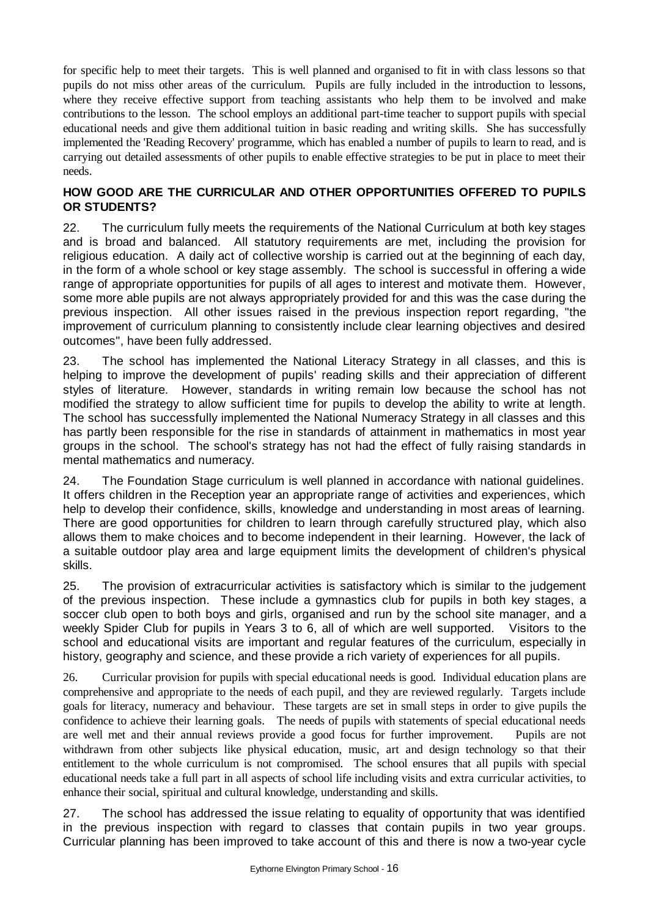for specific help to meet their targets. This is well planned and organised to fit in with class lessons so that pupils do not miss other areas of the curriculum. Pupils are fully included in the introduction to lessons, where they receive effective support from teaching assistants who help them to be involved and make contributions to the lesson. The school employs an additional part-time teacher to support pupils with special educational needs and give them additional tuition in basic reading and writing skills. She has successfully implemented the 'Reading Recovery' programme, which has enabled a number of pupils to learn to read, and is carrying out detailed assessments of other pupils to enable effective strategies to be put in place to meet their needs.

## HOW GOOD ARE THE CURRICULAR AND OTHER OPPORTUNITIES OFFERED TO PUPILS OR STUDENTS?

22. The curriculum fully meets the requirements of the National Curriculum at both key stages and is broad and balanced. All statutory requirements are met, including the provision for religious education. A daily act of collective worship is carried out at the beginning of each day, in the form of a whole school or key stage assembly. The school is successful in offering a wide range of appropriate opportunities for pupils of all ages to interest and motivate them. However, some more able pupils are not always appropriately provided for and this was the case during the previous inspection. All other issues raised in the previous inspection report regarding, "the improvement of curriculum planning to consistently include clear learning objectives and desired outcomes", have been fully addressed.

23. The school has implemented the National Literacy Strategy in all classes, and this is helping to improve the development of pupils' reading skills and their appreciation of different styles of literature. However, standards in writing remain low because the school has not modified the strategy to allow sufficient time for pupils to develop the ability to write at length. The school has successfully implemented the National Numeracy Strategy in all classes and this has partly been responsible for the rise in standards of attainment in mathematics in most year groups in the school. The school's strategy has not had the effect of fully raising standards in mental mathematics and numeracy.

24. The Foundation Stage curriculum is well planned in accordance with national guidelines. It offers children in the Reception year an appropriate range of activities and experiences, which help to develop their confidence, skills, knowledge and understanding in most areas of learning. There are good opportunities for children to learn through carefully structured play, which also allows them to make choices and to become independent in their learning. However, the lack of a suitable outdoor play area and large equipment limits the development of children's physical skills.

25. The provision of extracurricular activities is satisfactory which is similar to the judgement of the previous inspection. These include a gymnastics club for pupils in both key stages, a soccer club open to both boys and girls, organised and run by the school site manager, and a weekly Spider Club for pupils in Years 3 to 6, all of which are well supported. Visitors to the school and educational visits are important and regular features of the curriculum, especially in history, geography and science, and these provide a rich variety of experiences for all pupils.

26. Curricular provision for pupils with special educational needs is good. Individual education plans are comprehensive and appropriate to the needs of each pupil, and they are reviewed regularly. Targets include goals for literacy, numeracy and behaviour. These targets are set in small steps in order to give pupils the confidence to achieve their learning goals. The needs of pupils with statements of special educational needs are well met and their annual reviews provide a good focus for further improvement. Pupils are not withdrawn from other subjects like physical education, music, art and design technology so that their entitlement to the whole curriculum is not compromised. The school ensures that all pupils with special educational needs take a full part in all aspects of school life including visits and extra curricular activities, to enhance their social, spiritual and cultural knowledge, understanding and skills.

27. The school has addressed the issue relating to equality of opportunity that was identified in the previous inspection with regard to classes that contain pupils in two year groups. Curricular planning has been improved to take account of this and there is now a two-year cycle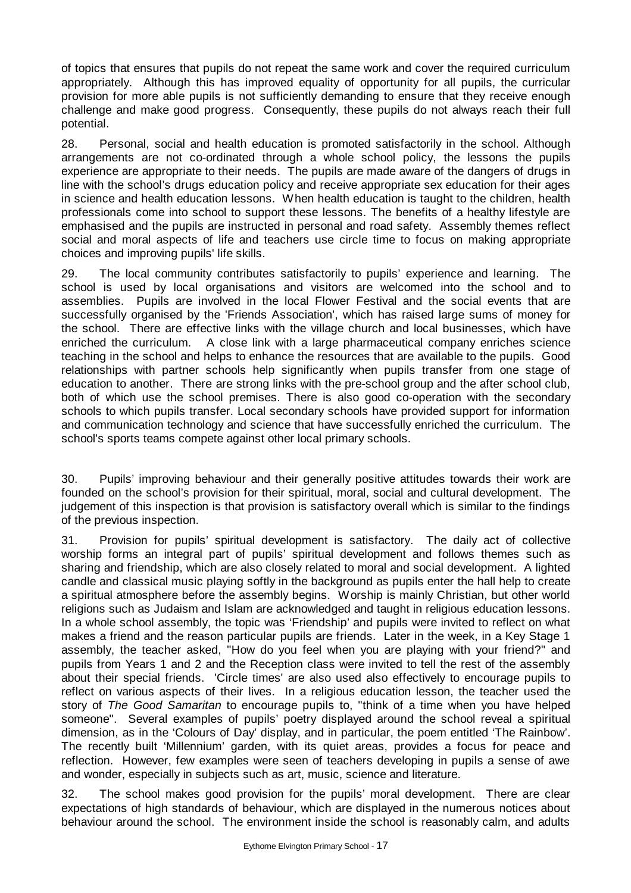of topics that ensures that pupils do not repeat the same work and cover the required curriculum appropriately. Although this has improved equality of opportunity for all pupils, the curricular provision for more able pupils is not sufficiently demanding to ensure that they receive enough challenge and make good progress. Consequently, these pupils do not always reach their full potential.

28. Personal, social and health education is promoted satisfactorily in the school. Although arrangements are not co-ordinated through a whole school policy, the lessons the pupils experience are appropriate to their needs. The pupils are made aware of the dangers of drugs in line with the school's drugs education policy and receive appropriate sex education for their ages in science and health education lessons. When health education is taught to the children, health professionals come into school to support these lessons. The benefits of a healthy lifestyle are emphasised and the pupils are instructed in personal and road safety. Assembly themes reflect social and moral aspects of life and teachers use circle time to focus on making appropriate choices and improving pupils' life skills.

29. The local community contributes satisfactorily to pupils' experience and learning. The school is used by local organisations and visitors are welcomed into the school and to assemblies. Pupils are involved in the local Flower Festival and the social events that are successfully organised by the 'Friends Association', which has raised large sums of money for the school. There are effective links with the village church and local businesses, which have enriched the curriculum. A close link with a large pharmaceutical company enriches science teaching in the school and helps to enhance the resources that are available to the pupils. Good relationships with partner schools help significantly when pupils transfer from one stage of education to another. There are strong links with the pre-school group and the after school club, both of which use the school premises. There is also good co-operation with the secondary schools to which pupils transfer. Local secondary schools have provided support for information and communication technology and science that have successfully enriched the curriculum. The school's sports teams compete against other local primary schools.

30. Pupils' improving behaviour and their generally positive attitudes towards their work are founded on the school's provision for their spiritual, moral, social and cultural development. The judgement of this inspection is that provision is satisfactory overall which is similar to the findings of the previous inspection.

31. Provision for pupils' spiritual development is satisfactory. The daily act of collective worship forms an integral part of pupils' spiritual development and follows themes such as sharing and friendship, which are also closely related to moral and social development. A lighted candle and classical music playing softly in the background as pupils enter the hall help to create a spiritual atmosphere before the assembly begins. Worship is mainly Christian, but other world religions such as Judaism and Islam are acknowledged and taught in religious education lessons. In a whole school assembly, the topic was 'Friendship' and pupils were invited to reflect on what makes a friend and the reason particular pupils are friends. Later in the week, in a Key Stage 1 assembly, the teacher asked, "How do you feel when you are playing with your friend?" and pupils from Years 1 and 2 and the Reception class were invited to tell the rest of the assembly about their special friends. 'Circle times' are also used also effectively to encourage pupils to reflect on various aspects of their lives. In a religious education lesson, the teacher used the story of *The Good Samaritan* to encourage pupils to, "think of a time when you have helped someone". Several examples of pupils' poetry displayed around the school reveal a spiritual dimension, as in the 'Colours of Day' display, and in particular, the poem entitled 'The Rainbow'. The recently built 'Millennium' garden, with its quiet areas, provides a focus for peace and reflection. However, few examples were seen of teachers developing in pupils a sense of awe and wonder, especially in subjects such as art, music, science and literature.

32. The school makes good provision for the pupils' moral development. There are clear expectations of high standards of behaviour, which are displayed in the numerous notices about behaviour around the school. The environment inside the school is reasonably calm, and adults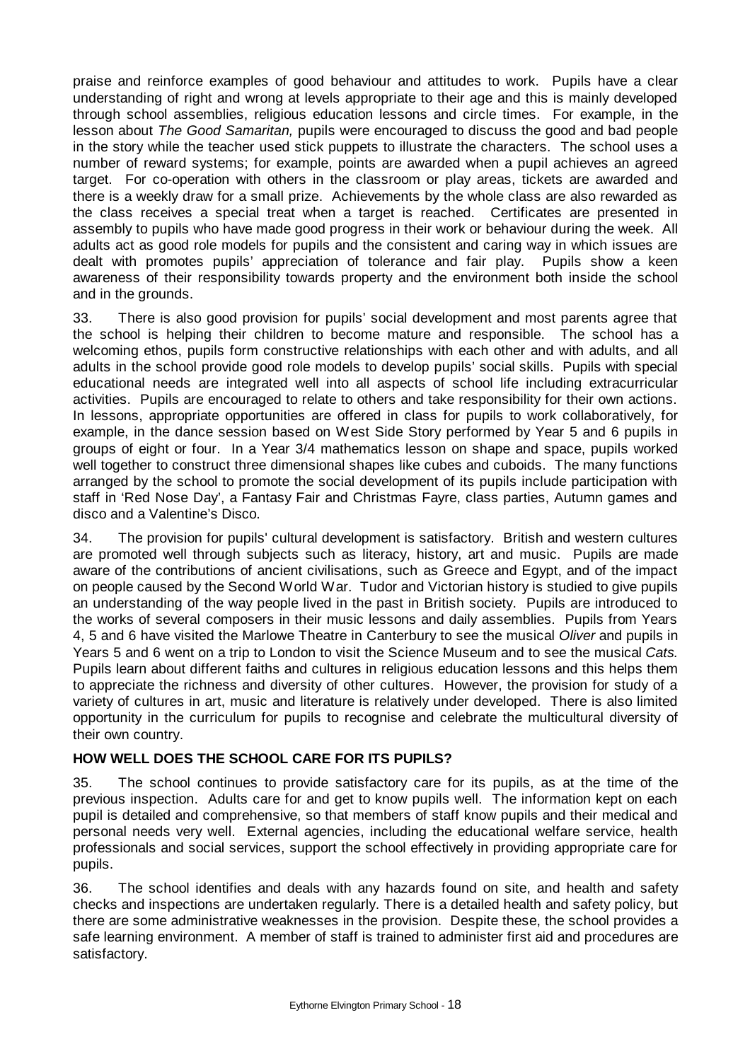praise and reinforce examples of good behaviour and attitudes to work. Pupils have a clear understanding of right and wrong at levels appropriate to their age and this is mainly developed through school assemblies, religious education lessons and circle times. For example, in the lesson about *The Good Samaritan,* pupils were encouraged to discuss the good and bad people in the story while the teacher used stick puppets to illustrate the characters. The school uses a number of reward systems; for example, points are awarded when a pupil achieves an agreed target. For co-operation with others in the classroom or play areas, tickets are awarded and there is a weekly draw for a small prize. Achievements by the whole class are also rewarded as the class receives a special treat when a target is reached. Certificates are presented in assembly to pupils who have made good progress in their work or behaviour during the week. All adults act as good role models for pupils and the consistent and caring way in which issues are dealt with promotes pupils' appreciation of tolerance and fair play. Pupils show a keen awareness of their responsibility towards property and the environment both inside the school and in the grounds.

33. There is also good provision for pupils' social development and most parents agree that the school is helping their children to become mature and responsible. The school has a welcoming ethos, pupils form constructive relationships with each other and with adults, and all adults in the school provide good role models to develop pupils' social skills. Pupils with special educational needs are integrated well into all aspects of school life including extracurricular activities. Pupils are encouraged to relate to others and take responsibility for their own actions. In lessons, appropriate opportunities are offered in class for pupils to work collaboratively, for example, in the dance session based on West Side Story performed by Year 5 and 6 pupils in groups of eight or four. In a Year 3/4 mathematics lesson on shape and space, pupils worked well together to construct three dimensional shapes like cubes and cuboids. The many functions arranged by the school to promote the social development of its pupils include participation with staff in 'Red Nose Day', a Fantasy Fair and Christmas Fayre, class parties, Autumn games and disco and a Valentine's Disco.

34. The provision for pupils' cultural development is satisfactory. British and western cultures are promoted well through subjects such as literacy, history, art and music. Pupils are made aware of the contributions of ancient civilisations, such as Greece and Egypt, and of the impact on people caused by the Second World War. Tudor and Victorian history is studied to give pupils an understanding of the way people lived in the past in British society. Pupils are introduced to the works of several composers in their music lessons and daily assemblies. Pupils from Years 4, 5 and 6 have visited the Marlowe Theatre in Canterbury to see the musical *Oliver* and pupils in Years 5 and 6 went on a trip to London to visit the Science Museum and to see the musical *Cats.* Pupils learn about different faiths and cultures in religious education lessons and this helps them to appreciate the richness and diversity of other cultures. However, the provision for study of a variety of cultures in art, music and literature is relatively under developed. There is also limited opportunity in the curriculum for pupils to recognise and celebrate the multicultural diversity of their own country.

## HOW WELL DOES THE SCHOOL CARE FOR ITS PUPILS?

35. The school continues to provide satisfactory care for its pupils, as at the time of the previous inspection. Adults care for and get to know pupils well. The information kept on each pupil is detailed and comprehensive, so that members of staff know pupils and their medical and personal needs very well. External agencies, including the educational welfare service, health professionals and social services, support the school effectively in providing appropriate care for pupils.

36. The school identifies and deals with any hazards found on site, and health and safety checks and inspections are undertaken regularly. There is a detailed health and safety policy, but there are some administrative weaknesses in the provision. Despite these, the school provides a safe learning environment. A member of staff is trained to administer first aid and procedures are satisfactory.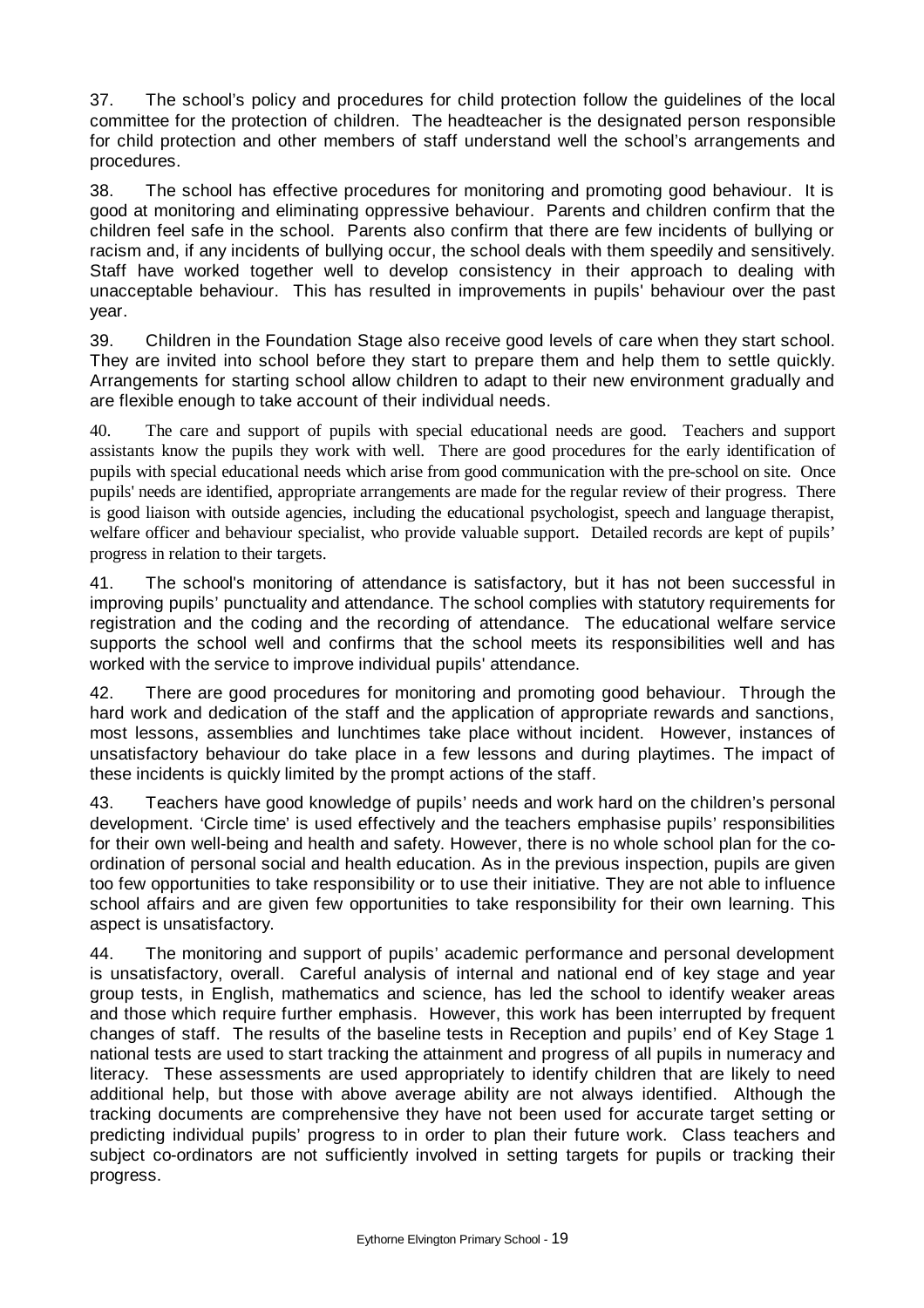37. The school's policy and procedures for child protection follow the guidelines of the local committee for the protection of children. The headteacher is the designated person responsible for child protection and other members of staff understand well the school's arrangements and procedures.

38. The school has effective procedures for monitoring and promoting good behaviour. It is good at monitoring and eliminating oppressive behaviour. Parents and children confirm that the children feel safe in the school. Parents also confirm that there are few incidents of bullying or racism and, if any incidents of bullying occur, the school deals with them speedily and sensitively. Staff have worked together well to develop consistency in their approach to dealing with unacceptable behaviour. This has resulted in improvements in pupils' behaviour over the past year.

39. Children in the Foundation Stage also receive good levels of care when they start school. They are invited into school before they start to prepare them and help them to settle quickly. Arrangements for starting school allow children to adapt to their new environment gradually and are flexible enough to take account of their individual needs.

40. The care and support of pupils with special educational needs are good. Teachers and support assistants know the pupils they work with well. There are good procedures for the early identification of pupils with special educational needs which arise from good communication with the pre-school on site. Once pupils' needs are identified, appropriate arrangements are made for the regular review of their progress. There is good liaison with outside agencies, including the educational psychologist, speech and language therapist, welfare officer and behaviour specialist, who provide valuable support. Detailed records are kept of pupils' progress in relation to their targets.

41. The school's monitoring of attendance is satisfactory, but it has not been successful in improving pupils' punctuality and attendance. The school complies with statutory requirements for registration and the coding and the recording of attendance. The educational welfare service supports the school well and confirms that the school meets its responsibilities well and has worked with the service to improve individual pupils' attendance.

42. There are good procedures for monitoring and promoting good behaviour. Through the hard work and dedication of the staff and the application of appropriate rewards and sanctions, most lessons, assemblies and lunchtimes take place without incident. However, instances of unsatisfactory behaviour do take place in a few lessons and during playtimes. The impact of these incidents is quickly limited by the prompt actions of the staff.

43. Teachers have good knowledge of pupils' needs and work hard on the children's personal development. 'Circle time' is used effectively and the teachers emphasise pupils' responsibilities for their own well-being and health and safety. However, there is no whole school plan for the co-ordination of personal social and health education. As in the previous inspection, pupils are given too few opportunities to take responsibility or to use their initiative. They are not able to influence school affairs and are given few opportunities to take responsibility for their own learning. This aspect is unsatisfactory.

44. The monitoring and support of pupils' academic performance and personal development is unsatisfactory, overall. Careful analysis of internal and national end of key stage and year group tests, in English, mathematics and science, has led the school to identify weaker areas and those which require further emphasis. However, this work has been interrupted by frequent changes of staff. The results of the baseline tests in Reception and pupils' end of Key Stage 1 national tests are used to start tracking the attainment and progress of all pupils in numeracy and literacy. These assessments are used appropriately to identify children that are likely to need additional help, but those with above average ability are not always identified. Although the tracking documents are comprehensive they have not been used for accurate target setting or predicting individual pupils' progress to in order to plan their future work. Class teachers and subject co-ordinators are not sufficiently involved in setting targets for pupils or tracking their progress.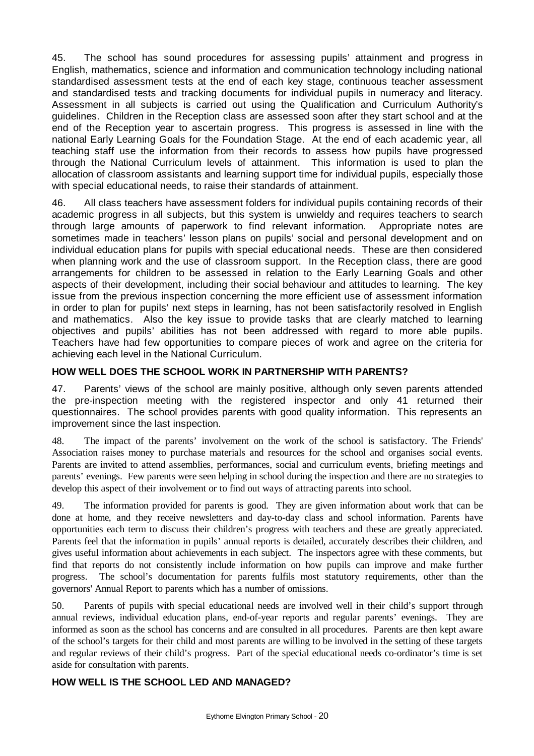45. The school has sound procedures for assessing pupils' attainment and progress in English, mathematics, science and information and communication technology including national standardised assessment tests at the end of each key stage, continuous teacher assessment and standardised tests and tracking documents for individual pupils in numeracy and literacy. Assessment in all subjects is carried out using the Qualification and Curriculum Authority's guidelines. Children in the Reception class are assessed soon after they start school and at the end of the Reception year to ascertain progress. This progress is assessed in line with the national Early Learning Goals for the Foundation Stage. At the end of each academic year, all teaching staff use the information from their records to assess how pupils have progressed through the National Curriculum levels of attainment. This information is used to plan the allocation of classroom assistants and learning support time for individual pupils, especially those with special educational needs, to raise their standards of attainment.

46. All class teachers have assessment folders for individual pupils containing records of their academic progress in all subjects, but this system is unwieldy and requires teachers to search through large amounts of paperwork to find relevant information. Appropriate notes are sometimes made in teachers' lesson plans on pupils' social and personal development and on individual education plans for pupils with special educational needs. These are then considered when planning work and the use of classroom support. In the Reception class, there are good arrangements for children to be assessed in relation to the Early Learning Goals and other aspects of their development, including their social behaviour and attitudes to learning. The key issue from the previous inspection concerning the more efficient use of assessment information in order to plan for pupils' next steps in learning, has not been satisfactorily resolved in English and mathematics. Also the key issue to provide tasks that are clearly matched to learning objectives and pupils' abilities has not been addressed with regard to more able pupils. Teachers have had few opportunities to compare pieces of work and agree on the criteria for achieving each level in the National Curriculum.

## HOW WELL DOES THE SCHOOL WORK IN PARTNERSHIP WITH PARENTS?

47. Parents' views of the school are mainly positive, although only seven parents attended the pre-inspection meeting with the registered inspector and only 41 returned their questionnaires. The school provides parents with good quality information. This represents an improvement since the last inspection.

48. The impact of the parents' involvement on the work of the school is satisfactory. The Friends' Association raises money to purchase materials and resources for the school and organises social events. Parents are invited to attend assemblies, performances, social and curriculum events, briefing meetings and parents' evenings. Few parents were seen helping in school during the inspection and there are no strategies to develop this aspect of their involvement or to find out ways of attracting parents into school.

49. The information provided for parents is good. They are given information about work that can be done at home, and they receive newsletters and day-to-day class and school information. Parents have opportunities each term to discuss their children's progress with teachers and these are greatly appreciated. Parents feel that the information in pupils' annual reports is detailed, accurately describes their children, and gives useful information about achievements in each subject. The inspectors agree with these comments, but find that reports do not consistently include information on how pupils can improve and make further progress. The school's documentation for parents fulfils most statutory requirements, other than the governors' Annual Report to parents which has a number of omissions.

50. Parents of pupils with special educational needs are involved well in their child's support through annual reviews, individual education plans, end-of-year reports and regular parents' evenings. They are informed as soon as the school has concerns and are consulted in all procedures. Parents are then kept aware of the school's targets for their child and most parents are willing to be involved in the setting of these targets and regular reviews of their child's progress. Part of the special educational needs co-ordinator's time is set aside for consultation with parents.

## HOW WELL IS THE SCHOOL LED AND MANAGED?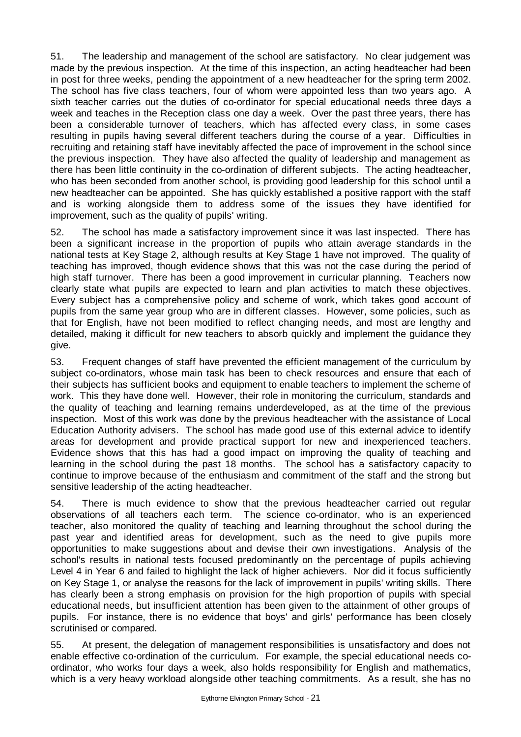51. The leadership and management of the school are satisfactory. No clear judgement was made by the previous inspection. At the time of this inspection, an acting headteacher had been in post for three weeks, pending the appointment of a new headteacher for the spring term 2002. The school has five class teachers, four of whom were appointed less than two years ago. A sixth teacher carries out the duties of co-ordinator for special educational needs three days a week and teaches in the Reception class one day a week. Over the past three years, there has been a considerable turnover of teachers, which has affected every class, in some cases resulting in pupils having several different teachers during the course of a year. Difficulties in recruiting and retaining staff have inevitably affected the pace of improvement in the school since the previous inspection. They have also affected the quality of leadership and management as there has been little continuity in the co-ordination of different subjects. The acting headteacher, who has been seconded from another school, is providing good leadership for this school until a new headteacher can be appointed. She has quickly established a positive rapport with the staff and is working alongside them to address some of the issues they have identified for improvement, such as the quality of pupils' writing.

52. The school has made a satisfactory improvement since it was last inspected. There has been a significant increase in the proportion of pupils who attain average standards in the national tests at Key Stage 2, although results at Key Stage 1 have not improved. The quality of teaching has improved, though evidence shows that this was not the case during the period of high staff turnover. There has been a good improvement in curricular planning. Teachers now clearly state what pupils are expected to learn and plan activities to match these objectives. Every subject has a comprehensive policy and scheme of work, which takes good account of pupils from the same year group who are in different classes. However, some policies, such as that for English, have not been modified to reflect changing needs, and most are lengthy and detailed, making it difficult for new teachers to absorb quickly and implement the guidance they give.

53. Frequent changes of staff have prevented the efficient management of the curriculum by subject co-ordinators, whose main task has been to check resources and ensure that each of their subjects has sufficient books and equipment to enable teachers to implement the scheme of work. This they have done well. However, their role in monitoring the curriculum, standards and the quality of teaching and learning remains underdeveloped, as at the time of the previous inspection. Most of this work was done by the previous headteacher with the assistance of Local Education Authority advisers. The school has made good use of this external advice to identify areas for development and provide practical support for new and inexperienced teachers. Evidence shows that this has had a good impact on improving the quality of teaching and learning in the school during the past 18 months. The school has a satisfactory capacity to continue to improve because of the enthusiasm and commitment of the staff and the strong but sensitive leadership of the acting headteacher.

54. There is much evidence to show that the previous headteacher carried out regular observations of all teachers each term. The science co-ordinator, who is an experienced teacher, also monitored the quality of teaching and learning throughout the school during the past year and identified areas for development, such as the need to give pupils more opportunities to make suggestions about and devise their own investigations. Analysis of the school's results in national tests focused predominantly on the percentage of pupils achieving Level 4 in Year 6 and failed to highlight the lack of higher achievers. Nor did it focus sufficiently on Key Stage 1, or analyse the reasons for the lack of improvement in pupils' writing skills. There has clearly been a strong emphasis on provision for the high proportion of pupils with special educational needs, but insufficient attention has been given to the attainment of other groups of pupils. For instance, there is no evidence that boys' and girls' performance has been closely scrutinised or compared.

55. At present, the delegation of management responsibilities is unsatisfactory and does not enable effective co-ordination of the curriculum. For example, the special educational needs co-ordinator, who works four days a week, also holds responsibility for English and mathematics, which is a very heavy workload alongside other teaching commitments. As a result, she has no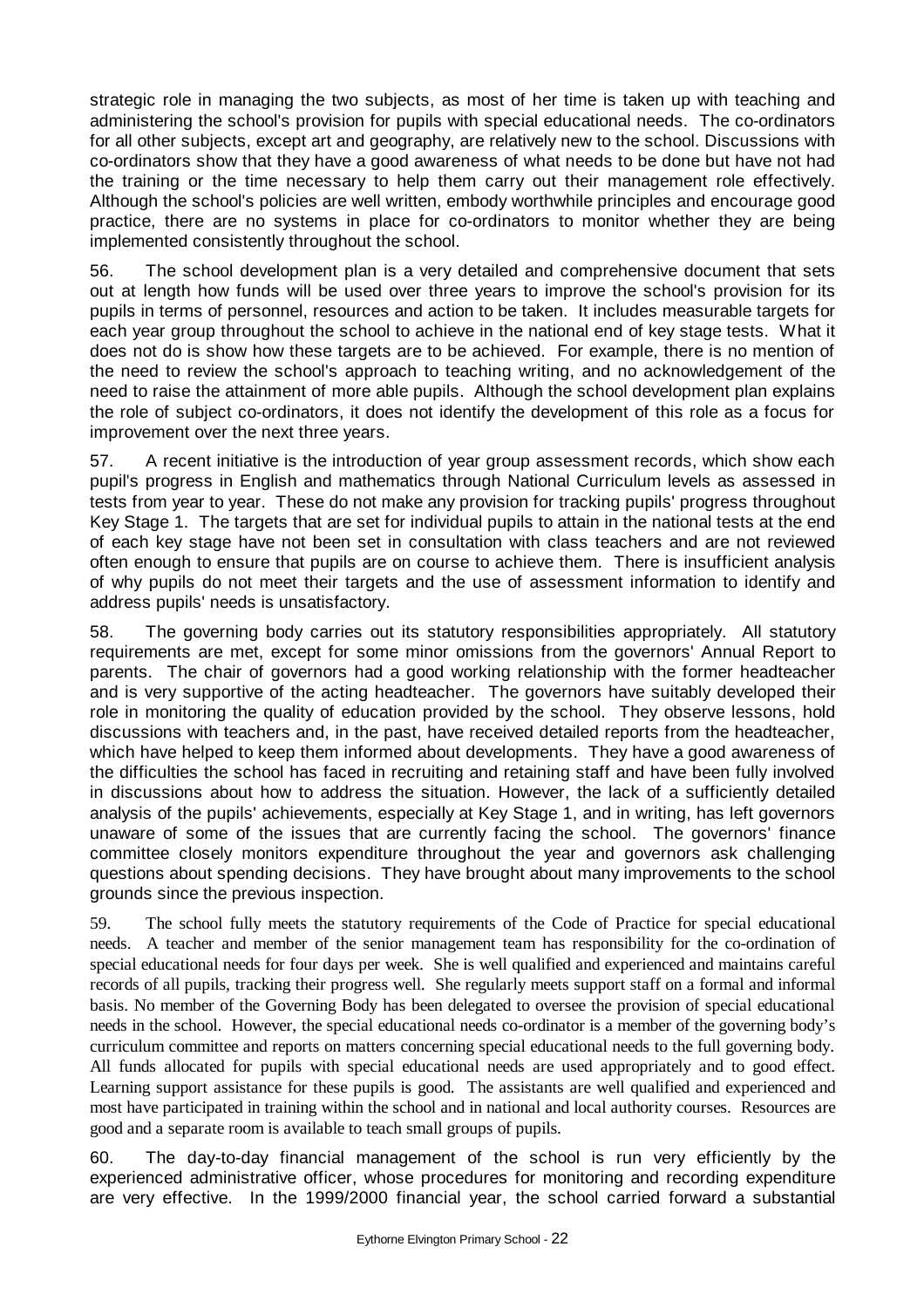strategic role in managing the two subjects, as most of her time is taken up with teaching and administering the school's provision for pupils with special educational needs. The co-ordinators for all other subjects, except art and geography, are relatively new to the school. Discussions with co-ordinators show that they have a good awareness of what needs to be done but have not had the training or the time necessary to help them carry out their management role effectively. Although the school's policies are well written, embody worthwhile principles and encourage good practice, there are no systems in place for co-ordinators to monitor whether they are being implemented consistently throughout the school.

56. The school development plan is a very detailed and comprehensive document that sets out at length how funds will be used over three years to improve the school's provision for its pupils in terms of personnel, resources and action to be taken. It includes measurable targets for each year group throughout the school to achieve in the national end of key stage tests. What it does not do is show how these targets are to be achieved. For example, there is no mention of the need to review the school's approach to teaching writing, and no acknowledgement of the need to raise the attainment of more able pupils. Although the school development plan explains the role of subject co-ordinators, it does not identify the development of this role as a focus for improvement over the next three years.

57. A recent initiative is the introduction of year group assessment records, which show each pupil's progress in English and mathematics through National Curriculum levels as assessed in tests from year to year. These do not make any provision for tracking pupils' progress throughout Key Stage 1. The targets that are set for individual pupils to attain in the national tests at the end of each key stage have not been set in consultation with class teachers and are not reviewed often enough to ensure that pupils are on course to achieve them. There is insufficient analysis of why pupils do not meet their targets and the use of assessment information to identify and address pupils' needs is unsatisfactory.

58. The governing body carries out its statutory responsibilities appropriately. All statutory requirements are met, except for some minor omissions from the governors' Annual Report to parents. The chair of governors had a good working relationship with the former headteacher and is very supportive of the acting headteacher. The governors have suitably developed their role in monitoring the quality of education provided by the school. They observe lessons, hold discussions with teachers and, in the past, have received detailed reports from the headteacher, which have helped to keep them informed about developments. They have a good awareness of the difficulties the school has faced in recruiting and retaining staff and have been fully involved in discussions about how to address the situation. However, the lack of a sufficiently detailed analysis of the pupils' achievements, especially at Key Stage 1, and in writing, has left governors unaware of some of the issues that are currently facing the school. The governors' finance committee closely monitors expenditure throughout the year and governors ask challenging questions about spending decisions. They have brought about many improvements to the school grounds since the previous inspection.

59. The school fully meets the statutory requirements of the Code of Practice for special educational needs. A teacher and member of the senior management team has responsibility for the co-ordination of special educational needs for four days per week. She is well qualified and experienced and maintains careful records of all pupils, tracking their progress well. She regularly meets support staff on a formal and informal basis. No member of the Governing Body has been delegated to oversee the provision of special educational needs in the school. However, the special educational needs co-ordinator is a member of the governing body's curriculum committee and reports on matters concerning special educational needs to the full governing body. All funds allocated for pupils with special educational needs are used appropriately and to good effect. Learning support assistance for these pupils is good. The assistants are well qualified and experienced and most have participated in training within the school and in national and local authority courses. Resources are good and a separate room is available to teach small groups of pupils.

60. The day-to-day financial management of the school is run very efficiently by the experienced administrative officer, whose procedures for monitoring and recording expenditure are very effective. In the 1999/2000 financial year, the school carried forward a substantial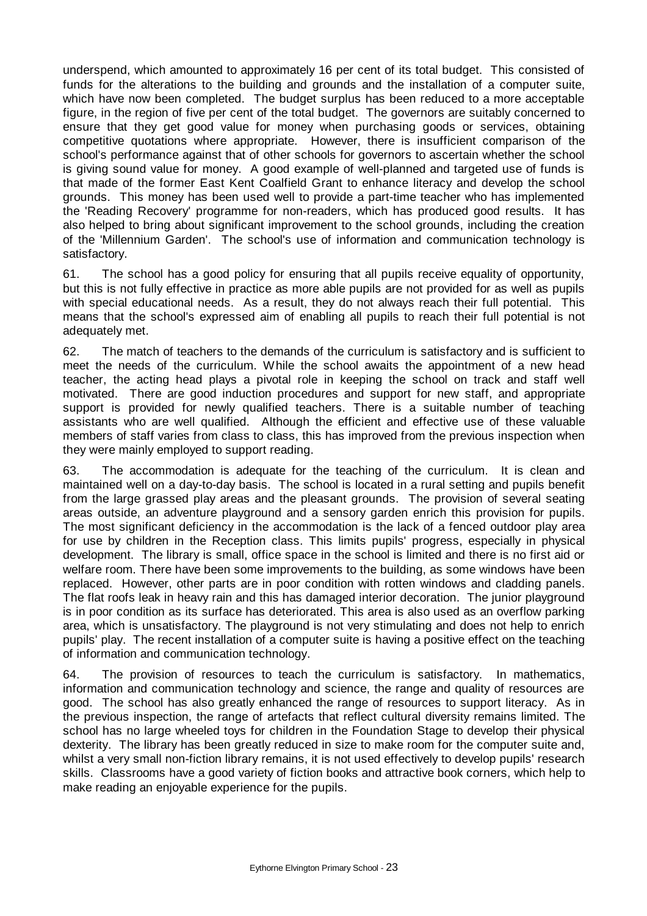underspend, which amounted to approximately 16 per cent of its total budget. This consisted of funds for the alterations to the building and grounds and the installation of a computer suite, which have now been completed. The budget surplus has been reduced to a more acceptable figure, in the region of five per cent of the total budget. The governors are suitably concerned to ensure that they get good value for money when purchasing goods or services, obtaining competitive quotations where appropriate. However, there is insufficient comparison of the school's performance against that of other schools for governors to ascertain whether the school is giving sound value for money. A good example of well-planned and targeted use of funds is that made of the former East Kent Coalfield Grant to enhance literacy and develop the school grounds. This money has been used well to provide a part-time teacher who has implemented the 'Reading Recovery' programme for non-readers, which has produced good results. It has also helped to bring about significant improvement to the school grounds, including the creation of the 'Millennium Garden'. The school's use of information and communication technology is satisfactory.

61. The school has a good policy for ensuring that all pupils receive equality of opportunity, but this is not fully effective in practice as more able pupils are not provided for as well as pupils with special educational needs. As a result, they do not always reach their full potential. This means that the school's expressed aim of enabling all pupils to reach their full potential is not adequately met.

62. The match of teachers to the demands of the curriculum is satisfactory and is sufficient to meet the needs of the curriculum. While the school awaits the appointment of a new head teacher, the acting head plays a pivotal role in keeping the school on track and staff well motivated. There are good induction procedures and support for new staff, and appropriate support is provided for newly qualified teachers. There is a suitable number of teaching assistants who are well qualified. Although the efficient and effective use of these valuable members of staff varies from class to class, this has improved from the previous inspection when they were mainly employed to support reading.

63. The accommodation is adequate for the teaching of the curriculum. It is clean and maintained well on a day-to-day basis. The school is located in a rural setting and pupils benefit from the large grassed play areas and the pleasant grounds. The provision of several seating areas outside, an adventure playground and a sensory garden enrich this provision for pupils. The most significant deficiency in the accommodation is the lack of a fenced outdoor play area for use by children in the Reception class. This limits pupils' progress, especially in physical development. The library is small, office space in the school is limited and there is no first aid or welfare room. There have been some improvements to the building, as some windows have been replaced. However, other parts are in poor condition with rotten windows and cladding panels. The flat roofs leak in heavy rain and this has damaged interior decoration. The junior playground is in poor condition as its surface has deteriorated. This area is also used as an overflow parking area, which is unsatisfactory. The playground is not very stimulating and does not help to enrich pupils' play. The recent installation of a computer suite is having a positive effect on the teaching of information and communication technology.

64. The provision of resources to teach the curriculum is satisfactory. In mathematics, information and communication technology and science, the range and quality of resources are good. The school has also greatly enhanced the range of resources to support literacy. As in the previous inspection, the range of artefacts that reflect cultural diversity remains limited. The school has no large wheeled toys for children in the Foundation Stage to develop their physical dexterity. The library has been greatly reduced in size to make room for the computer suite and, whilst a very small non-fiction library remains, it is not used effectively to develop pupils' research skills. Classrooms have a good variety of fiction books and attractive book corners, which help to make reading an enjoyable experience for the pupils.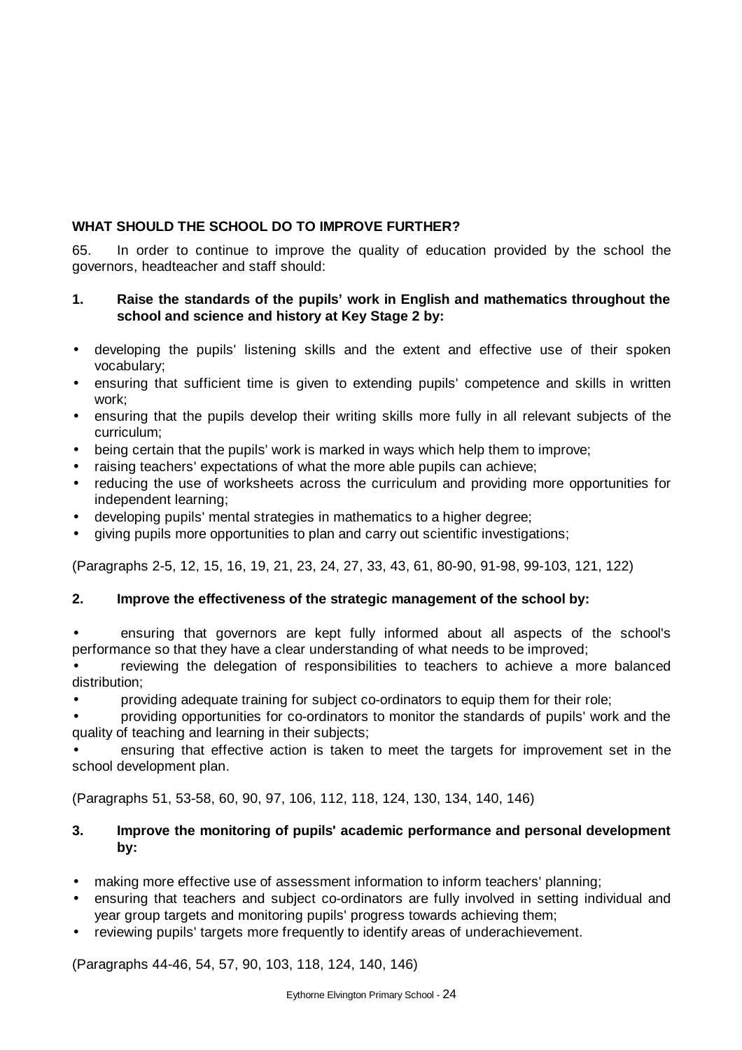## WHAT SHOULD THE SCHOOL DO TO IMPROVE FURTHER?

65. In order to continue to improve the quality of education provided by the school the governors, headteacher and staff should:

**1. Raise the standards of the pupils' work in English and mathematics throughout the school and science and history at Key Stage 2 by:**

- developing the pupils' listening skills and the extent and effective use of their spoken vocabulary;
- ensuring that sufficient time is given to extending pupils' competence and skills in written work;
- ensuring that the pupils develop their writing skills more fully in all relevant subjects of the curriculum;
- being certain that the pupils' work is marked in ways which help them to improve;
- raising teachers' expectations of what the more able pupils can achieve;
- reducing the use of worksheets across the curriculum and providing more opportunities for independent learning;
- developing pupils' mental strategies in mathematics to a higher degree;
- giving pupils more opportunities to plan and carry out scientific investigations;

(Paragraphs 2-5, 12, 15, 16, 19, 21, 23, 24, 27, 33, 43, 61, 80-90, 91-98, 99-103, 121, 122)

**2. Improve the effectiveness of the strategic management of the school by:**

- ensuring that governors are kept fully informed about all aspects of the school's performance so that they have a clear understanding of what needs to be improved;
- reviewing the delegation of responsibilities to teachers to achieve a more balanced distribution;
- providing adequate training for subject co-ordinators to equip them for their role;
- providing opportunities for co-ordinators to monitor the standards of pupils' work and the quality of teaching and learning in their subjects;
- ensuring that effective action is taken to meet the targets for improvement set in the school development plan.

(Paragraphs 51, 53-58, 60, 90, 97, 106, 112, 118, 124, 130, 134, 140, 146)

**3. Improve the monitoring of pupils' academic performance and personal development by:**

- making more effective use of assessment information to inform teachers' planning;
- ensuring that teachers and subject co-ordinators are fully involved in setting individual and year group targets and monitoring pupils' progress towards achieving them;
- reviewing pupils' targets more frequently to identify areas of underachievement.

(Paragraphs 44-46, 54, 57, 90, 103, 118, 124, 140, 146)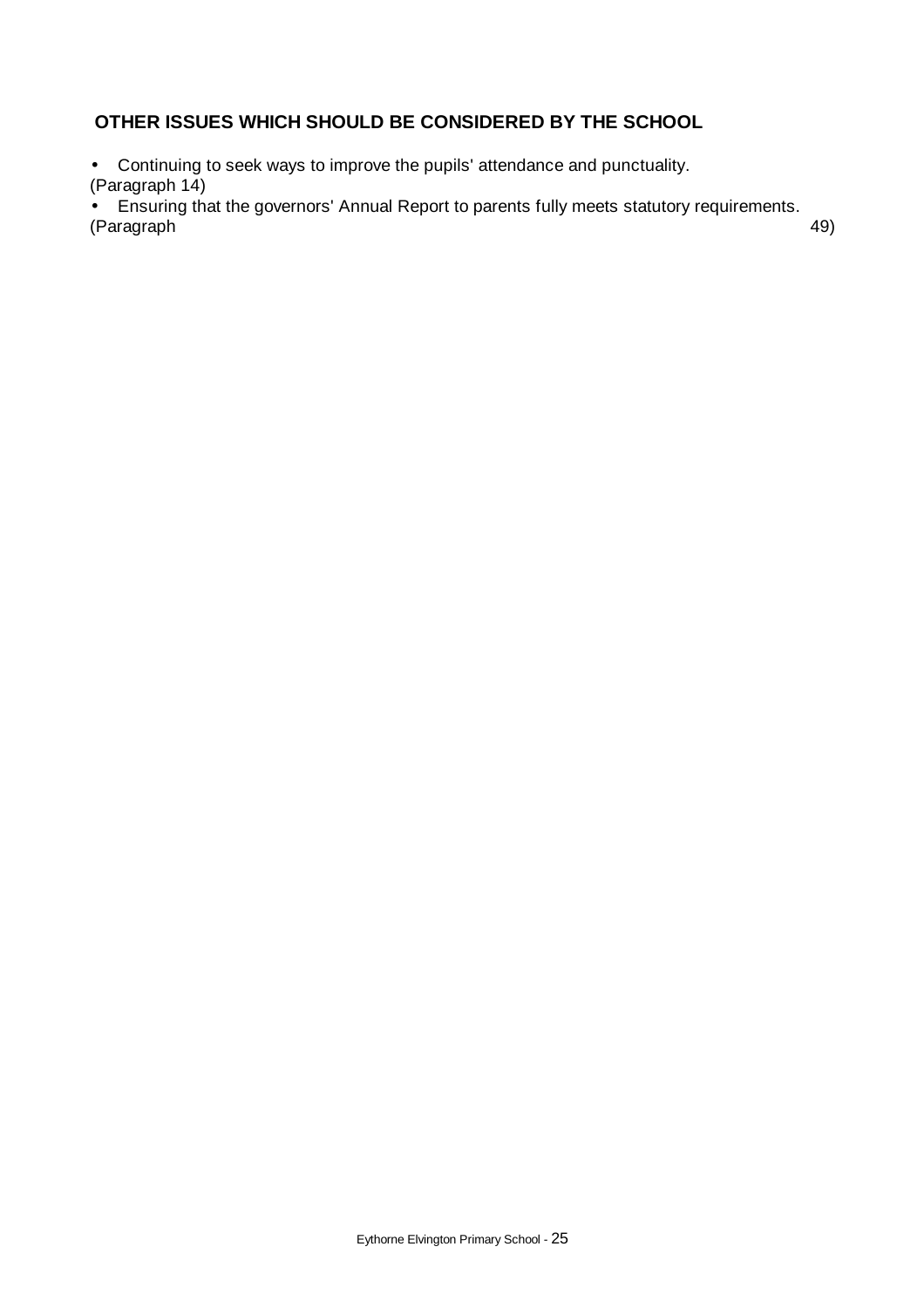## OTHER ISSUES WHICH SHOULD BE CONSIDERED BY THE SCHOOL

- Continuing to seek ways to improve the pupils' attendance and punctuality.

(Paragraph 14)

- Ensuring that the governors' Annual Report to parents fully meets statutory requirements.

(Paragraph 49)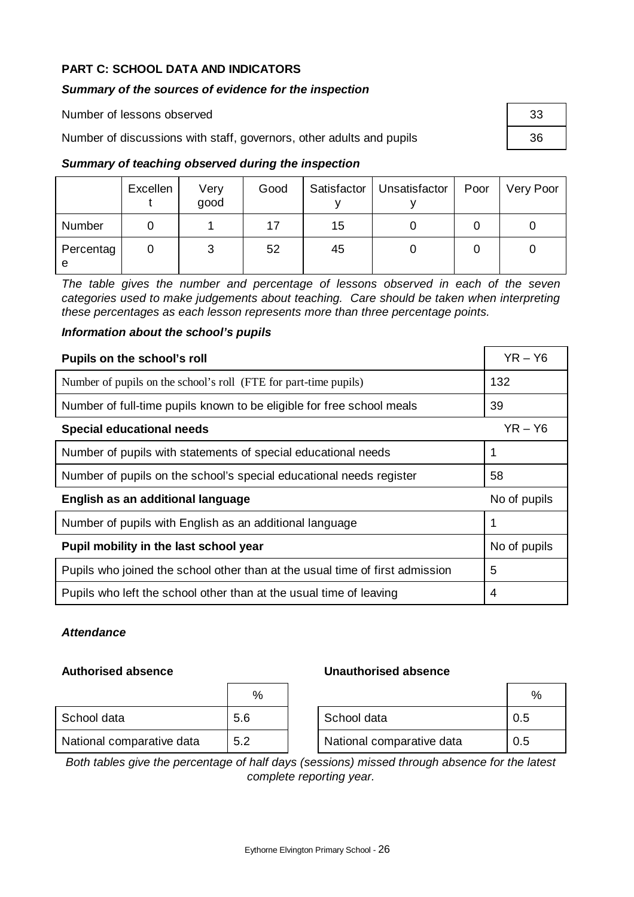**PART C: SCHOOL DATA AND INDICATORS**

***Summary of the sources of evidence for the inspection***

| | |
|---|---|
| Number of lessons observed | 33 |
| Number of discussions with staff, governors, other adults and pupils | 36 |

***Summary of teaching observed during the inspection***

| | Excellent | Very good | Good | Satisfactory | Unsatisfactory | Poor | Very Poor |
|---|---|---|---|---|---|---|---|
| Number | 0 | 1 | 17 | 15 | 0 | 0 | 0 |
| Percentage | 0 | 3 | 52 | 45 | 0 | 0 | 0 |

*The table gives the number and percentage of lessons observed in each of the seven categories used to make judgements about teaching. Care should be taken when interpreting these percentages as each lesson represents more than three percentage points.*

***Information about the school's pupils***

| **Pupils on the school's roll** | YR – Y6 |
|---|---|
| Number of pupils on the school's roll (FTE for part-time pupils) | 132 |
| Number of full-time pupils known to be eligible for free school meals | 39 |
| **Special educational needs** | YR – Y6 |
| Number of pupils with statements of special educational needs | 1 |
| Number of pupils on the school's special educational needs register | 58 |
| **English as an additional language** | No of pupils |
| Number of pupils with English as an additional language | 1 |
| **Pupil mobility in the last school year** | No of pupils |
| Pupils who joined the school other than at the usual time of first admission | 5 |
| Pupils who left the school other than at the usual time of leaving | 4 |

***Attendance***

**Authorised absence**

| | % |
|---|---|
| School data | 5.6 |
| National comparative data | 5.2 |

**Unauthorised absence**

| | % |
|---|---|
| School data | 0.5 |
| National comparative data | 0.5 |

*Both tables give the percentage of half days (sessions) missed through absence for the latest complete reporting year.*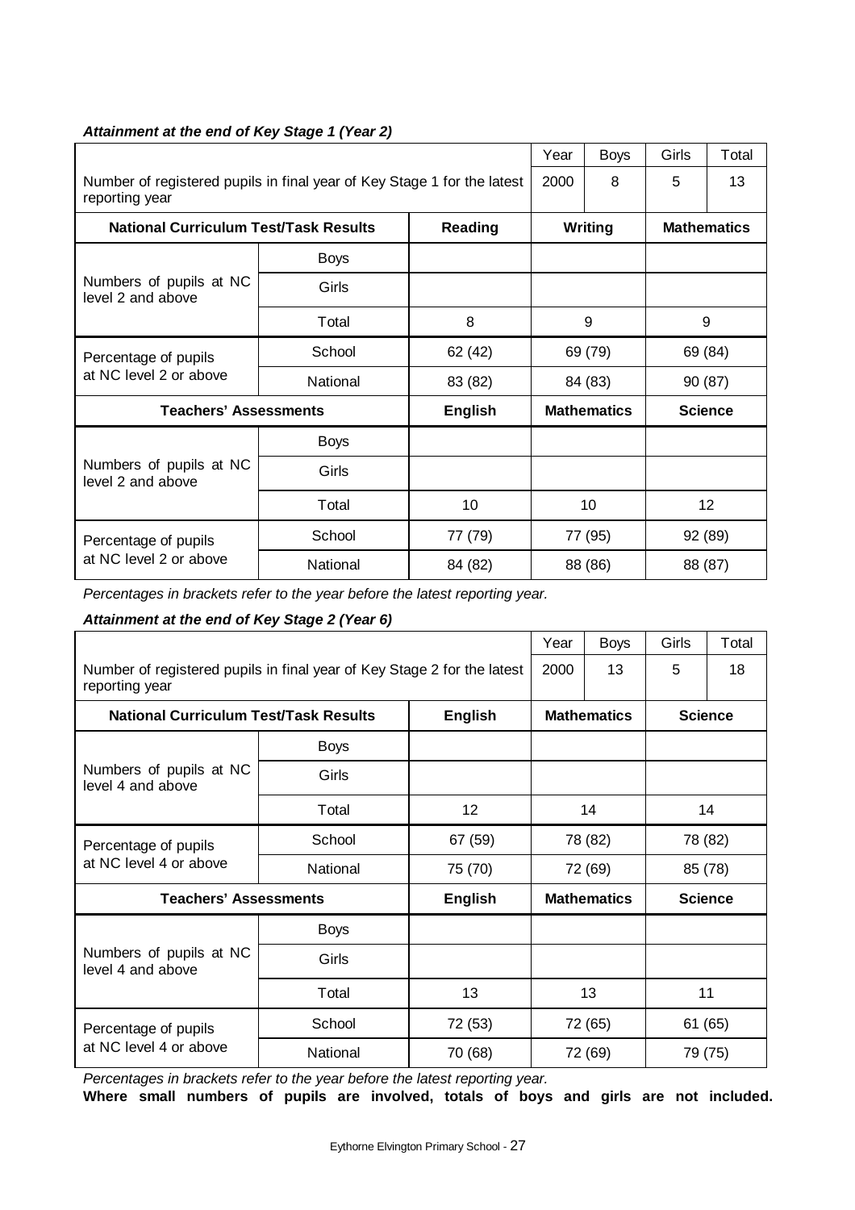### *Attainment at the end of Key Stage 1 (Year 2)*

| | | Year | Boys | Girls | Total |
|---|---|---|---|---|---|
| Number of registered pupils in final year of Key Stage 1 for the latest reporting year | | 2000 | 8 | 5 | 13 |

| National Curriculum Test/Task Results | | Reading | Writing | Mathematics |
|---|---|---|---|---|
| Numbers of pupils at NC level 2 and above | Boys | | | |
| | Girls | | | |
| | Total | 8 | 9 | 9 |
| Percentage of pupils at NC level 2 or above | School | 62 (42) | 69 (79) | 69 (84) |
| | National | 83 (82) | 84 (83) | 90 (87) |

| Teachers' Assessments | | English | Mathematics | Science |
|---|---|---|---|---|
| Numbers of pupils at NC level 2 and above | Boys | | | |
| | Girls | | | |
| | Total | 10 | 10 | 12 |
| Percentage of pupils at NC level 2 or above | School | 77 (79) | 77 (95) | 92 (89) |
| | National | 84 (82) | 88 (86) | 88 (87) |

*Percentages in brackets refer to the year before the latest reporting year.*

### *Attainment at the end of Key Stage 2 (Year 6)*

| | | Year | Boys | Girls | Total |
|---|---|---|---|---|---|
| Number of registered pupils in final year of Key Stage 2 for the latest reporting year | | 2000 | 13 | 5 | 18 |

| National Curriculum Test/Task Results | | English | Mathematics | Science |
|---|---|---|---|---|
| Numbers of pupils at NC level 4 and above | Boys | | | |
| | Girls | | | |
| | Total | 12 | 14 | 14 |
| Percentage of pupils at NC level 4 or above | School | 67 (59) | 78 (82) | 78 (82) |
| | National | 75 (70) | 72 (69) | 85 (78) |

| Teachers' Assessments | | English | Mathematics | Science |
|---|---|---|---|---|
| Numbers of pupils at NC level 4 and above | Boys | | | |
| | Girls | | | |
| | Total | 13 | 13 | 11 |
| Percentage of pupils at NC level 4 or above | School | 72 (53) | 72 (65) | 61 (65) |
| | National | 70 (68) | 72 (69) | 79 (75) |

*Percentages in brackets refer to the year before the latest reporting year.*

**Where small numbers of pupils are involved, totals of boys and girls are not included.**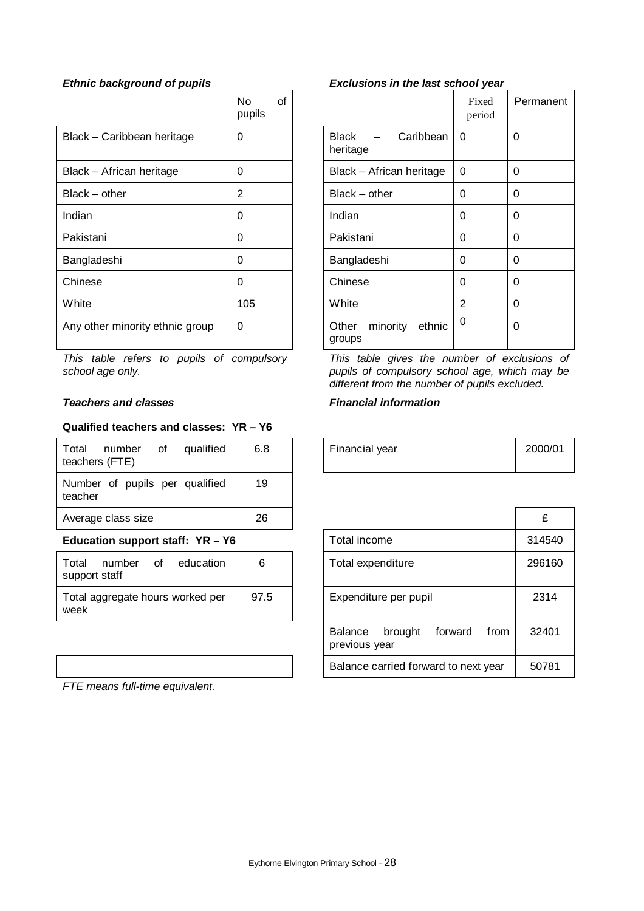### *Ethnic background of pupils*

| | No of pupils |
|---|---|
| Black – Caribbean heritage | 0 |
| Black – African heritage | 0 |
| Black – other | 2 |
| Indian | 0 |
| Pakistani | 0 |
| Bangladeshi | 0 |
| Chinese | 0 |
| White | 105 |
| Any other minority ethnic group | 0 |

*This table refers to pupils of compulsory school age only.*

### *Exclusions in the last school year*

| | Fixed period | Permanent |
|---|---|---|
| Black – Caribbean heritage | 0 | 0 |
| Black – African heritage | 0 | 0 |
| Black – other | 0 | 0 |
| Indian | 0 | 0 |
| Pakistani | 0 | 0 |
| Bangladeshi | 0 | 0 |
| Chinese | 0 | 0 |
| White | 2 | 0 |
| Other minority ethnic groups | 0 | 0 |

*This table gives the number of exclusions of pupils of compulsory school age, which may be different from the number of pupils excluded.*

### *Teachers and classes*

**Qualified teachers and classes: YR – Y6**

| | |
|---|---|
| Total number of qualified teachers (FTE) | 6.8 |
| Number of pupils per qualified teacher | 19 |
| Average class size | 26 |

**Education support staff: YR – Y6**

| | |
|---|---|
| Total number of education support staff | 6 |
| Total aggregate hours worked per week | 97.5 |

*FTE means full-time equivalent.*

### *Financial information*

| | |
|---|---|
| Financial year | 2000/01 |

| | £ |
|---|---|
| Total income | 314540 |
| Total expenditure | 296160 |
| Expenditure per pupil | 2314 |
| Balance brought forward from previous year | 32401 |
| Balance carried forward to next year | 50781 |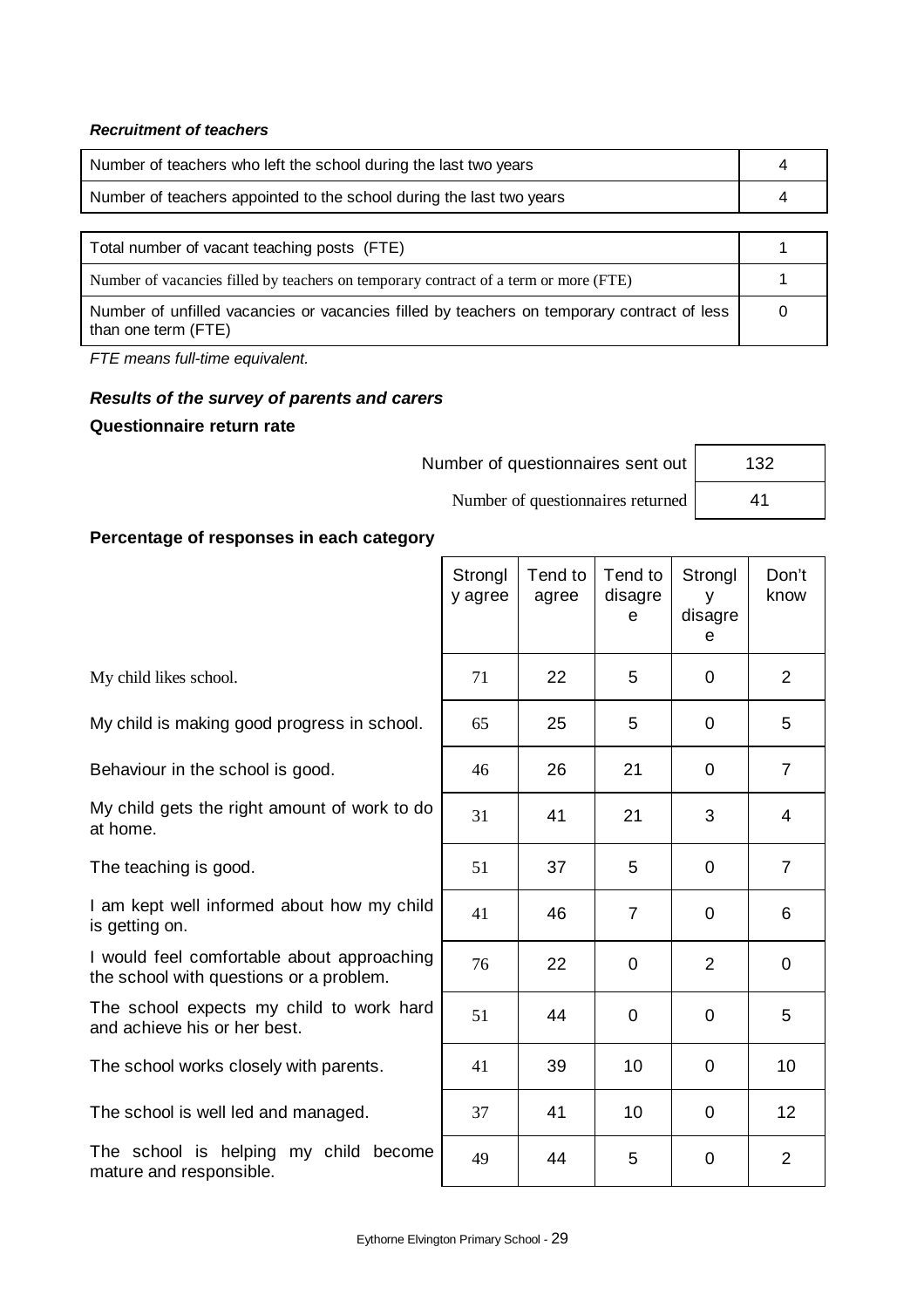***Recruitment of teachers***

| | |
|---|---|
| Number of teachers who left the school during the last two years | 4 |
| Number of teachers appointed to the school during the last two years | 4 |

| | |
|---|---|
| Total number of vacant teaching posts (FTE) | 1 |
| Number of vacancies filled by teachers on temporary contract of a term or more (FTE) | 1 |
| Number of unfilled vacancies or vacancies filled by teachers on temporary contract of less than one term (FTE) | 0 |

*FTE means full-time equivalent.*

***Results of the survey of parents and carers***

**Questionnaire return rate**

| | |
|---|---|
| Number of questionnaires sent out | 132 |
| Number of questionnaires returned | 41 |

**Percentage of responses in each category**

| | Strongly agree | Tend to agree | Tend to disagree | Strongly disagree | Don't know |
|---|---|---|---|---|---|
| My child likes school. | 71 | 22 | 5 | 0 | 2 |
| My child is making good progress in school. | 65 | 25 | 5 | 0 | 5 |
| Behaviour in the school is good. | 46 | 26 | 21 | 0 | 7 |
| My child gets the right amount of work to do at home. | 31 | 41 | 21 | 3 | 4 |
| The teaching is good. | 51 | 37 | 5 | 0 | 7 |
| I am kept well informed about how my child is getting on. | 41 | 46 | 7 | 0 | 6 |
| I would feel comfortable about approaching the school with questions or a problem. | 76 | 22 | 0 | 2 | 0 |
| The school expects my child to work hard and achieve his or her best. | 51 | 44 | 0 | 0 | 5 |
| The school works closely with parents. | 41 | 39 | 10 | 0 | 10 |
| The school is well led and managed. | 37 | 41 | 10 | 0 | 12 |
| The school is helping my child become mature and responsible. | 49 | 44 | 5 | 0 | 2 |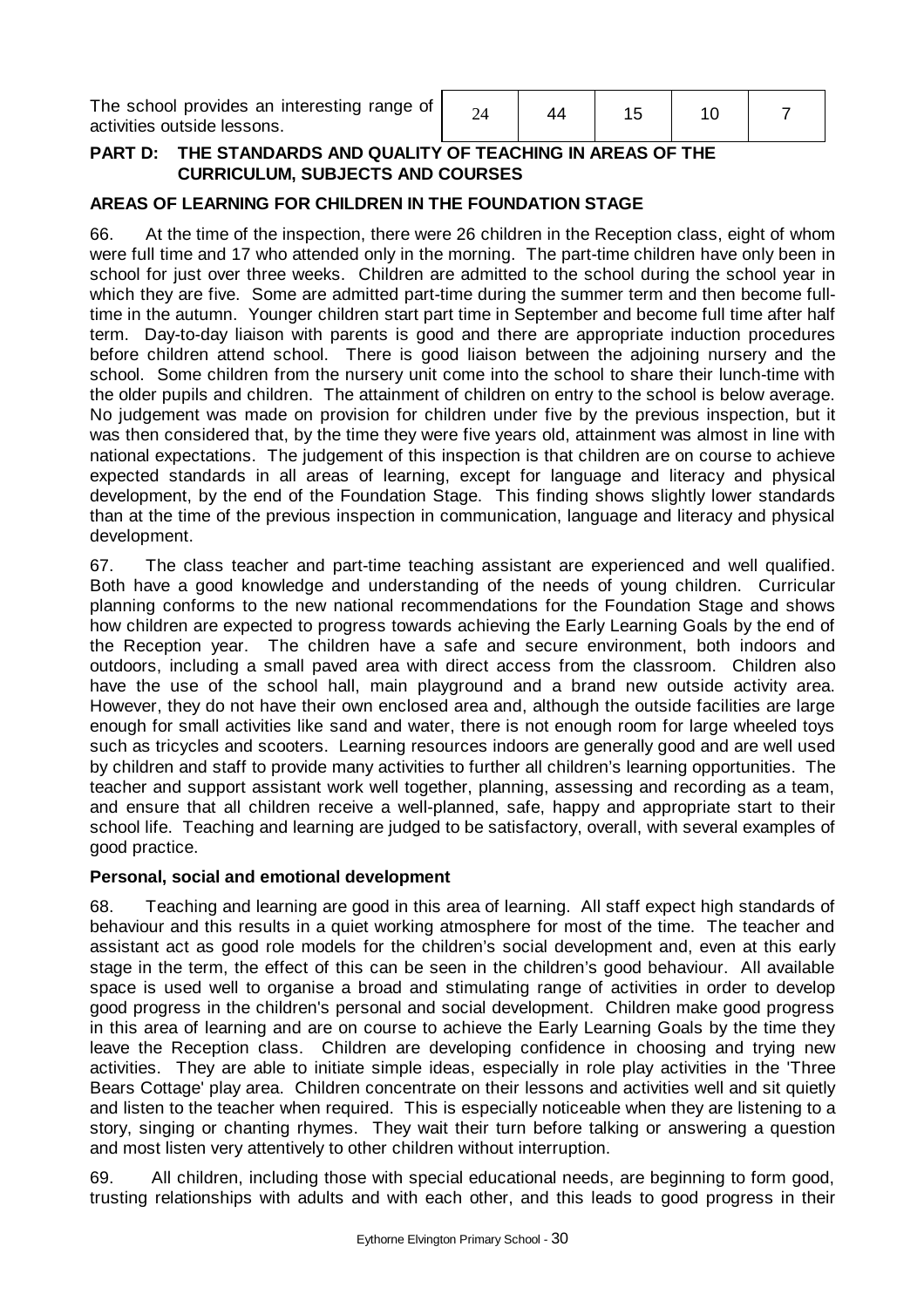| The school provides an interesting range of activities outside lessons. | 24 | 44 | 15 | 10 | 7 |
|---|---|---|---|---|---|

## PART D: THE STANDARDS AND QUALITY OF TEACHING IN AREAS OF THE CURRICULUM, SUBJECTS AND COURSES

### AREAS OF LEARNING FOR CHILDREN IN THE FOUNDATION STAGE

66. At the time of the inspection, there were 26 children in the Reception class, eight of whom were full time and 17 who attended only in the morning. The part-time children have only been in school for just over three weeks. Children are admitted to the school during the school year in which they are five. Some are admitted part-time during the summer term and then become full-time in the autumn. Younger children start part time in September and become full time after half term. Day-to-day liaison with parents is good and there are appropriate induction procedures before children attend school. There is good liaison between the adjoining nursery and the school. Some children from the nursery unit come into the school to share their lunch-time with the older pupils and children. The attainment of children on entry to the school is below average. No judgement was made on provision for children under five by the previous inspection, but it was then considered that, by the time they were five years old, attainment was almost in line with national expectations. The judgement of this inspection is that children are on course to achieve expected standards in all areas of learning, except for language and literacy and physical development, by the end of the Foundation Stage. This finding shows slightly lower standards than at the time of the previous inspection in communication, language and literacy and physical development.

67. The class teacher and part-time teaching assistant are experienced and well qualified. Both have a good knowledge and understanding of the needs of young children. Curricular planning conforms to the new national recommendations for the Foundation Stage and shows how children are expected to progress towards achieving the Early Learning Goals by the end of the Reception year. The children have a safe and secure environment, both indoors and outdoors, including a small paved area with direct access from the classroom. Children also have the use of the school hall, main playground and a brand new outside activity area. However, they do not have their own enclosed area and, although the outside facilities are large enough for small activities like sand and water, there is not enough room for large wheeled toys such as tricycles and scooters. Learning resources indoors are generally good and are well used by children and staff to provide many activities to further all children's learning opportunities. The teacher and support assistant work well together, planning, assessing and recording as a team, and ensure that all children receive a well-planned, safe, happy and appropriate start to their school life. Teaching and learning are judged to be satisfactory, overall, with several examples of good practice.

#### Personal, social and emotional development

68. Teaching and learning are good in this area of learning. All staff expect high standards of behaviour and this results in a quiet working atmosphere for most of the time. The teacher and assistant act as good role models for the children's social development and, even at this early stage in the term, the effect of this can be seen in the children's good behaviour. All available space is used well to organise a broad and stimulating range of activities in order to develop good progress in the children's personal and social development. Children make good progress in this area of learning and are on course to achieve the Early Learning Goals by the time they leave the Reception class. Children are developing confidence in choosing and trying new activities. They are able to initiate simple ideas, especially in role play activities in the 'Three Bears Cottage' play area. Children concentrate on their lessons and activities well and sit quietly and listen to the teacher when required. This is especially noticeable when they are listening to a story, singing or chanting rhymes. They wait their turn before talking or answering a question and most listen very attentively to other children without interruption.

69. All children, including those with special educational needs, are beginning to form good, trusting relationships with adults and with each other, and this leads to good progress in their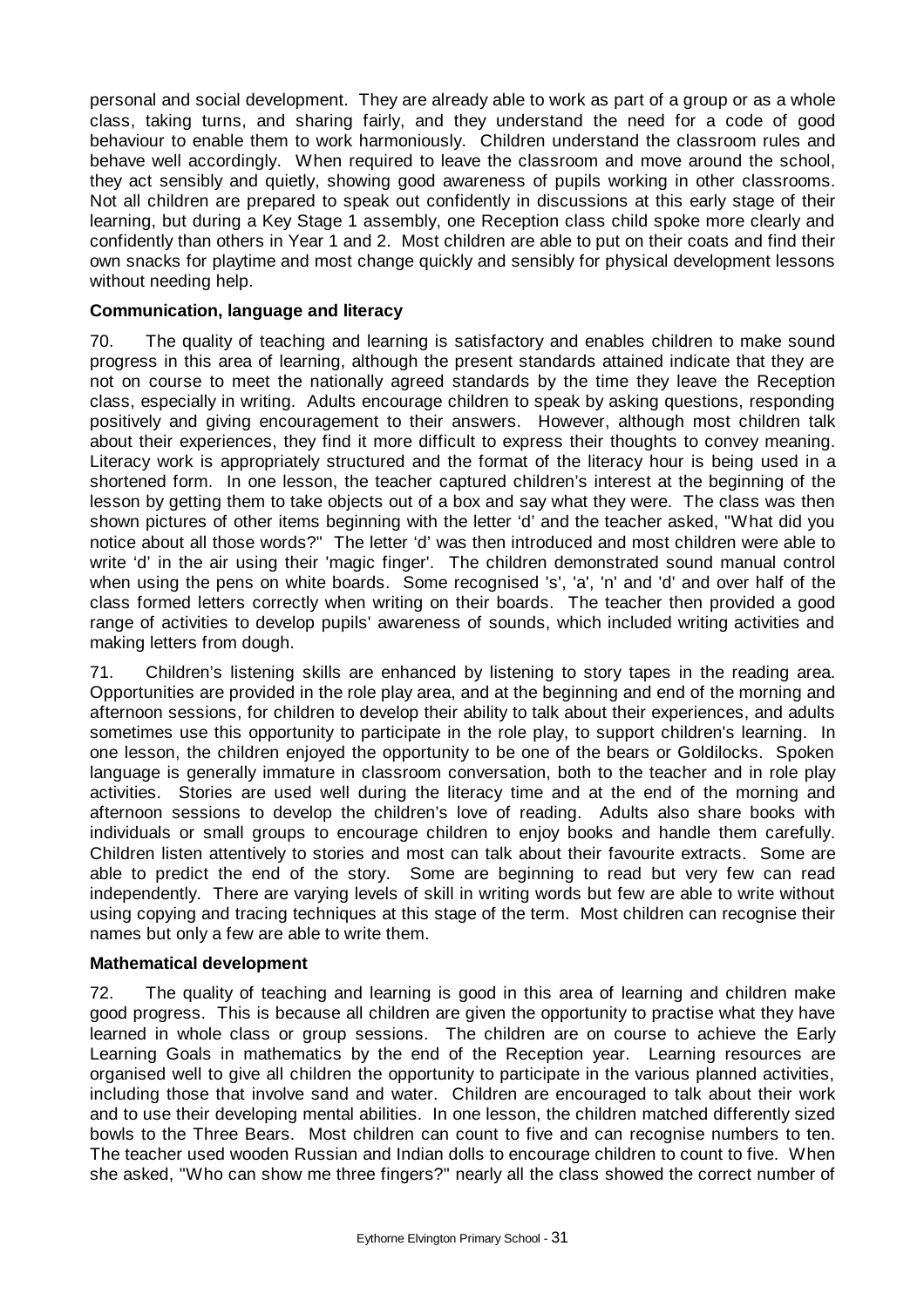personal and social development. They are already able to work as part of a group or as a whole class, taking turns, and sharing fairly, and they understand the need for a code of good behaviour to enable them to work harmoniously. Children understand the classroom rules and behave well accordingly. When required to leave the classroom and move around the school, they act sensibly and quietly, showing good awareness of pupils working in other classrooms. Not all children are prepared to speak out confidently in discussions at this early stage of their learning, but during a Key Stage 1 assembly, one Reception class child spoke more clearly and confidently than others in Year 1 and 2. Most children are able to put on their coats and find their own snacks for playtime and most change quickly and sensibly for physical development lessons without needing help.

**Communication, language and literacy**

70. The quality of teaching and learning is satisfactory and enables children to make sound progress in this area of learning, although the present standards attained indicate that they are not on course to meet the nationally agreed standards by the time they leave the Reception class, especially in writing. Adults encourage children to speak by asking questions, responding positively and giving encouragement to their answers. However, although most children talk about their experiences, they find it more difficult to express their thoughts to convey meaning. Literacy work is appropriately structured and the format of the literacy hour is being used in a shortened form. In one lesson, the teacher captured children's interest at the beginning of the lesson by getting them to take objects out of a box and say what they were. The class was then shown pictures of other items beginning with the letter 'd' and the teacher asked, "What did you notice about all those words?" The letter 'd' was then introduced and most children were able to write 'd' in the air using their 'magic finger'. The children demonstrated sound manual control when using the pens on white boards. Some recognised 's', 'a', 'n' and 'd' and over half of the class formed letters correctly when writing on their boards. The teacher then provided a good range of activities to develop pupils' awareness of sounds, which included writing activities and making letters from dough.

71. Children's listening skills are enhanced by listening to story tapes in the reading area. Opportunities are provided in the role play area, and at the beginning and end of the morning and afternoon sessions, for children to develop their ability to talk about their experiences, and adults sometimes use this opportunity to participate in the role play, to support children's learning. In one lesson, the children enjoyed the opportunity to be one of the bears or Goldilocks. Spoken language is generally immature in classroom conversation, both to the teacher and in role play activities. Stories are used well during the literacy time and at the end of the morning and afternoon sessions to develop the children's love of reading. Adults also share books with individuals or small groups to encourage children to enjoy books and handle them carefully. Children listen attentively to stories and most can talk about their favourite extracts. Some are able to predict the end of the story. Some are beginning to read but very few can read independently. There are varying levels of skill in writing words but few are able to write without using copying and tracing techniques at this stage of the term. Most children can recognise their names but only a few are able to write them.

**Mathematical development**

72. The quality of teaching and learning is good in this area of learning and children make good progress. This is because all children are given the opportunity to practise what they have learned in whole class or group sessions. The children are on course to achieve the Early Learning Goals in mathematics by the end of the Reception year. Learning resources are organised well to give all children the opportunity to participate in the various planned activities, including those that involve sand and water. Children are encouraged to talk about their work and to use their developing mental abilities. In one lesson, the children matched differently sized bowls to the Three Bears. Most children can count to five and can recognise numbers to ten. The teacher used wooden Russian and Indian dolls to encourage children to count to five. When she asked, "Who can show me three fingers?" nearly all the class showed the correct number of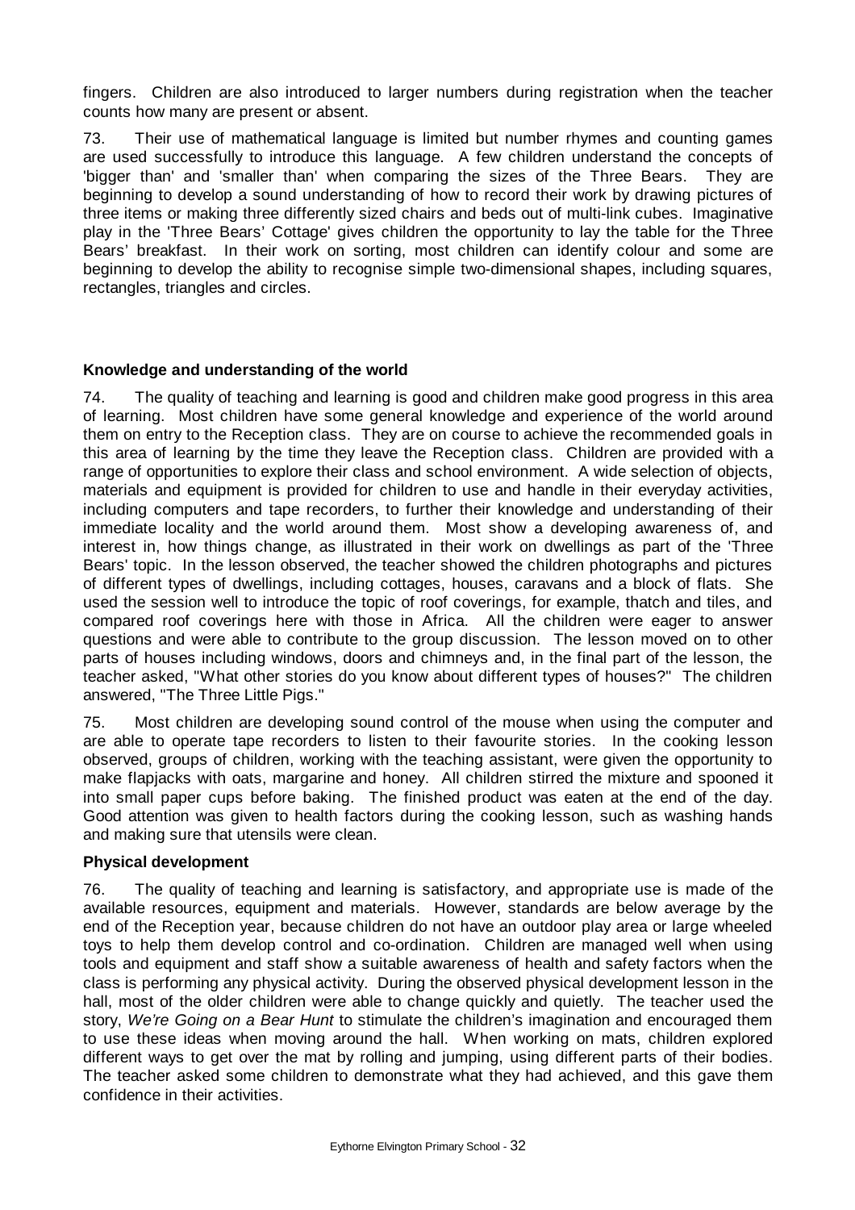fingers. Children are also introduced to larger numbers during registration when the teacher counts how many are present or absent.

73. Their use of mathematical language is limited but number rhymes and counting games are used successfully to introduce this language. A few children understand the concepts of 'bigger than' and 'smaller than' when comparing the sizes of the Three Bears. They are beginning to develop a sound understanding of how to record their work by drawing pictures of three items or making three differently sized chairs and beds out of multi-link cubes. Imaginative play in the 'Three Bears' Cottage' gives children the opportunity to lay the table for the Three Bears' breakfast. In their work on sorting, most children can identify colour and some are beginning to develop the ability to recognise simple two-dimensional shapes, including squares, rectangles, triangles and circles.

**Knowledge and understanding of the world**

74. The quality of teaching and learning is good and children make good progress in this area of learning. Most children have some general knowledge and experience of the world around them on entry to the Reception class. They are on course to achieve the recommended goals in this area of learning by the time they leave the Reception class. Children are provided with a range of opportunities to explore their class and school environment. A wide selection of objects, materials and equipment is provided for children to use and handle in their everyday activities, including computers and tape recorders, to further their knowledge and understanding of their immediate locality and the world around them. Most show a developing awareness of, and interest in, how things change, as illustrated in their work on dwellings as part of the 'Three Bears' topic. In the lesson observed, the teacher showed the children photographs and pictures of different types of dwellings, including cottages, houses, caravans and a block of flats. She used the session well to introduce the topic of roof coverings, for example, thatch and tiles, and compared roof coverings here with those in Africa. All the children were eager to answer questions and were able to contribute to the group discussion. The lesson moved on to other parts of houses including windows, doors and chimneys and, in the final part of the lesson, the teacher asked, "What other stories do you know about different types of houses?" The children answered, "The Three Little Pigs."

75. Most children are developing sound control of the mouse when using the computer and are able to operate tape recorders to listen to their favourite stories. In the cooking lesson observed, groups of children, working with the teaching assistant, were given the opportunity to make flapjacks with oats, margarine and honey. All children stirred the mixture and spooned it into small paper cups before baking. The finished product was eaten at the end of the day. Good attention was given to health factors during the cooking lesson, such as washing hands and making sure that utensils were clean.

**Physical development**

76. The quality of teaching and learning is satisfactory, and appropriate use is made of the available resources, equipment and materials. However, standards are below average by the end of the Reception year, because children do not have an outdoor play area or large wheeled toys to help them develop control and co-ordination. Children are managed well when using tools and equipment and staff show a suitable awareness of health and safety factors when the class is performing any physical activity. During the observed physical development lesson in the hall, most of the older children were able to change quickly and quietly. The teacher used the story, *We're Going on a Bear Hunt* to stimulate the children's imagination and encouraged them to use these ideas when moving around the hall. When working on mats, children explored different ways to get over the mat by rolling and jumping, using different parts of their bodies. The teacher asked some children to demonstrate what they had achieved, and this gave them confidence in their activities.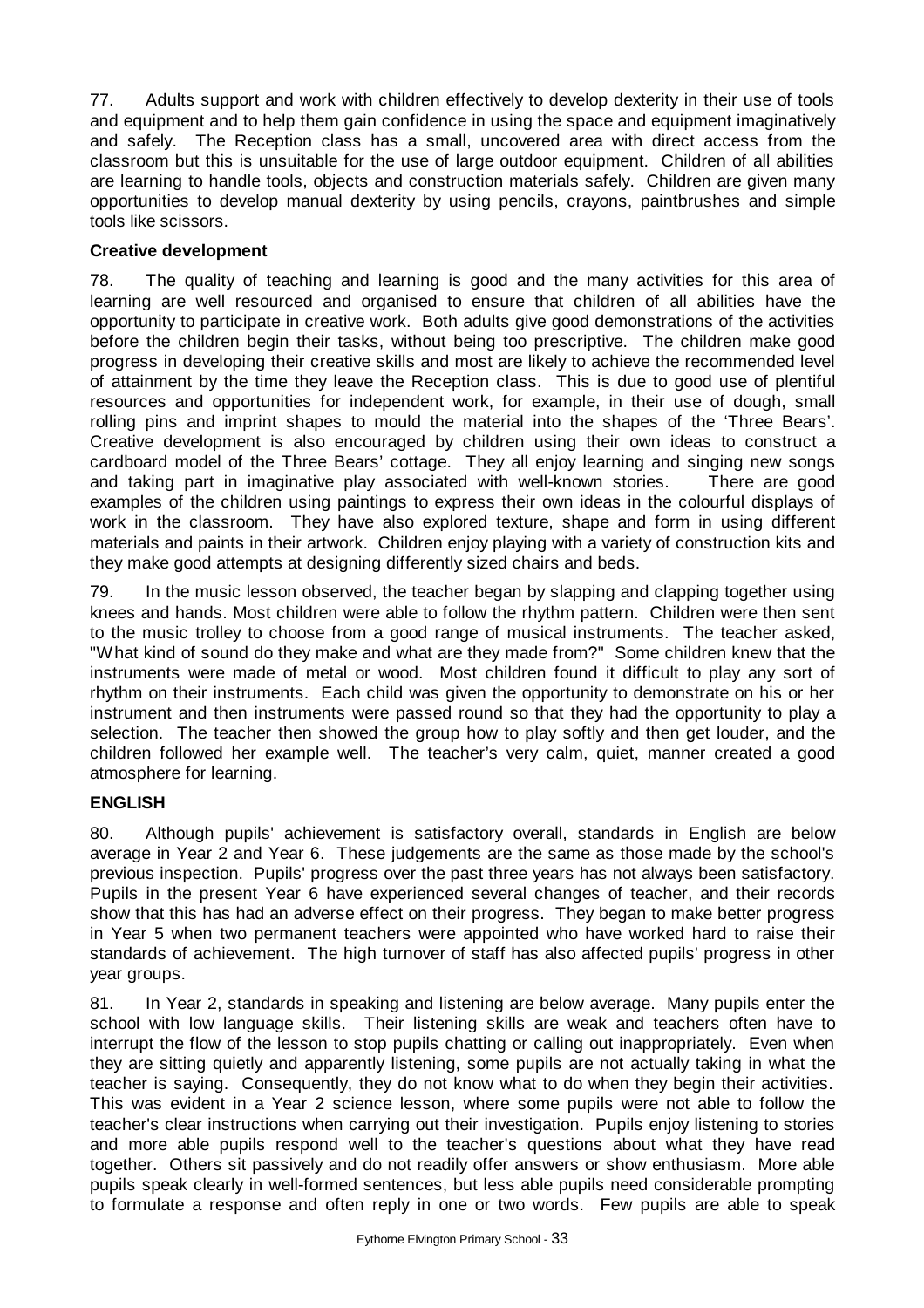77. Adults support and work with children effectively to develop dexterity in their use of tools and equipment and to help them gain confidence in using the space and equipment imaginatively and safely. The Reception class has a small, uncovered area with direct access from the classroom but this is unsuitable for the use of large outdoor equipment. Children of all abilities are learning to handle tools, objects and construction materials safely. Children are given many opportunities to develop manual dexterity by using pencils, crayons, paintbrushes and simple tools like scissors.

**Creative development**

78. The quality of teaching and learning is good and the many activities for this area of learning are well resourced and organised to ensure that children of all abilities have the opportunity to participate in creative work. Both adults give good demonstrations of the activities before the children begin their tasks, without being too prescriptive. The children make good progress in developing their creative skills and most are likely to achieve the recommended level of attainment by the time they leave the Reception class. This is due to good use of plentiful resources and opportunities for independent work, for example, in their use of dough, small rolling pins and imprint shapes to mould the material into the shapes of the 'Three Bears'. Creative development is also encouraged by children using their own ideas to construct a cardboard model of the Three Bears' cottage. They all enjoy learning and singing new songs and taking part in imaginative play associated with well-known stories. There are good examples of the children using paintings to express their own ideas in the colourful displays of work in the classroom. They have also explored texture, shape and form in using different materials and paints in their artwork. Children enjoy playing with a variety of construction kits and they make good attempts at designing differently sized chairs and beds.

79. In the music lesson observed, the teacher began by slapping and clapping together using knees and hands. Most children were able to follow the rhythm pattern. Children were then sent to the music trolley to choose from a good range of musical instruments. The teacher asked, "What kind of sound do they make and what are they made from?" Some children knew that the instruments were made of metal or wood. Most children found it difficult to play any sort of rhythm on their instruments. Each child was given the opportunity to demonstrate on his or her instrument and then instruments were passed round so that they had the opportunity to play a selection. The teacher then showed the group how to play softly and then get louder, and the children followed her example well. The teacher's very calm, quiet, manner created a good atmosphere for learning.

**ENGLISH**

80. Although pupils' achievement is satisfactory overall, standards in English are below average in Year 2 and Year 6. These judgements are the same as those made by the school's previous inspection. Pupils' progress over the past three years has not always been satisfactory. Pupils in the present Year 6 have experienced several changes of teacher, and their records show that this has had an adverse effect on their progress. They began to make better progress in Year 5 when two permanent teachers were appointed who have worked hard to raise their standards of achievement. The high turnover of staff has also affected pupils' progress in other year groups.

81. In Year 2, standards in speaking and listening are below average. Many pupils enter the school with low language skills. Their listening skills are weak and teachers often have to interrupt the flow of the lesson to stop pupils chatting or calling out inappropriately. Even when they are sitting quietly and apparently listening, some pupils are not actually taking in what the teacher is saying. Consequently, they do not know what to do when they begin their activities. This was evident in a Year 2 science lesson, where some pupils were not able to follow the teacher's clear instructions when carrying out their investigation. Pupils enjoy listening to stories and more able pupils respond well to the teacher's questions about what they have read together. Others sit passively and do not readily offer answers or show enthusiasm. More able pupils speak clearly in well-formed sentences, but less able pupils need considerable prompting to formulate a response and often reply in one or two words. Few pupils are able to speak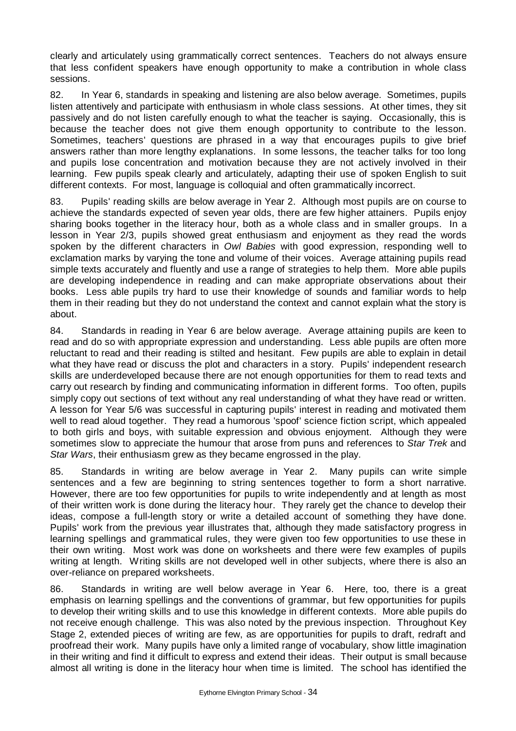clearly and articulately using grammatically correct sentences. Teachers do not always ensure that less confident speakers have enough opportunity to make a contribution in whole class sessions.

82. In Year 6, standards in speaking and listening are also below average. Sometimes, pupils listen attentively and participate with enthusiasm in whole class sessions. At other times, they sit passively and do not listen carefully enough to what the teacher is saying. Occasionally, this is because the teacher does not give them enough opportunity to contribute to the lesson. Sometimes, teachers' questions are phrased in a way that encourages pupils to give brief answers rather than more lengthy explanations. In some lessons, the teacher talks for too long and pupils lose concentration and motivation because they are not actively involved in their learning. Few pupils speak clearly and articulately, adapting their use of spoken English to suit different contexts. For most, language is colloquial and often grammatically incorrect.

83. Pupils' reading skills are below average in Year 2. Although most pupils are on course to achieve the standards expected of seven year olds, there are few higher attainers. Pupils enjoy sharing books together in the literacy hour, both as a whole class and in smaller groups. In a lesson in Year 2/3, pupils showed great enthusiasm and enjoyment as they read the words spoken by the different characters in *Owl Babies* with good expression, responding well to exclamation marks by varying the tone and volume of their voices. Average attaining pupils read simple texts accurately and fluently and use a range of strategies to help them. More able pupils are developing independence in reading and can make appropriate observations about their books. Less able pupils try hard to use their knowledge of sounds and familiar words to help them in their reading but they do not understand the context and cannot explain what the story is about.

84. Standards in reading in Year 6 are below average. Average attaining pupils are keen to read and do so with appropriate expression and understanding. Less able pupils are often more reluctant to read and their reading is stilted and hesitant. Few pupils are able to explain in detail what they have read or discuss the plot and characters in a story. Pupils' independent research skills are underdeveloped because there are not enough opportunities for them to read texts and carry out research by finding and communicating information in different forms. Too often, pupils simply copy out sections of text without any real understanding of what they have read or written. A lesson for Year 5/6 was successful in capturing pupils' interest in reading and motivated them well to read aloud together. They read a humorous 'spoof' science fiction script, which appealed to both girls and boys, with suitable expression and obvious enjoyment. Although they were sometimes slow to appreciate the humour that arose from puns and references to *Star Trek* and *Star Wars*, their enthusiasm grew as they became engrossed in the play.

85. Standards in writing are below average in Year 2. Many pupils can write simple sentences and a few are beginning to string sentences together to form a short narrative. However, there are too few opportunities for pupils to write independently and at length as most of their written work is done during the literacy hour. They rarely get the chance to develop their ideas, compose a full-length story or write a detailed account of something they have done. Pupils' work from the previous year illustrates that, although they made satisfactory progress in learning spellings and grammatical rules, they were given too few opportunities to use these in their own writing. Most work was done on worksheets and there were few examples of pupils writing at length. Writing skills are not developed well in other subjects, where there is also an over-reliance on prepared worksheets.

86. Standards in writing are well below average in Year 6. Here, too, there is a great emphasis on learning spellings and the conventions of grammar, but few opportunities for pupils to develop their writing skills and to use this knowledge in different contexts. More able pupils do not receive enough challenge. This was also noted by the previous inspection. Throughout Key Stage 2, extended pieces of writing are few, as are opportunities for pupils to draft, redraft and proofread their work. Many pupils have only a limited range of vocabulary, show little imagination in their writing and find it difficult to express and extend their ideas. Their output is small because almost all writing is done in the literacy hour when time is limited. The school has identified the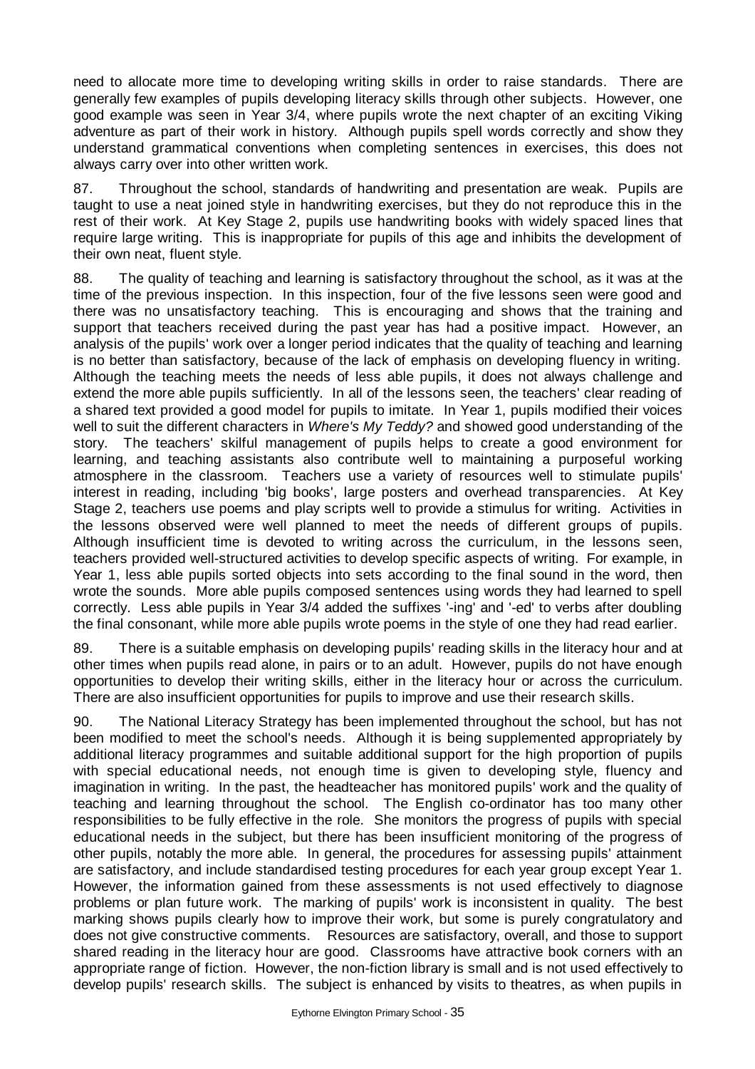need to allocate more time to developing writing skills in order to raise standards. There are generally few examples of pupils developing literacy skills through other subjects. However, one good example was seen in Year 3/4, where pupils wrote the next chapter of an exciting Viking adventure as part of their work in history. Although pupils spell words correctly and show they understand grammatical conventions when completing sentences in exercises, this does not always carry over into other written work.

87. Throughout the school, standards of handwriting and presentation are weak. Pupils are taught to use a neat joined style in handwriting exercises, but they do not reproduce this in the rest of their work. At Key Stage 2, pupils use handwriting books with widely spaced lines that require large writing. This is inappropriate for pupils of this age and inhibits the development of their own neat, fluent style.

88. The quality of teaching and learning is satisfactory throughout the school, as it was at the time of the previous inspection. In this inspection, four of the five lessons seen were good and there was no unsatisfactory teaching. This is encouraging and shows that the training and support that teachers received during the past year has had a positive impact. However, an analysis of the pupils' work over a longer period indicates that the quality of teaching and learning is no better than satisfactory, because of the lack of emphasis on developing fluency in writing. Although the teaching meets the needs of less able pupils, it does not always challenge and extend the more able pupils sufficiently. In all of the lessons seen, the teachers' clear reading of a shared text provided a good model for pupils to imitate. In Year 1, pupils modified their voices well to suit the different characters in *Where's My Teddy?* and showed good understanding of the story. The teachers' skilful management of pupils helps to create a good environment for learning, and teaching assistants also contribute well to maintaining a purposeful working atmosphere in the classroom. Teachers use a variety of resources well to stimulate pupils' interest in reading, including 'big books', large posters and overhead transparencies. At Key Stage 2, teachers use poems and play scripts well to provide a stimulus for writing. Activities in the lessons observed were well planned to meet the needs of different groups of pupils. Although insufficient time is devoted to writing across the curriculum, in the lessons seen, teachers provided well-structured activities to develop specific aspects of writing. For example, in Year 1, less able pupils sorted objects into sets according to the final sound in the word, then wrote the sounds. More able pupils composed sentences using words they had learned to spell correctly. Less able pupils in Year 3/4 added the suffixes '-ing' and '-ed' to verbs after doubling the final consonant, while more able pupils wrote poems in the style of one they had read earlier.

89. There is a suitable emphasis on developing pupils' reading skills in the literacy hour and at other times when pupils read alone, in pairs or to an adult. However, pupils do not have enough opportunities to develop their writing skills, either in the literacy hour or across the curriculum. There are also insufficient opportunities for pupils to improve and use their research skills.

90. The National Literacy Strategy has been implemented throughout the school, but has not been modified to meet the school's needs. Although it is being supplemented appropriately by additional literacy programmes and suitable additional support for the high proportion of pupils with special educational needs, not enough time is given to developing style, fluency and imagination in writing. In the past, the headteacher has monitored pupils' work and the quality of teaching and learning throughout the school. The English co-ordinator has too many other responsibilities to be fully effective in the role. She monitors the progress of pupils with special educational needs in the subject, but there has been insufficient monitoring of the progress of other pupils, notably the more able. In general, the procedures for assessing pupils' attainment are satisfactory, and include standardised testing procedures for each year group except Year 1. However, the information gained from these assessments is not used effectively to diagnose problems or plan future work. The marking of pupils' work is inconsistent in quality. The best marking shows pupils clearly how to improve their work, but some is purely congratulatory and does not give constructive comments. Resources are satisfactory, overall, and those to support shared reading in the literacy hour are good. Classrooms have attractive book corners with an appropriate range of fiction. However, the non-fiction library is small and is not used effectively to develop pupils' research skills. The subject is enhanced by visits to theatres, as when pupils in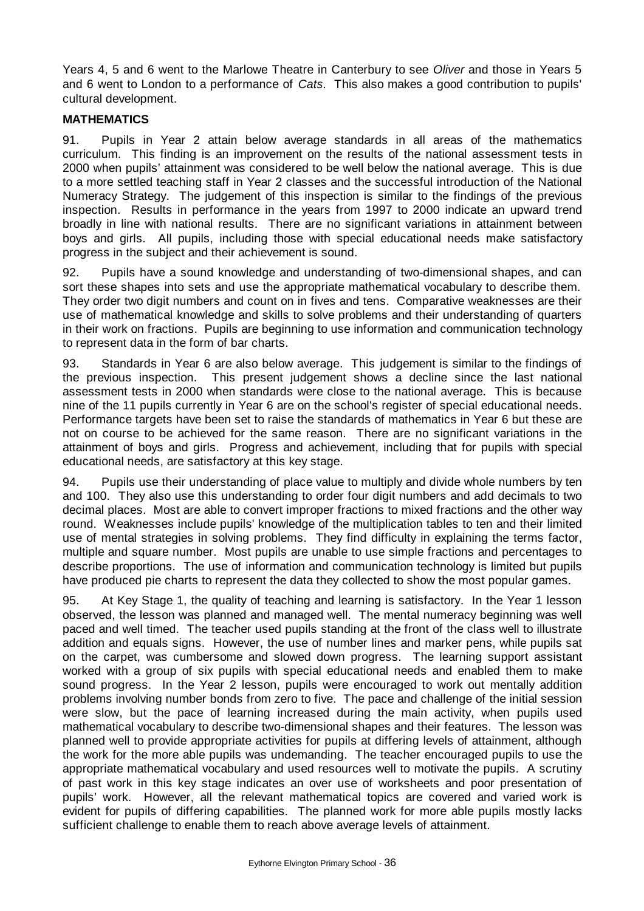Years 4, 5 and 6 went to the Marlowe Theatre in Canterbury to see *Oliver* and those in Years 5 and 6 went to London to a performance of *Cats*. This also makes a good contribution to pupils' cultural development.

**MATHEMATICS**

91. Pupils in Year 2 attain below average standards in all areas of the mathematics curriculum. This finding is an improvement on the results of the national assessment tests in 2000 when pupils' attainment was considered to be well below the national average. This is due to a more settled teaching staff in Year 2 classes and the successful introduction of the National Numeracy Strategy. The judgement of this inspection is similar to the findings of the previous inspection. Results in performance in the years from 1997 to 2000 indicate an upward trend broadly in line with national results. There are no significant variations in attainment between boys and girls. All pupils, including those with special educational needs make satisfactory progress in the subject and their achievement is sound.

92. Pupils have a sound knowledge and understanding of two-dimensional shapes, and can sort these shapes into sets and use the appropriate mathematical vocabulary to describe them. They order two digit numbers and count on in fives and tens. Comparative weaknesses are their use of mathematical knowledge and skills to solve problems and their understanding of quarters in their work on fractions. Pupils are beginning to use information and communication technology to represent data in the form of bar charts.

93. Standards in Year 6 are also below average. This judgement is similar to the findings of the previous inspection. This present judgement shows a decline since the last national assessment tests in 2000 when standards were close to the national average. This is because nine of the 11 pupils currently in Year 6 are on the school's register of special educational needs. Performance targets have been set to raise the standards of mathematics in Year 6 but these are not on course to be achieved for the same reason. There are no significant variations in the attainment of boys and girls. Progress and achievement, including that for pupils with special educational needs, are satisfactory at this key stage.

94. Pupils use their understanding of place value to multiply and divide whole numbers by ten and 100. They also use this understanding to order four digit numbers and add decimals to two decimal places. Most are able to convert improper fractions to mixed fractions and the other way round. Weaknesses include pupils' knowledge of the multiplication tables to ten and their limited use of mental strategies in solving problems. They find difficulty in explaining the terms factor, multiple and square number. Most pupils are unable to use simple fractions and percentages to describe proportions. The use of information and communication technology is limited but pupils have produced pie charts to represent the data they collected to show the most popular games.

95. At Key Stage 1, the quality of teaching and learning is satisfactory. In the Year 1 lesson observed, the lesson was planned and managed well. The mental numeracy beginning was well paced and well timed. The teacher used pupils standing at the front of the class well to illustrate addition and equals signs. However, the use of number lines and marker pens, while pupils sat on the carpet, was cumbersome and slowed down progress. The learning support assistant worked with a group of six pupils with special educational needs and enabled them to make sound progress. In the Year 2 lesson, pupils were encouraged to work out mentally addition problems involving number bonds from zero to five. The pace and challenge of the initial session were slow, but the pace of learning increased during the main activity, when pupils used mathematical vocabulary to describe two-dimensional shapes and their features. The lesson was planned well to provide appropriate activities for pupils at differing levels of attainment, although the work for the more able pupils was undemanding. The teacher encouraged pupils to use the appropriate mathematical vocabulary and used resources well to motivate the pupils. A scrutiny of past work in this key stage indicates an over use of worksheets and poor presentation of pupils' work. However, all the relevant mathematical topics are covered and varied work is evident for pupils of differing capabilities. The planned work for more able pupils mostly lacks sufficient challenge to enable them to reach above average levels of attainment.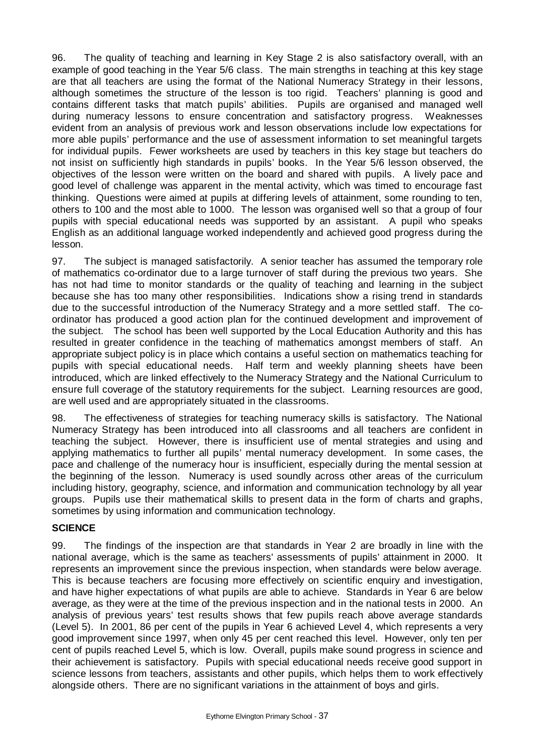96. The quality of teaching and learning in Key Stage 2 is also satisfactory overall, with an example of good teaching in the Year 5/6 class. The main strengths in teaching at this key stage are that all teachers are using the format of the National Numeracy Strategy in their lessons, although sometimes the structure of the lesson is too rigid. Teachers' planning is good and contains different tasks that match pupils' abilities. Pupils are organised and managed well during numeracy lessons to ensure concentration and satisfactory progress. Weaknesses evident from an analysis of previous work and lesson observations include low expectations for more able pupils' performance and the use of assessment information to set meaningful targets for individual pupils. Fewer worksheets are used by teachers in this key stage but teachers do not insist on sufficiently high standards in pupils' books. In the Year 5/6 lesson observed, the objectives of the lesson were written on the board and shared with pupils. A lively pace and good level of challenge was apparent in the mental activity, which was timed to encourage fast thinking. Questions were aimed at pupils at differing levels of attainment, some rounding to ten, others to 100 and the most able to 1000. The lesson was organised well so that a group of four pupils with special educational needs was supported by an assistant. A pupil who speaks English as an additional language worked independently and achieved good progress during the lesson.

97. The subject is managed satisfactorily. A senior teacher has assumed the temporary role of mathematics co-ordinator due to a large turnover of staff during the previous two years. She has not had time to monitor standards or the quality of teaching and learning in the subject because she has too many other responsibilities. Indications show a rising trend in standards due to the successful introduction of the Numeracy Strategy and a more settled staff. The co-ordinator has produced a good action plan for the continued development and improvement of the subject. The school has been well supported by the Local Education Authority and this has resulted in greater confidence in the teaching of mathematics amongst members of staff. An appropriate subject policy is in place which contains a useful section on mathematics teaching for pupils with special educational needs. Half term and weekly planning sheets have been introduced, which are linked effectively to the Numeracy Strategy and the National Curriculum to ensure full coverage of the statutory requirements for the subject. Learning resources are good, are well used and are appropriately situated in the classrooms.

98. The effectiveness of strategies for teaching numeracy skills is satisfactory. The National Numeracy Strategy has been introduced into all classrooms and all teachers are confident in teaching the subject. However, there is insufficient use of mental strategies and using and applying mathematics to further all pupils' mental numeracy development. In some cases, the pace and challenge of the numeracy hour is insufficient, especially during the mental session at the beginning of the lesson. Numeracy is used soundly across other areas of the curriculum including history, geography, science, and information and communication technology by all year groups. Pupils use their mathematical skills to present data in the form of charts and graphs, sometimes by using information and communication technology.

**SCIENCE**

99. The findings of the inspection are that standards in Year 2 are broadly in line with the national average, which is the same as teachers' assessments of pupils' attainment in 2000. It represents an improvement since the previous inspection, when standards were below average. This is because teachers are focusing more effectively on scientific enquiry and investigation, and have higher expectations of what pupils are able to achieve. Standards in Year 6 are below average, as they were at the time of the previous inspection and in the national tests in 2000. An analysis of previous years' test results shows that few pupils reach above average standards (Level 5). In 2001, 86 per cent of the pupils in Year 6 achieved Level 4, which represents a very good improvement since 1997, when only 45 per cent reached this level. However, only ten per cent of pupils reached Level 5, which is low. Overall, pupils make sound progress in science and their achievement is satisfactory. Pupils with special educational needs receive good support in science lessons from teachers, assistants and other pupils, which helps them to work effectively alongside others. There are no significant variations in the attainment of boys and girls.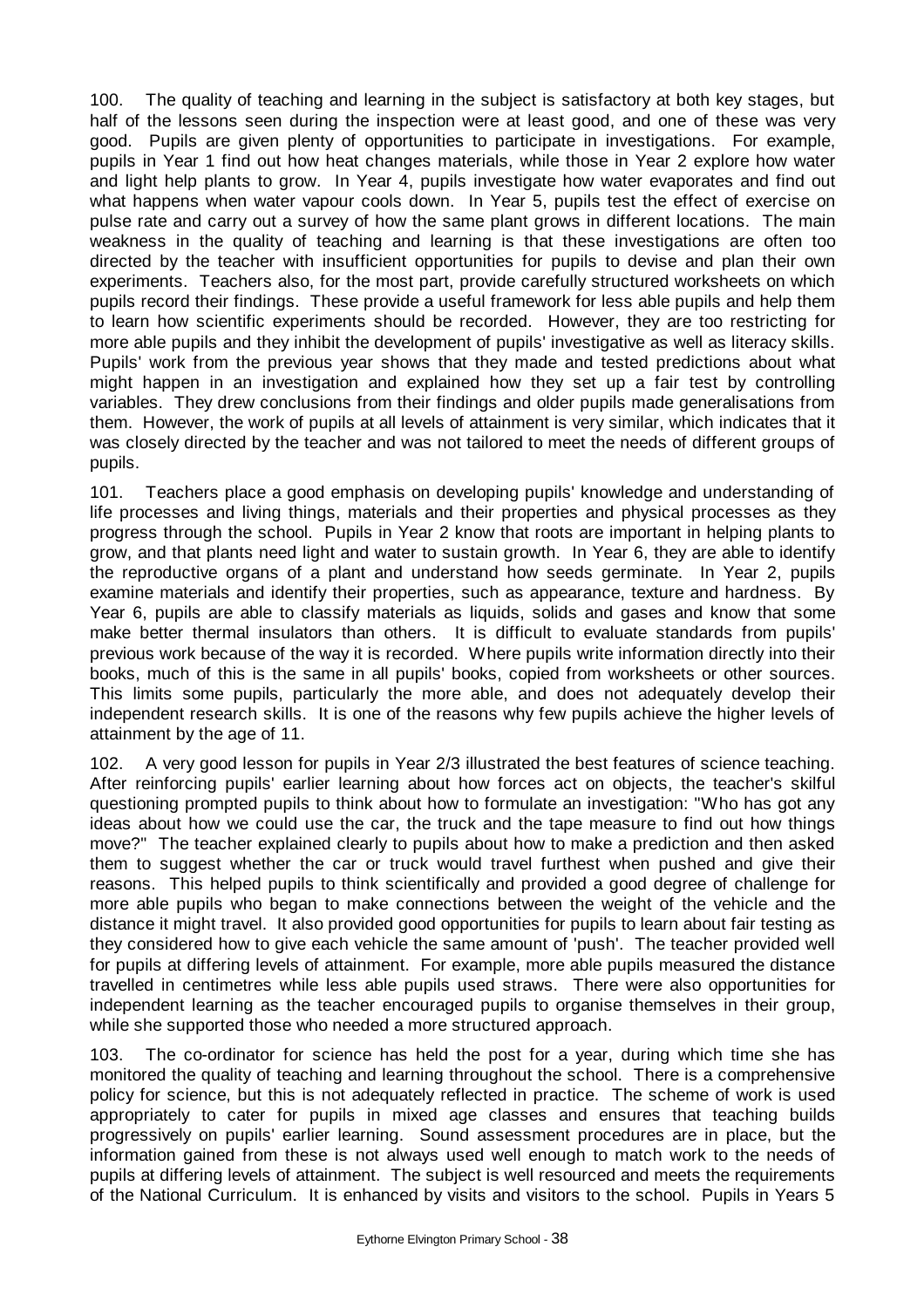100. The quality of teaching and learning in the subject is satisfactory at both key stages, but half of the lessons seen during the inspection were at least good, and one of these was very good. Pupils are given plenty of opportunities to participate in investigations. For example, pupils in Year 1 find out how heat changes materials, while those in Year 2 explore how water and light help plants to grow. In Year 4, pupils investigate how water evaporates and find out what happens when water vapour cools down. In Year 5, pupils test the effect of exercise on pulse rate and carry out a survey of how the same plant grows in different locations. The main weakness in the quality of teaching and learning is that these investigations are often too directed by the teacher with insufficient opportunities for pupils to devise and plan their own experiments. Teachers also, for the most part, provide carefully structured worksheets on which pupils record their findings. These provide a useful framework for less able pupils and help them to learn how scientific experiments should be recorded. However, they are too restricting for more able pupils and they inhibit the development of pupils' investigative as well as literacy skills. Pupils' work from the previous year shows that they made and tested predictions about what might happen in an investigation and explained how they set up a fair test by controlling variables. They drew conclusions from their findings and older pupils made generalisations from them. However, the work of pupils at all levels of attainment is very similar, which indicates that it was closely directed by the teacher and was not tailored to meet the needs of different groups of pupils.

101. Teachers place a good emphasis on developing pupils' knowledge and understanding of life processes and living things, materials and their properties and physical processes as they progress through the school. Pupils in Year 2 know that roots are important in helping plants to grow, and that plants need light and water to sustain growth. In Year 6, they are able to identify the reproductive organs of a plant and understand how seeds germinate. In Year 2, pupils examine materials and identify their properties, such as appearance, texture and hardness. By Year 6, pupils are able to classify materials as liquids, solids and gases and know that some make better thermal insulators than others. It is difficult to evaluate standards from pupils' previous work because of the way it is recorded. Where pupils write information directly into their books, much of this is the same in all pupils' books, copied from worksheets or other sources. This limits some pupils, particularly the more able, and does not adequately develop their independent research skills. It is one of the reasons why few pupils achieve the higher levels of attainment by the age of 11.

102. A very good lesson for pupils in Year 2/3 illustrated the best features of science teaching. After reinforcing pupils' earlier learning about how forces act on objects, the teacher's skilful questioning prompted pupils to think about how to formulate an investigation: "Who has got any ideas about how we could use the car, the truck and the tape measure to find out how things move?" The teacher explained clearly to pupils about how to make a prediction and then asked them to suggest whether the car or truck would travel furthest when pushed and give their reasons. This helped pupils to think scientifically and provided a good degree of challenge for more able pupils who began to make connections between the weight of the vehicle and the distance it might travel. It also provided good opportunities for pupils to learn about fair testing as they considered how to give each vehicle the same amount of 'push'. The teacher provided well for pupils at differing levels of attainment. For example, more able pupils measured the distance travelled in centimetres while less able pupils used straws. There were also opportunities for independent learning as the teacher encouraged pupils to organise themselves in their group, while she supported those who needed a more structured approach.

103. The co-ordinator for science has held the post for a year, during which time she has monitored the quality of teaching and learning throughout the school. There is a comprehensive policy for science, but this is not adequately reflected in practice. The scheme of work is used appropriately to cater for pupils in mixed age classes and ensures that teaching builds progressively on pupils' earlier learning. Sound assessment procedures are in place, but the information gained from these is not always used well enough to match work to the needs of pupils at differing levels of attainment. The subject is well resourced and meets the requirements of the National Curriculum. It is enhanced by visits and visitors to the school. Pupils in Years 5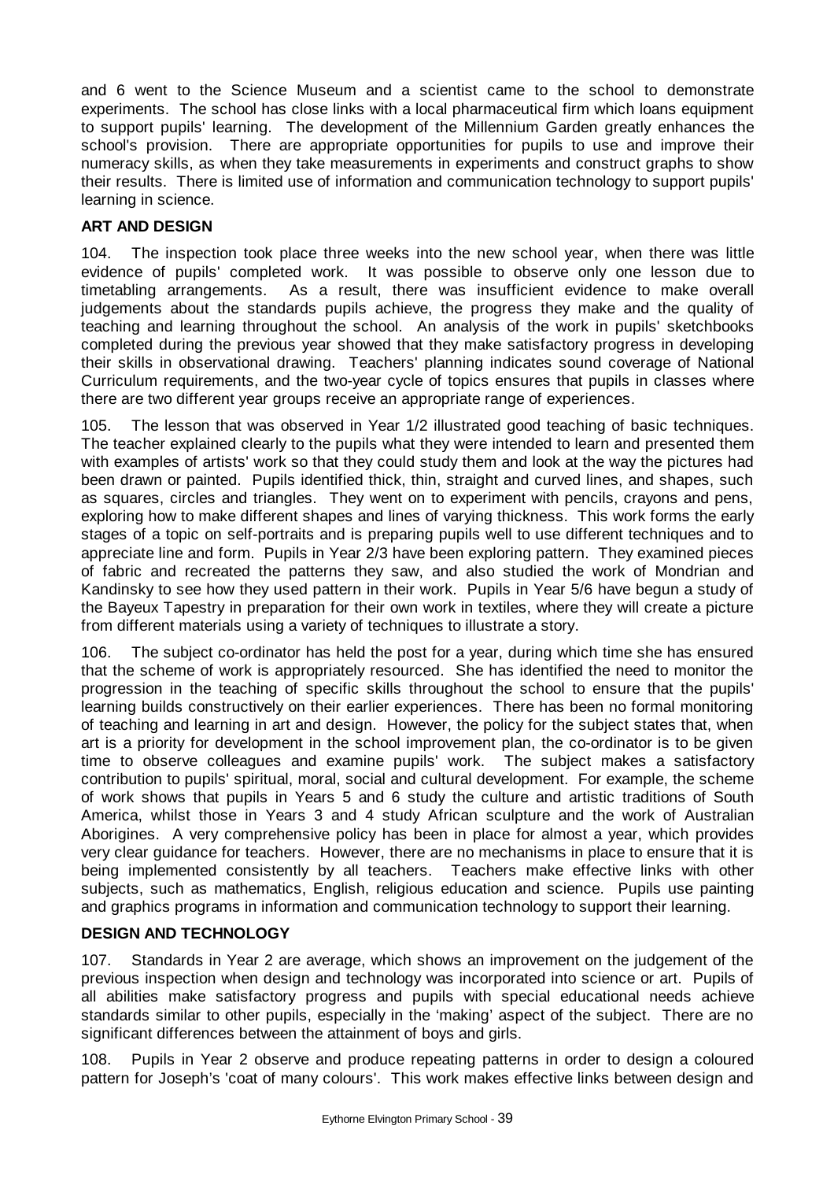and 6 went to the Science Museum and a scientist came to the school to demonstrate experiments. The school has close links with a local pharmaceutical firm which loans equipment to support pupils' learning. The development of the Millennium Garden greatly enhances the school's provision. There are appropriate opportunities for pupils to use and improve their numeracy skills, as when they take measurements in experiments and construct graphs to show their results. There is limited use of information and communication technology to support pupils' learning in science.

**ART AND DESIGN**

104. The inspection took place three weeks into the new school year, when there was little evidence of pupils' completed work. It was possible to observe only one lesson due to timetabling arrangements. As a result, there was insufficient evidence to make overall judgements about the standards pupils achieve, the progress they make and the quality of teaching and learning throughout the school. An analysis of the work in pupils' sketchbooks completed during the previous year showed that they make satisfactory progress in developing their skills in observational drawing. Teachers' planning indicates sound coverage of National Curriculum requirements, and the two-year cycle of topics ensures that pupils in classes where there are two different year groups receive an appropriate range of experiences.

105. The lesson that was observed in Year 1/2 illustrated good teaching of basic techniques. The teacher explained clearly to the pupils what they were intended to learn and presented them with examples of artists' work so that they could study them and look at the way the pictures had been drawn or painted. Pupils identified thick, thin, straight and curved lines, and shapes, such as squares, circles and triangles. They went on to experiment with pencils, crayons and pens, exploring how to make different shapes and lines of varying thickness. This work forms the early stages of a topic on self-portraits and is preparing pupils well to use different techniques and to appreciate line and form. Pupils in Year 2/3 have been exploring pattern. They examined pieces of fabric and recreated the patterns they saw, and also studied the work of Mondrian and Kandinsky to see how they used pattern in their work. Pupils in Year 5/6 have begun a study of the Bayeux Tapestry in preparation for their own work in textiles, where they will create a picture from different materials using a variety of techniques to illustrate a story.

106. The subject co-ordinator has held the post for a year, during which time she has ensured that the scheme of work is appropriately resourced. She has identified the need to monitor the progression in the teaching of specific skills throughout the school to ensure that the pupils' learning builds constructively on their earlier experiences. There has been no formal monitoring of teaching and learning in art and design. However, the policy for the subject states that, when art is a priority for development in the school improvement plan, the co-ordinator is to be given time to observe colleagues and examine pupils' work. The subject makes a satisfactory contribution to pupils' spiritual, moral, social and cultural development. For example, the scheme of work shows that pupils in Years 5 and 6 study the culture and artistic traditions of South America, whilst those in Years 3 and 4 study African sculpture and the work of Australian Aborigines. A very comprehensive policy has been in place for almost a year, which provides very clear guidance for teachers. However, there are no mechanisms in place to ensure that it is being implemented consistently by all teachers. Teachers make effective links with other subjects, such as mathematics, English, religious education and science. Pupils use painting and graphics programs in information and communication technology to support their learning.

**DESIGN AND TECHNOLOGY**

107. Standards in Year 2 are average, which shows an improvement on the judgement of the previous inspection when design and technology was incorporated into science or art. Pupils of all abilities make satisfactory progress and pupils with special educational needs achieve standards similar to other pupils, especially in the 'making' aspect of the subject. There are no significant differences between the attainment of boys and girls.

108. Pupils in Year 2 observe and produce repeating patterns in order to design a coloured pattern for Joseph's 'coat of many colours'. This work makes effective links between design and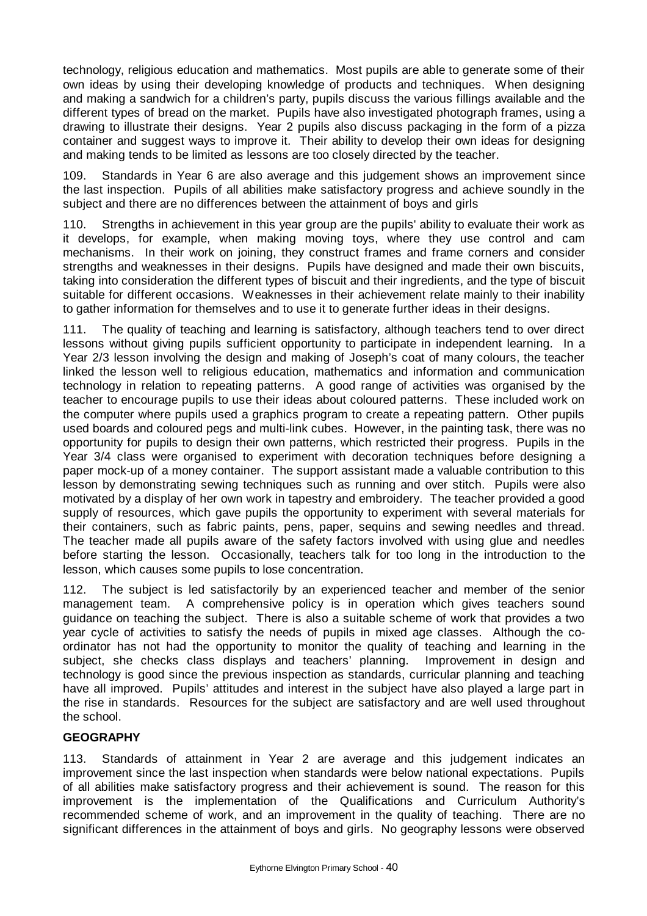technology, religious education and mathematics. Most pupils are able to generate some of their own ideas by using their developing knowledge of products and techniques. When designing and making a sandwich for a children's party, pupils discuss the various fillings available and the different types of bread on the market. Pupils have also investigated photograph frames, using a drawing to illustrate their designs. Year 2 pupils also discuss packaging in the form of a pizza container and suggest ways to improve it. Their ability to develop their own ideas for designing and making tends to be limited as lessons are too closely directed by the teacher.

109. Standards in Year 6 are also average and this judgement shows an improvement since the last inspection. Pupils of all abilities make satisfactory progress and achieve soundly in the subject and there are no differences between the attainment of boys and girls

110. Strengths in achievement in this year group are the pupils' ability to evaluate their work as it develops, for example, when making moving toys, where they use control and cam mechanisms. In their work on joining, they construct frames and frame corners and consider strengths and weaknesses in their designs. Pupils have designed and made their own biscuits, taking into consideration the different types of biscuit and their ingredients, and the type of biscuit suitable for different occasions. Weaknesses in their achievement relate mainly to their inability to gather information for themselves and to use it to generate further ideas in their designs.

111. The quality of teaching and learning is satisfactory, although teachers tend to over direct lessons without giving pupils sufficient opportunity to participate in independent learning. In a Year 2/3 lesson involving the design and making of Joseph's coat of many colours, the teacher linked the lesson well to religious education, mathematics and information and communication technology in relation to repeating patterns. A good range of activities was organised by the teacher to encourage pupils to use their ideas about coloured patterns. These included work on the computer where pupils used a graphics program to create a repeating pattern. Other pupils used boards and coloured pegs and multi-link cubes. However, in the painting task, there was no opportunity for pupils to design their own patterns, which restricted their progress. Pupils in the Year 3/4 class were organised to experiment with decoration techniques before designing a paper mock-up of a money container. The support assistant made a valuable contribution to this lesson by demonstrating sewing techniques such as running and over stitch. Pupils were also motivated by a display of her own work in tapestry and embroidery. The teacher provided a good supply of resources, which gave pupils the opportunity to experiment with several materials for their containers, such as fabric paints, pens, paper, sequins and sewing needles and thread. The teacher made all pupils aware of the safety factors involved with using glue and needles before starting the lesson. Occasionally, teachers talk for too long in the introduction to the lesson, which causes some pupils to lose concentration.

112. The subject is led satisfactorily by an experienced teacher and member of the senior management team. A comprehensive policy is in operation which gives teachers sound guidance on teaching the subject. There is also a suitable scheme of work that provides a two year cycle of activities to satisfy the needs of pupils in mixed age classes. Although the co-ordinator has not had the opportunity to monitor the quality of teaching and learning in the subject, she checks class displays and teachers' planning. Improvement in design and technology is good since the previous inspection as standards, curricular planning and teaching have all improved. Pupils' attitudes and interest in the subject have also played a large part in the rise in standards. Resources for the subject are satisfactory and are well used throughout the school.

## GEOGRAPHY

113. Standards of attainment in Year 2 are average and this judgement indicates an improvement since the last inspection when standards were below national expectations. Pupils of all abilities make satisfactory progress and their achievement is sound. The reason for this improvement is the implementation of the Qualifications and Curriculum Authority's recommended scheme of work, and an improvement in the quality of teaching. There are no significant differences in the attainment of boys and girls. No geography lessons were observed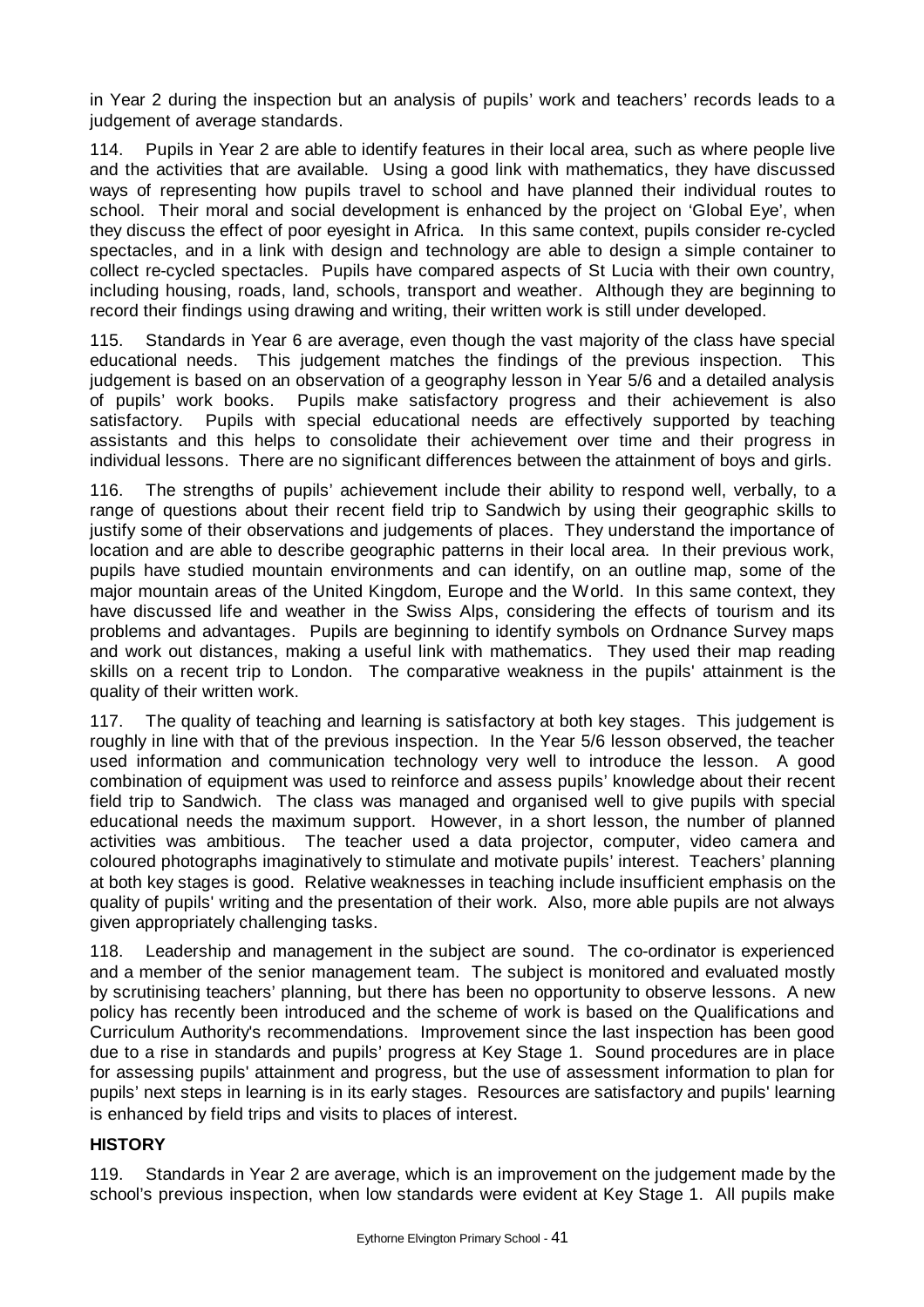in Year 2 during the inspection but an analysis of pupils' work and teachers' records leads to a judgement of average standards.

114. Pupils in Year 2 are able to identify features in their local area, such as where people live and the activities that are available. Using a good link with mathematics, they have discussed ways of representing how pupils travel to school and have planned their individual routes to school. Their moral and social development is enhanced by the project on 'Global Eye', when they discuss the effect of poor eyesight in Africa. In this same context, pupils consider re-cycled spectacles, and in a link with design and technology are able to design a simple container to collect re-cycled spectacles. Pupils have compared aspects of St Lucia with their own country, including housing, roads, land, schools, transport and weather. Although they are beginning to record their findings using drawing and writing, their written work is still under developed.

115. Standards in Year 6 are average, even though the vast majority of the class have special educational needs. This judgement matches the findings of the previous inspection. This judgement is based on an observation of a geography lesson in Year 5/6 and a detailed analysis of pupils' work books. Pupils make satisfactory progress and their achievement is also satisfactory. Pupils with special educational needs are effectively supported by teaching assistants and this helps to consolidate their achievement over time and their progress in individual lessons. There are no significant differences between the attainment of boys and girls.

116. The strengths of pupils' achievement include their ability to respond well, verbally, to a range of questions about their recent field trip to Sandwich by using their geographic skills to justify some of their observations and judgements of places. They understand the importance of location and are able to describe geographic patterns in their local area. In their previous work, pupils have studied mountain environments and can identify, on an outline map, some of the major mountain areas of the United Kingdom, Europe and the World. In this same context, they have discussed life and weather in the Swiss Alps, considering the effects of tourism and its problems and advantages. Pupils are beginning to identify symbols on Ordnance Survey maps and work out distances, making a useful link with mathematics. They used their map reading skills on a recent trip to London. The comparative weakness in the pupils' attainment is the quality of their written work.

117. The quality of teaching and learning is satisfactory at both key stages. This judgement is roughly in line with that of the previous inspection. In the Year 5/6 lesson observed, the teacher used information and communication technology very well to introduce the lesson. A good combination of equipment was used to reinforce and assess pupils' knowledge about their recent field trip to Sandwich. The class was managed and organised well to give pupils with special educational needs the maximum support. However, in a short lesson, the number of planned activities was ambitious. The teacher used a data projector, computer, video camera and coloured photographs imaginatively to stimulate and motivate pupils' interest. Teachers' planning at both key stages is good. Relative weaknesses in teaching include insufficient emphasis on the quality of pupils' writing and the presentation of their work. Also, more able pupils are not always given appropriately challenging tasks.

118. Leadership and management in the subject are sound. The co-ordinator is experienced and a member of the senior management team. The subject is monitored and evaluated mostly by scrutinising teachers' planning, but there has been no opportunity to observe lessons. A new policy has recently been introduced and the scheme of work is based on the Qualifications and Curriculum Authority's recommendations. Improvement since the last inspection has been good due to a rise in standards and pupils' progress at Key Stage 1. Sound procedures are in place for assessing pupils' attainment and progress, but the use of assessment information to plan for pupils' next steps in learning is in its early stages. Resources are satisfactory and pupils' learning is enhanced by field trips and visits to places of interest.

## HISTORY

119. Standards in Year 2 are average, which is an improvement on the judgement made by the school's previous inspection, when low standards were evident at Key Stage 1. All pupils make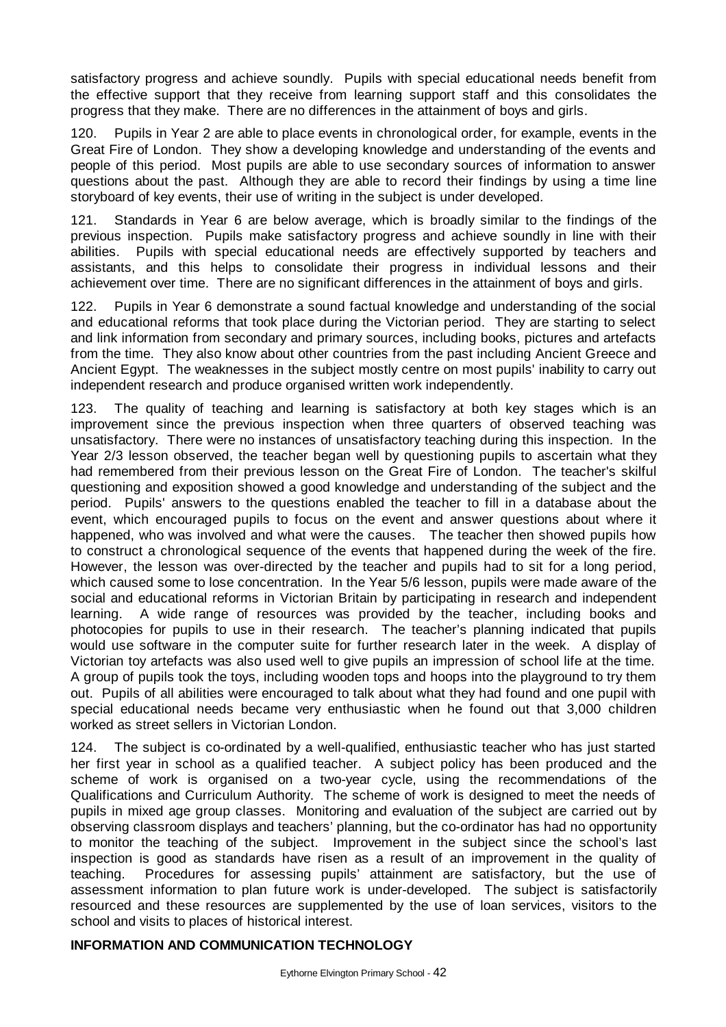satisfactory progress and achieve soundly. Pupils with special educational needs benefit from the effective support that they receive from learning support staff and this consolidates the progress that they make. There are no differences in the attainment of boys and girls.

120. Pupils in Year 2 are able to place events in chronological order, for example, events in the Great Fire of London. They show a developing knowledge and understanding of the events and people of this period. Most pupils are able to use secondary sources of information to answer questions about the past. Although they are able to record their findings by using a time line storyboard of key events, their use of writing in the subject is under developed.

121. Standards in Year 6 are below average, which is broadly similar to the findings of the previous inspection. Pupils make satisfactory progress and achieve soundly in line with their abilities. Pupils with special educational needs are effectively supported by teachers and assistants, and this helps to consolidate their progress in individual lessons and their achievement over time. There are no significant differences in the attainment of boys and girls.

122. Pupils in Year 6 demonstrate a sound factual knowledge and understanding of the social and educational reforms that took place during the Victorian period. They are starting to select and link information from secondary and primary sources, including books, pictures and artefacts from the time. They also know about other countries from the past including Ancient Greece and Ancient Egypt. The weaknesses in the subject mostly centre on most pupils' inability to carry out independent research and produce organised written work independently.

123. The quality of teaching and learning is satisfactory at both key stages which is an improvement since the previous inspection when three quarters of observed teaching was unsatisfactory. There were no instances of unsatisfactory teaching during this inspection. In the Year 2/3 lesson observed, the teacher began well by questioning pupils to ascertain what they had remembered from their previous lesson on the Great Fire of London. The teacher's skilful questioning and exposition showed a good knowledge and understanding of the subject and the period. Pupils' answers to the questions enabled the teacher to fill in a database about the event, which encouraged pupils to focus on the event and answer questions about where it happened, who was involved and what were the causes. The teacher then showed pupils how to construct a chronological sequence of the events that happened during the week of the fire. However, the lesson was over-directed by the teacher and pupils had to sit for a long period, which caused some to lose concentration. In the Year 5/6 lesson, pupils were made aware of the social and educational reforms in Victorian Britain by participating in research and independent learning. A wide range of resources was provided by the teacher, including books and photocopies for pupils to use in their research. The teacher's planning indicated that pupils would use software in the computer suite for further research later in the week. A display of Victorian toy artefacts was also used well to give pupils an impression of school life at the time. A group of pupils took the toys, including wooden tops and hoops into the playground to try them out. Pupils of all abilities were encouraged to talk about what they had found and one pupil with special educational needs became very enthusiastic when he found out that 3,000 children worked as street sellers in Victorian London.

124. The subject is co-ordinated by a well-qualified, enthusiastic teacher who has just started her first year in school as a qualified teacher. A subject policy has been produced and the scheme of work is organised on a two-year cycle, using the recommendations of the Qualifications and Curriculum Authority. The scheme of work is designed to meet the needs of pupils in mixed age group classes. Monitoring and evaluation of the subject are carried out by observing classroom displays and teachers' planning, but the co-ordinator has had no opportunity to monitor the teaching of the subject. Improvement in the subject since the school's last inspection is good as standards have risen as a result of an improvement in the quality of teaching. Procedures for assessing pupils' attainment are satisfactory, but the use of assessment information to plan future work is under-developed. The subject is satisfactorily resourced and these resources are supplemented by the use of loan services, visitors to the school and visits to places of historical interest.

## INFORMATION AND COMMUNICATION TECHNOLOGY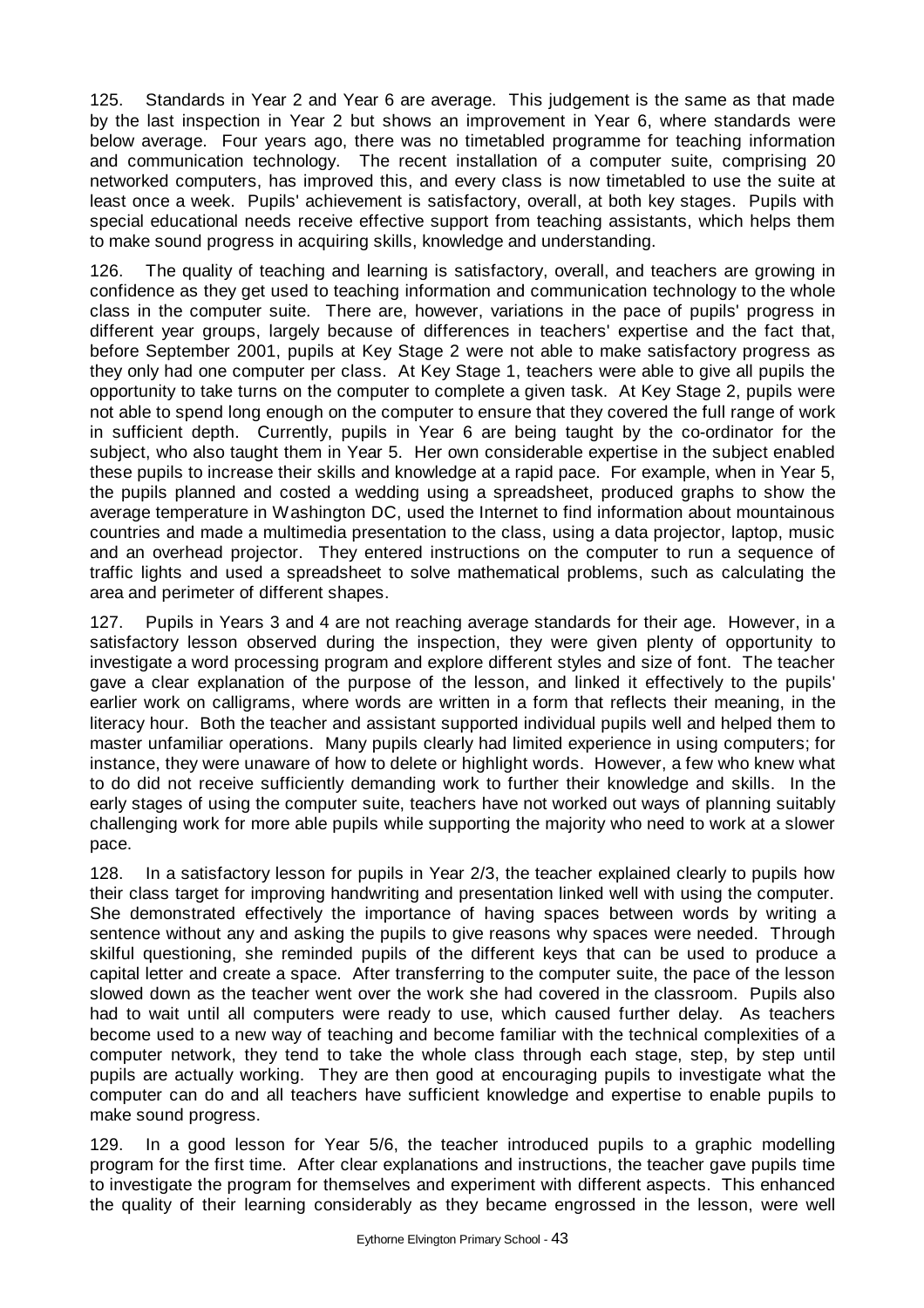125. Standards in Year 2 and Year 6 are average. This judgement is the same as that made by the last inspection in Year 2 but shows an improvement in Year 6, where standards were below average. Four years ago, there was no timetabled programme for teaching information and communication technology. The recent installation of a computer suite, comprising 20 networked computers, has improved this, and every class is now timetabled to use the suite at least once a week. Pupils' achievement is satisfactory, overall, at both key stages. Pupils with special educational needs receive effective support from teaching assistants, which helps them to make sound progress in acquiring skills, knowledge and understanding.

126. The quality of teaching and learning is satisfactory, overall, and teachers are growing in confidence as they get used to teaching information and communication technology to the whole class in the computer suite. There are, however, variations in the pace of pupils' progress in different year groups, largely because of differences in teachers' expertise and the fact that, before September 2001, pupils at Key Stage 2 were not able to make satisfactory progress as they only had one computer per class. At Key Stage 1, teachers were able to give all pupils the opportunity to take turns on the computer to complete a given task. At Key Stage 2, pupils were not able to spend long enough on the computer to ensure that they covered the full range of work in sufficient depth. Currently, pupils in Year 6 are being taught by the co-ordinator for the subject, who also taught them in Year 5. Her own considerable expertise in the subject enabled these pupils to increase their skills and knowledge at a rapid pace. For example, when in Year 5, the pupils planned and costed a wedding using a spreadsheet, produced graphs to show the average temperature in Washington DC, used the Internet to find information about mountainous countries and made a multimedia presentation to the class, using a data projector, laptop, music and an overhead projector. They entered instructions on the computer to run a sequence of traffic lights and used a spreadsheet to solve mathematical problems, such as calculating the area and perimeter of different shapes.

127. Pupils in Years 3 and 4 are not reaching average standards for their age. However, in a satisfactory lesson observed during the inspection, they were given plenty of opportunity to investigate a word processing program and explore different styles and size of font. The teacher gave a clear explanation of the purpose of the lesson, and linked it effectively to the pupils' earlier work on calligrams, where words are written in a form that reflects their meaning, in the literacy hour. Both the teacher and assistant supported individual pupils well and helped them to master unfamiliar operations. Many pupils clearly had limited experience in using computers; for instance, they were unaware of how to delete or highlight words. However, a few who knew what to do did not receive sufficiently demanding work to further their knowledge and skills. In the early stages of using the computer suite, teachers have not worked out ways of planning suitably challenging work for more able pupils while supporting the majority who need to work at a slower pace.

128. In a satisfactory lesson for pupils in Year 2/3, the teacher explained clearly to pupils how their class target for improving handwriting and presentation linked well with using the computer. She demonstrated effectively the importance of having spaces between words by writing a sentence without any and asking the pupils to give reasons why spaces were needed. Through skilful questioning, she reminded pupils of the different keys that can be used to produce a capital letter and create a space. After transferring to the computer suite, the pace of the lesson slowed down as the teacher went over the work she had covered in the classroom. Pupils also had to wait until all computers were ready to use, which caused further delay. As teachers become used to a new way of teaching and become familiar with the technical complexities of a computer network, they tend to take the whole class through each stage, step, by step until pupils are actually working. They are then good at encouraging pupils to investigate what the computer can do and all teachers have sufficient knowledge and expertise to enable pupils to make sound progress.

129. In a good lesson for Year 5/6, the teacher introduced pupils to a graphic modelling program for the first time. After clear explanations and instructions, the teacher gave pupils time to investigate the program for themselves and experiment with different aspects. This enhanced the quality of their learning considerably as they became engrossed in the lesson, were well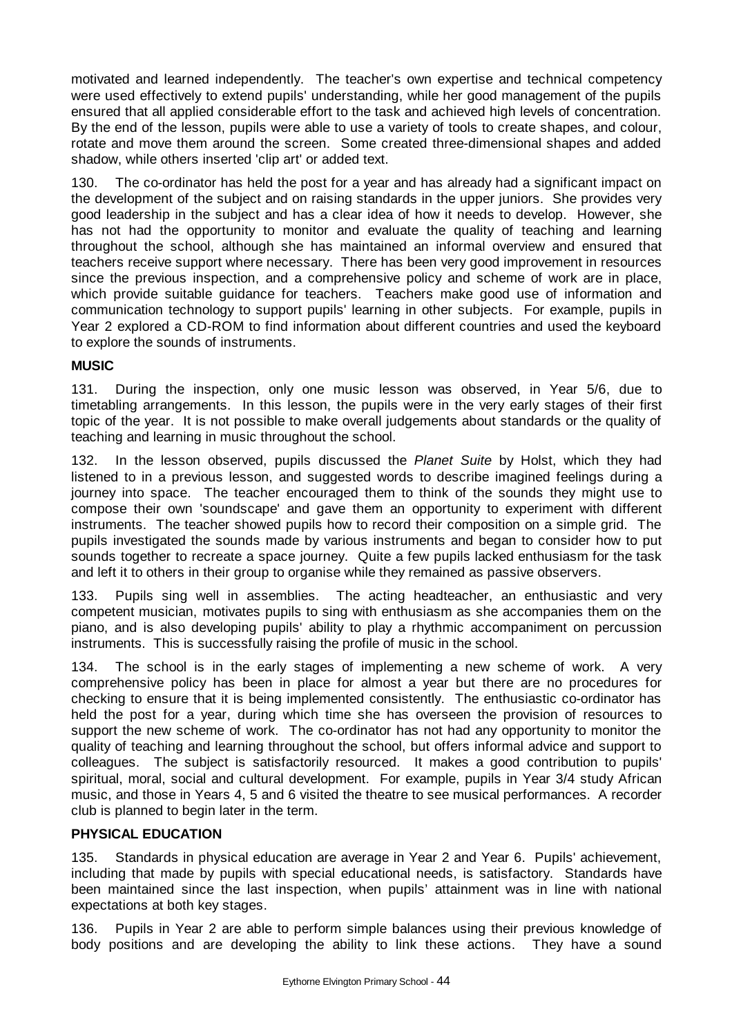motivated and learned independently. The teacher's own expertise and technical competency were used effectively to extend pupils' understanding, while her good management of the pupils ensured that all applied considerable effort to the task and achieved high levels of concentration. By the end of the lesson, pupils were able to use a variety of tools to create shapes, and colour, rotate and move them around the screen. Some created three-dimensional shapes and added shadow, while others inserted 'clip art' or added text.

130. The co-ordinator has held the post for a year and has already had a significant impact on the development of the subject and on raising standards in the upper juniors. She provides very good leadership in the subject and has a clear idea of how it needs to develop. However, she has not had the opportunity to monitor and evaluate the quality of teaching and learning throughout the school, although she has maintained an informal overview and ensured that teachers receive support where necessary. There has been very good improvement in resources since the previous inspection, and a comprehensive policy and scheme of work are in place, which provide suitable guidance for teachers. Teachers make good use of information and communication technology to support pupils' learning in other subjects. For example, pupils in Year 2 explored a CD-ROM to find information about different countries and used the keyboard to explore the sounds of instruments.

**MUSIC**

131. During the inspection, only one music lesson was observed, in Year 5/6, due to timetabling arrangements. In this lesson, the pupils were in the very early stages of their first topic of the year. It is not possible to make overall judgements about standards or the quality of teaching and learning in music throughout the school.

132. In the lesson observed, pupils discussed the *Planet Suite* by Holst, which they had listened to in a previous lesson, and suggested words to describe imagined feelings during a journey into space. The teacher encouraged them to think of the sounds they might use to compose their own 'soundscape' and gave them an opportunity to experiment with different instruments. The teacher showed pupils how to record their composition on a simple grid. The pupils investigated the sounds made by various instruments and began to consider how to put sounds together to recreate a space journey. Quite a few pupils lacked enthusiasm for the task and left it to others in their group to organise while they remained as passive observers.

133. Pupils sing well in assemblies. The acting headteacher, an enthusiastic and very competent musician, motivates pupils to sing with enthusiasm as she accompanies them on the piano, and is also developing pupils' ability to play a rhythmic accompaniment on percussion instruments. This is successfully raising the profile of music in the school.

134. The school is in the early stages of implementing a new scheme of work. A very comprehensive policy has been in place for almost a year but there are no procedures for checking to ensure that it is being implemented consistently. The enthusiastic co-ordinator has held the post for a year, during which time she has overseen the provision of resources to support the new scheme of work. The co-ordinator has not had any opportunity to monitor the quality of teaching and learning throughout the school, but offers informal advice and support to colleagues. The subject is satisfactorily resourced. It makes a good contribution to pupils' spiritual, moral, social and cultural development. For example, pupils in Year 3/4 study African music, and those in Years 4, 5 and 6 visited the theatre to see musical performances. A recorder club is planned to begin later in the term.

**PHYSICAL EDUCATION**

135. Standards in physical education are average in Year 2 and Year 6. Pupils' achievement, including that made by pupils with special educational needs, is satisfactory. Standards have been maintained since the last inspection, when pupils' attainment was in line with national expectations at both key stages.

136. Pupils in Year 2 are able to perform simple balances using their previous knowledge of body positions and are developing the ability to link these actions. They have a sound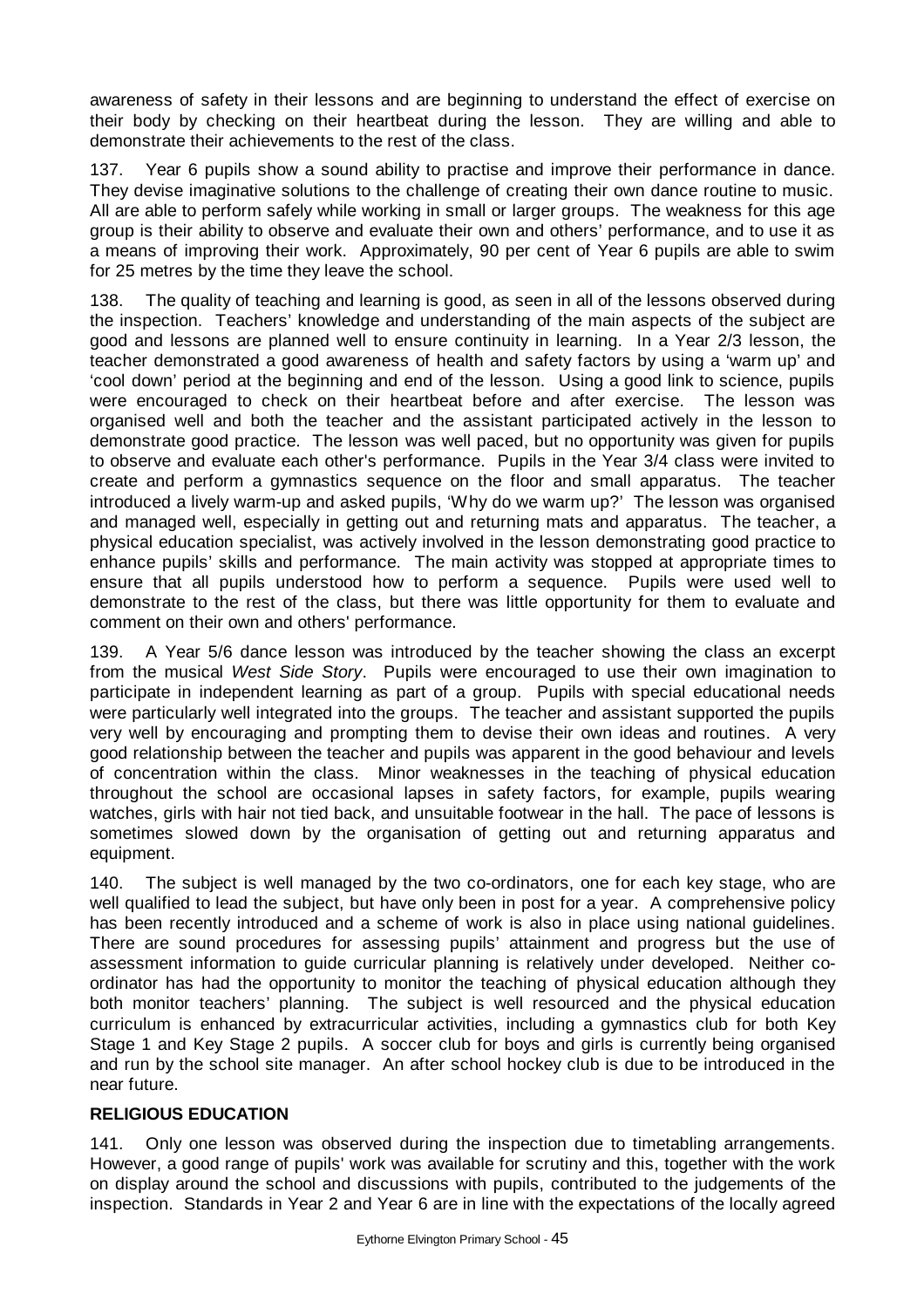awareness of safety in their lessons and are beginning to understand the effect of exercise on their body by checking on their heartbeat during the lesson. They are willing and able to demonstrate their achievements to the rest of the class.

137. Year 6 pupils show a sound ability to practise and improve their performance in dance. They devise imaginative solutions to the challenge of creating their own dance routine to music. All are able to perform safely while working in small or larger groups. The weakness for this age group is their ability to observe and evaluate their own and others' performance, and to use it as a means of improving their work. Approximately, 90 per cent of Year 6 pupils are able to swim for 25 metres by the time they leave the school.

138. The quality of teaching and learning is good, as seen in all of the lessons observed during the inspection. Teachers' knowledge and understanding of the main aspects of the subject are good and lessons are planned well to ensure continuity in learning. In a Year 2/3 lesson, the teacher demonstrated a good awareness of health and safety factors by using a 'warm up' and 'cool down' period at the beginning and end of the lesson. Using a good link to science, pupils were encouraged to check on their heartbeat before and after exercise. The lesson was organised well and both the teacher and the assistant participated actively in the lesson to demonstrate good practice. The lesson was well paced, but no opportunity was given for pupils to observe and evaluate each other's performance. Pupils in the Year 3/4 class were invited to create and perform a gymnastics sequence on the floor and small apparatus. The teacher introduced a lively warm-up and asked pupils, 'Why do we warm up?' The lesson was organised and managed well, especially in getting out and returning mats and apparatus. The teacher, a physical education specialist, was actively involved in the lesson demonstrating good practice to enhance pupils' skills and performance. The main activity was stopped at appropriate times to ensure that all pupils understood how to perform a sequence. Pupils were used well to demonstrate to the rest of the class, but there was little opportunity for them to evaluate and comment on their own and others' performance.

139. A Year 5/6 dance lesson was introduced by the teacher showing the class an excerpt from the musical *West Side Story*. Pupils were encouraged to use their own imagination to participate in independent learning as part of a group. Pupils with special educational needs were particularly well integrated into the groups. The teacher and assistant supported the pupils very well by encouraging and prompting them to devise their own ideas and routines. A very good relationship between the teacher and pupils was apparent in the good behaviour and levels of concentration within the class. Minor weaknesses in the teaching of physical education throughout the school are occasional lapses in safety factors, for example, pupils wearing watches, girls with hair not tied back, and unsuitable footwear in the hall. The pace of lessons is sometimes slowed down by the organisation of getting out and returning apparatus and equipment.

140. The subject is well managed by the two co-ordinators, one for each key stage, who are well qualified to lead the subject, but have only been in post for a year. A comprehensive policy has been recently introduced and a scheme of work is also in place using national guidelines. There are sound procedures for assessing pupils' attainment and progress but the use of assessment information to guide curricular planning is relatively under developed. Neither co-ordinator has had the opportunity to monitor the teaching of physical education although they both monitor teachers' planning. The subject is well resourced and the physical education curriculum is enhanced by extracurricular activities, including a gymnastics club for both Key Stage 1 and Key Stage 2 pupils. A soccer club for boys and girls is currently being organised and run by the school site manager. An after school hockey club is due to be introduced in the near future.

**RELIGIOUS EDUCATION**

141. Only one lesson was observed during the inspection due to timetabling arrangements. However, a good range of pupils' work was available for scrutiny and this, together with the work on display around the school and discussions with pupils, contributed to the judgements of the inspection. Standards in Year 2 and Year 6 are in line with the expectations of the locally agreed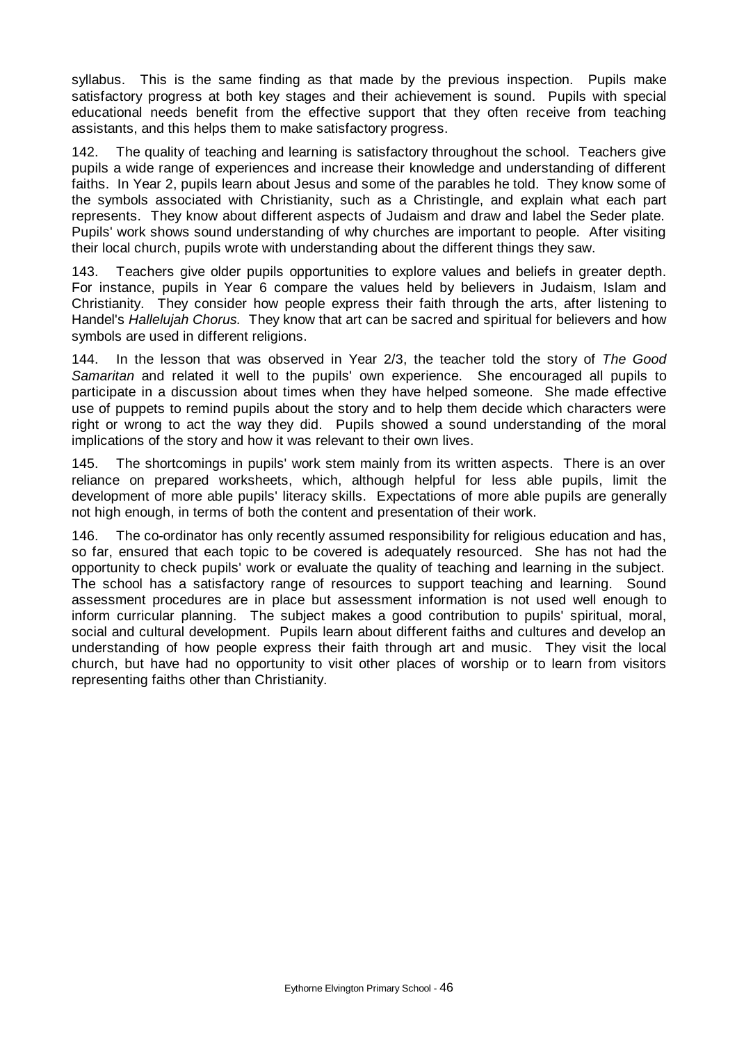syllabus. This is the same finding as that made by the previous inspection. Pupils make satisfactory progress at both key stages and their achievement is sound. Pupils with special educational needs benefit from the effective support that they often receive from teaching assistants, and this helps them to make satisfactory progress.

142. The quality of teaching and learning is satisfactory throughout the school. Teachers give pupils a wide range of experiences and increase their knowledge and understanding of different faiths. In Year 2, pupils learn about Jesus and some of the parables he told. They know some of the symbols associated with Christianity, such as a Christingle, and explain what each part represents. They know about different aspects of Judaism and draw and label the Seder plate. Pupils' work shows sound understanding of why churches are important to people. After visiting their local church, pupils wrote with understanding about the different things they saw.

143. Teachers give older pupils opportunities to explore values and beliefs in greater depth. For instance, pupils in Year 6 compare the values held by believers in Judaism, Islam and Christianity. They consider how people express their faith through the arts, after listening to Handel's *Hallelujah Chorus.* They know that art can be sacred and spiritual for believers and how symbols are used in different religions.

144. In the lesson that was observed in Year 2/3, the teacher told the story of *The Good Samaritan* and related it well to the pupils' own experience. She encouraged all pupils to participate in a discussion about times when they have helped someone. She made effective use of puppets to remind pupils about the story and to help them decide which characters were right or wrong to act the way they did. Pupils showed a sound understanding of the moral implications of the story and how it was relevant to their own lives.

145. The shortcomings in pupils' work stem mainly from its written aspects. There is an over reliance on prepared worksheets, which, although helpful for less able pupils, limit the development of more able pupils' literacy skills. Expectations of more able pupils are generally not high enough, in terms of both the content and presentation of their work.

146. The co-ordinator has only recently assumed responsibility for religious education and has, so far, ensured that each topic to be covered is adequately resourced. She has not had the opportunity to check pupils' work or evaluate the quality of teaching and learning in the subject. The school has a satisfactory range of resources to support teaching and learning. Sound assessment procedures are in place but assessment information is not used well enough to inform curricular planning. The subject makes a good contribution to pupils' spiritual, moral, social and cultural development. Pupils learn about different faiths and cultures and develop an understanding of how people express their faith through art and music. They visit the local church, but have had no opportunity to visit other places of worship or to learn from visitors representing faiths other than Christianity.